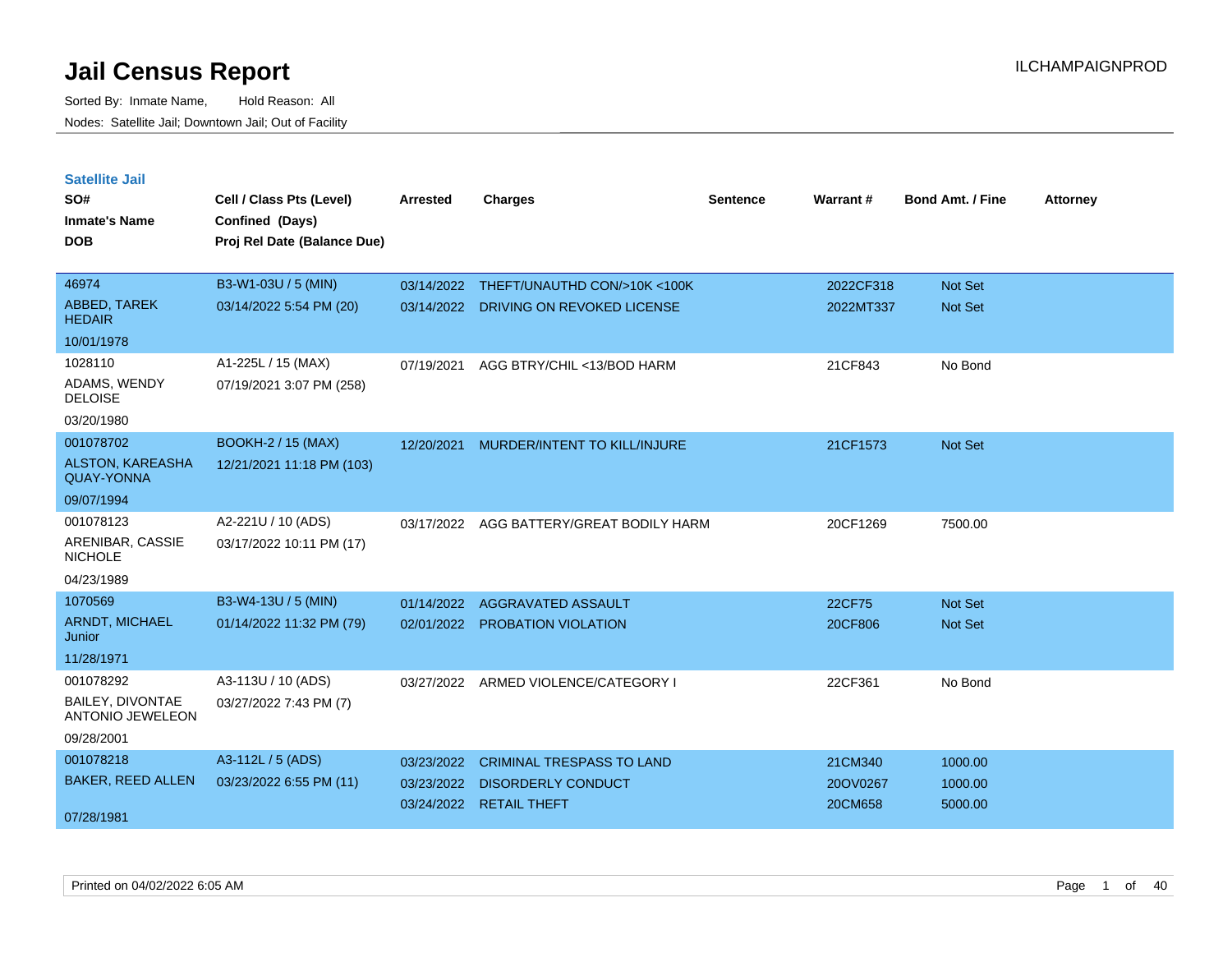# Jail Census Report

ILCHAMPAIGNPROD

Sorted By: Inmate Name, Hold Reason: All

Nodes: Satellite Jail; Downtown Jail; Out of Facility

## Satellite Jail

| SO# / Inmate's Name / DOB | Cell / Class Pts (Level) / Confined (Days) / Proj Rel Date (Balance Due) | Arrested | Charges | Sentence | Warrant # | Bond Amt. / Fine | Attorney |
|---|---|---|---|---|---|---|---|
| 46974<br>ABBED, TAREK HEDAIR<br>10/01/1978 | B3-W1-03U / 5 (MIN)<br>03/14/2022 5:54 PM (20) | 03/14/2022<br>03/14/2022 | THEFT/UNAUTHD CON/>10K <100K<br>DRIVING ON REVOKED LICENSE | | 2022CF318<br>2022MT337 | Not Set<br>Not Set | |
| 1028110<br>ADAMS, WENDY DELOISE<br>03/20/1980 | A1-225L / 15 (MAX)<br>07/19/2021 3:07 PM (258) | 07/19/2021 | AGG BTRY/CHIL <13/BOD HARM | | 21CF843 | No Bond | |
| 001078702<br>ALSTON, KAREASHA QUAY-YONNA<br>09/07/1994 | BOOKH-2 / 15 (MAX)<br>12/21/2021 11:18 PM (103) | 12/20/2021 | MURDER/INTENT TO KILL/INJURE | | 21CF1573 | Not Set | |
| 001078123<br>ARENIBAR, CASSIE NICHOLE<br>04/23/1989 | A2-221U / 10 (ADS)<br>03/17/2022 10:11 PM (17) | 03/17/2022 | AGG BATTERY/GREAT BODILY HARM | | 20CF1269 | 7500.00 | |
| 1070569<br>ARNDT, MICHAEL Junior<br>11/28/1971 | B3-W4-13U / 5 (MIN)<br>01/14/2022 11:32 PM (79) | 01/14/2022<br>02/01/2022 | AGGRAVATED ASSAULT<br>PROBATION VIOLATION | | 22CF75<br>20CF806 | Not Set<br>Not Set | |
| 001078292<br>BAILEY, DIVONTAE ANTONIO JEWELEON<br>09/28/2001 | A3-113U / 10 (ADS)<br>03/27/2022 7:43 PM (7) | 03/27/2022 | ARMED VIOLENCE/CATEGORY I | | 22CF361 | No Bond | |
| 001078218<br>BAKER, REED ALLEN<br>07/28/1981 | A3-112L / 5 (ADS)<br>03/23/2022 6:55 PM (11) | 03/23/2022<br>03/23/2022<br>03/24/2022 | CRIMINAL TRESPASS TO LAND<br>DISORDERLY CONDUCT<br>RETAIL THEFT | | 21CM340<br>20OV0267<br>20CM658 | 1000.00<br>1000.00<br>5000.00 | |

Printed on 04/02/2022 6:05 AM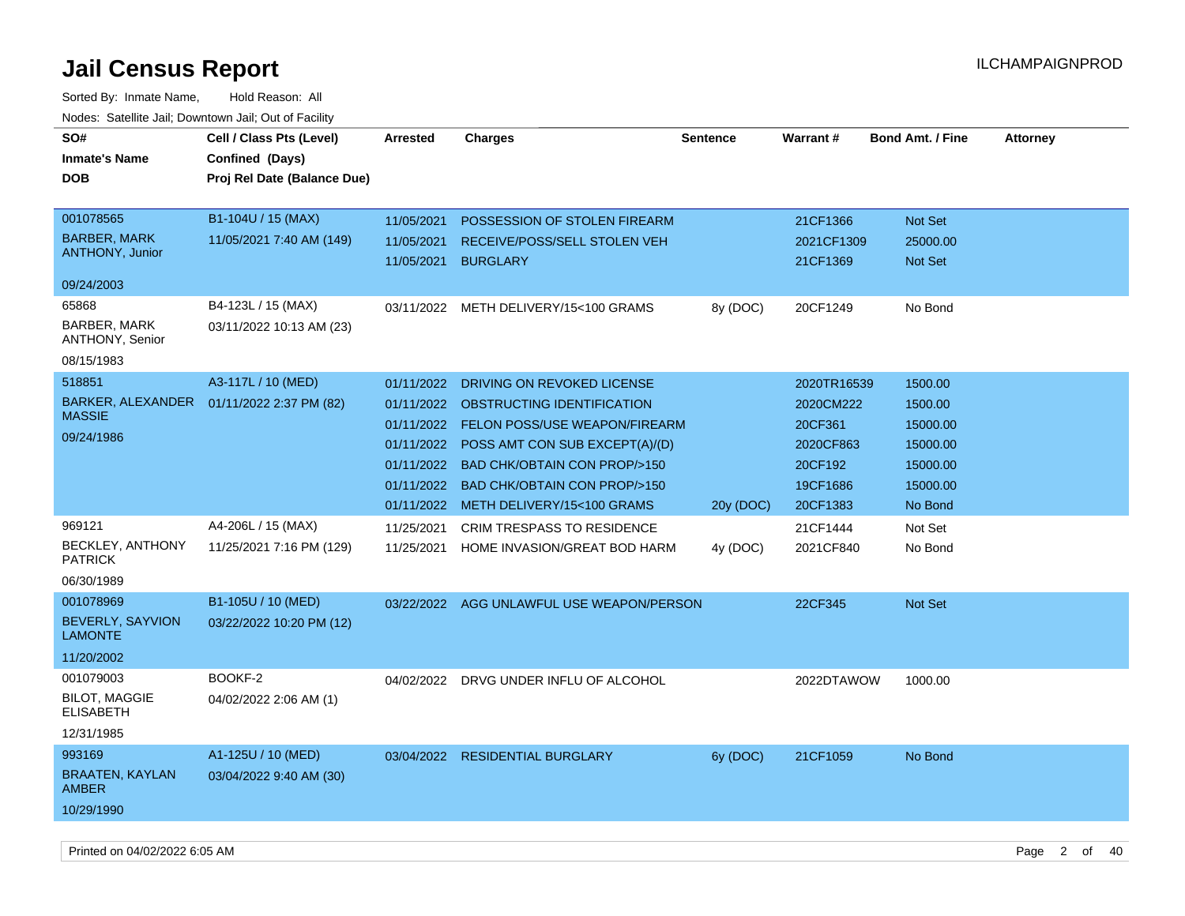# Jail Census Report

ILCHAMPAIGNPROD

Sorted By: Inmate Name, Hold Reason: All

Nodes: Satellite Jail; Downtown Jail; Out of Facility

| SO# / Inmate's Name / DOB | Cell / Class Pts (Level) / Confined (Days) / Proj Rel Date (Balance Due) | Arrested | Charges | Sentence | Warrant # | Bond Amt. / Fine | Attorney |
|---|---|---|---|---|---|---|---|
| 001078565 BARBER, MARK ANTHONY, Junior 09/24/2003 | B1-104U / 15 (MAX) 11/05/2021 7:40 AM (149) | 11/05/2021 | POSSESSION OF STOLEN FIREARM | | 21CF1366 | Not Set | |
| | | 11/05/2021 | RECEIVE/POSS/SELL STOLEN VEH | | 2021CF1309 | 25000.00 | |
| | | 11/05/2021 | BURGLARY | | 21CF1369 | Not Set | |
| 65868 BARBER, MARK ANTHONY, Senior 08/15/1983 | B4-123L / 15 (MAX) 03/11/2022 10:13 AM (23) | 03/11/2022 | METH DELIVERY/15<100 GRAMS | 8y (DOC) | 20CF1249 | No Bond | |
| 518851 BARKER, ALEXANDER MASSIE 09/24/1986 | A3-117L / 10 (MED) 01/11/2022 2:37 PM (82) | 01/11/2022 | DRIVING ON REVOKED LICENSE | | 2020TR16539 | 1500.00 | |
| | | 01/11/2022 | OBSTRUCTING IDENTIFICATION | | 2020CM222 | 1500.00 | |
| | | 01/11/2022 | FELON POSS/USE WEAPON/FIREARM | | 20CF361 | 15000.00 | |
| | | 01/11/2022 | POSS AMT CON SUB EXCEPT(A)/(D) | | 2020CF863 | 15000.00 | |
| | | 01/11/2022 | BAD CHK/OBTAIN CON PROP/>150 | | 20CF192 | 15000.00 | |
| | | 01/11/2022 | BAD CHK/OBTAIN CON PROP/>150 | | 19CF1686 | 15000.00 | |
| | | 01/11/2022 | METH DELIVERY/15<100 GRAMS | 20y (DOC) | 20CF1383 | No Bond | |
| 969121 BECKLEY, ANTHONY PATRICK 06/30/1989 | A4-206L / 15 (MAX) 11/25/2021 7:16 PM (129) | 11/25/2021 | CRIM TRESPASS TO RESIDENCE | | 21CF1444 | Not Set | |
| | | 11/25/2021 | HOME INVASION/GREAT BOD HARM | 4y (DOC) | 2021CF840 | No Bond | |
| 001078969 BEVERLY, SAYVION LAMONTE 11/20/2002 | B1-105U / 10 (MED) 03/22/2022 10:20 PM (12) | 03/22/2022 | AGG UNLAWFUL USE WEAPON/PERSON | | 22CF345 | Not Set | |
| 001079003 BILOT, MAGGIE ELISABETH 12/31/1985 | BOOKF-2 04/02/2022 2:06 AM (1) | 04/02/2022 | DRVG UNDER INFLU OF ALCOHOL | | 2022DTAWOW | 1000.00 | |
| 993169 BRAATEN, KAYLAN AMBER 10/29/1990 | A1-125U / 10 (MED) 03/04/2022 9:40 AM (30) | 03/04/2022 | RESIDENTIAL BURGLARY | 6y (DOC) | 21CF1059 | No Bond | |

Printed on 04/02/2022 6:05 AM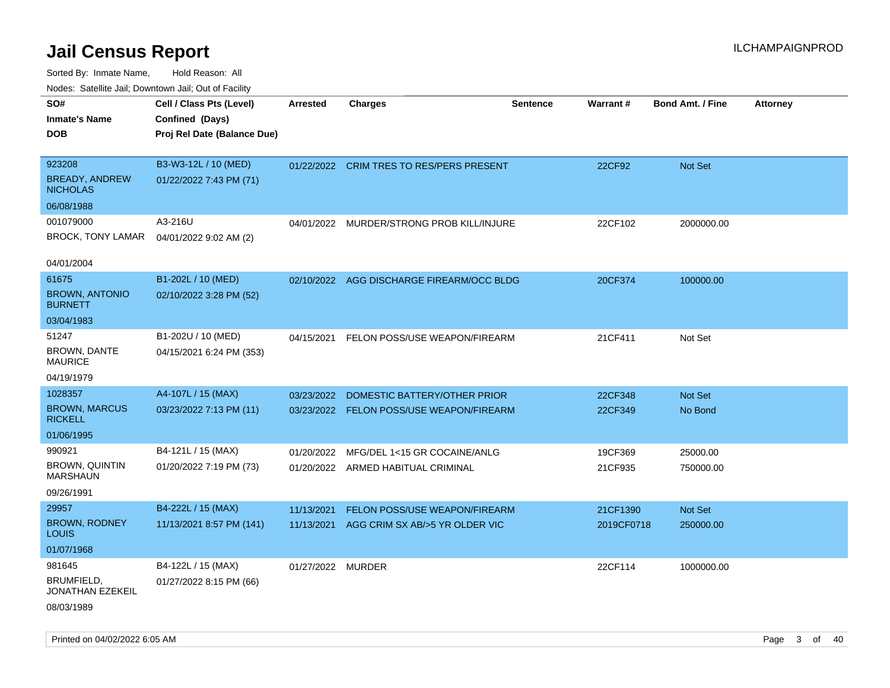# Jail Census Report

ILCHAMPAIGNPROD

Sorted By: Inmate Name, Hold Reason: All

Nodes: Satellite Jail; Downtown Jail; Out of Facility

| SO# / Inmate's Name / DOB | Cell / Class Pts (Level) / Confined (Days) / Proj Rel Date (Balance Due) | Arrested | Charges | Sentence | Warrant # | Bond Amt. / Fine | Attorney |
|---|---|---|---|---|---|---|---|
| 923208<br>BREADY, ANDREW NICHOLAS<br>06/08/1988 | B3-W3-12L / 10 (MED)<br>01/22/2022 7:43 PM (71) | 01/22/2022 | CRIM TRES TO RES/PERS PRESENT | | 22CF92 | Not Set | |
| 001079000<br>BROCK, TONY LAMAR<br>04/01/2004 | A3-216U<br>04/01/2022 9:02 AM (2) | 04/01/2022 | MURDER/STRONG PROB KILL/INJURE | | 22CF102 | 2000000.00 | |
| 61675<br>BROWN, ANTONIO BURNETT<br>03/04/1983 | B1-202L / 10 (MED)<br>02/10/2022 3:28 PM (52) | 02/10/2022 | AGG DISCHARGE FIREARM/OCC BLDG | | 20CF374 | 100000.00 | |
| 51247<br>BROWN, DANTE MAURICE<br>04/19/1979 | B1-202U / 10 (MED)<br>04/15/2021 6:24 PM (353) | 04/15/2021 | FELON POSS/USE WEAPON/FIREARM | | 21CF411 | Not Set | |
| 1028357<br>BROWN, MARCUS RICKELL<br>01/06/1995 | A4-107L / 15 (MAX)<br>03/23/2022 7:13 PM (11) | 03/23/2022<br>03/23/2022 | DOMESTIC BATTERY/OTHER PRIOR<br>FELON POSS/USE WEAPON/FIREARM | | 22CF348<br>22CF349 | Not Set<br>No Bond | |
| 990921<br>BROWN, QUINTIN MARSHAUN<br>09/26/1991 | B4-121L / 15 (MAX)<br>01/20/2022 7:19 PM (73) | 01/20/2022<br>01/20/2022 | MFG/DEL 1<15 GR COCAINE/ANLG<br>ARMED HABITUAL CRIMINAL | | 19CF369<br>21CF935 | 25000.00<br>750000.00 | |
| 29957<br>BROWN, RODNEY LOUIS<br>01/07/1968 | B4-222L / 15 (MAX)<br>11/13/2021 8:57 PM (141) | 11/13/2021<br>11/13/2021 | FELON POSS/USE WEAPON/FIREARM<br>AGG CRIM SX AB/>5 YR OLDER VIC | | 21CF1390<br>2019CF0718 | Not Set<br>250000.00 | |
| 981645<br>BRUMFIELD, JONATHAN EZEKEIL<br>08/03/1989 | B4-122L / 15 (MAX)<br>01/27/2022 8:15 PM (66) | 01/27/2022 | MURDER | | 22CF114 | 1000000.00 | |

Printed on 04/02/2022 6:05 AM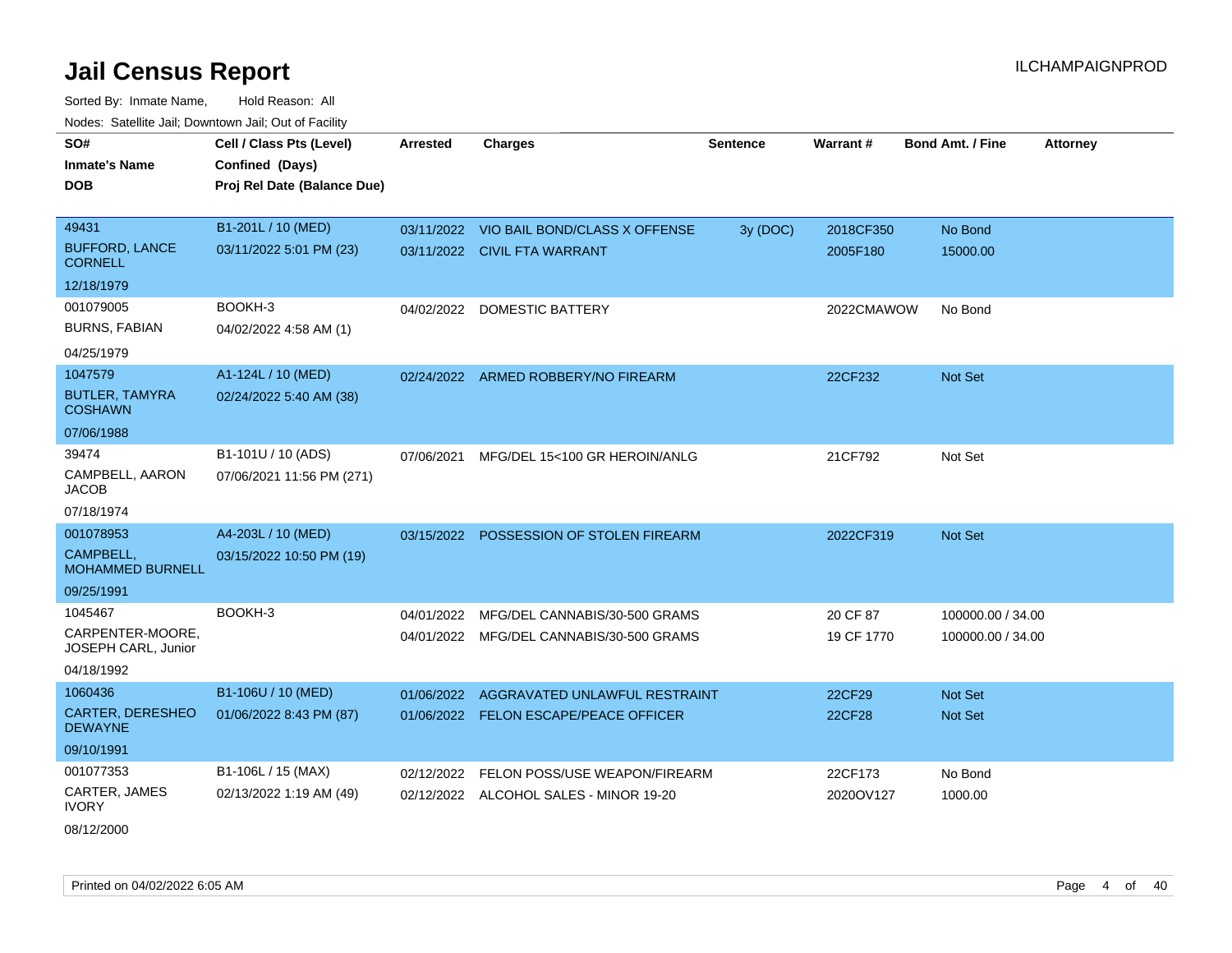# Jail Census Report

Sorted By: Inmate Name, Hold Reason: All

Nodes: Satellite Jail; Downtown Jail; Out of Facility

| SO# / Inmate's Name / DOB | Cell / Class Pts (Level) / Confined (Days) / Proj Rel Date (Balance Due) | Arrested | Charges | Sentence | Warrant # | Bond Amt. / Fine | Attorney |
|---|---|---|---|---|---|---|---|
| 49431<br>BUFFORD, LANCE CORNELL<br>12/18/1979 | B1-201L / 10 (MED)<br>03/11/2022 5:01 PM (23) | 03/11/2022<br>03/11/2022 | VIO BAIL BOND/CLASS X OFFENSE<br>CIVIL FTA WARRANT | 3y (DOC) | 2018CF350<br>2005F180 | No Bond<br>15000.00 | |
| 001079005<br>BURNS, FABIAN<br>04/25/1979 | BOOKH-3<br>04/02/2022 4:58 AM (1) | 04/02/2022 | DOMESTIC BATTERY | | 2022CMAWOW | No Bond | |
| 1047579<br>BUTLER, TAMYRA COSHAWN<br>07/06/1988 | A1-124L / 10 (MED)<br>02/24/2022 5:40 AM (38) | 02/24/2022 | ARMED ROBBERY/NO FIREARM | | 22CF232 | Not Set | |
| 39474<br>CAMPBELL, AARON JACOB<br>07/18/1974 | B1-101U / 10 (ADS)<br>07/06/2021 11:56 PM (271) | 07/06/2021 | MFG/DEL 15<100 GR HEROIN/ANLG | | 21CF792 | Not Set | |
| 001078953<br>CAMPBELL, MOHAMMED BURNELL<br>09/25/1991 | A4-203L / 10 (MED)<br>03/15/2022 10:50 PM (19) | 03/15/2022 | POSSESSION OF STOLEN FIREARM | | 2022CF319 | Not Set | |
| 1045467<br>CARPENTER-MOORE, JOSEPH CARL, Junior<br>04/18/1992 | BOOKH-3 | 04/01/2022<br>04/01/2022 | MFG/DEL CANNABIS/30-500 GRAMS<br>MFG/DEL CANNABIS/30-500 GRAMS | | 20 CF 87<br>19 CF 1770 | 100000.00 / 34.00<br>100000.00 / 34.00 | |
| 1060436<br>CARTER, DERESHEO DEWAYNE<br>09/10/1991 | B1-106U / 10 (MED)<br>01/06/2022 8:43 PM (87) | 01/06/2022<br>01/06/2022 | AGGRAVATED UNLAWFUL RESTRAINT<br>FELON ESCAPE/PEACE OFFICER | | 22CF29<br>22CF28 | Not Set<br>Not Set | |
| 001077353<br>CARTER, JAMES IVORY<br>08/12/2000 | B1-106L / 15 (MAX)<br>02/13/2022 1:19 AM (49) | 02/12/2022<br>02/12/2022 | FELON POSS/USE WEAPON/FIREARM<br>ALCOHOL SALES - MINOR 19-20 | | 22CF173<br>2020OV127 | No Bond<br>1000.00 | |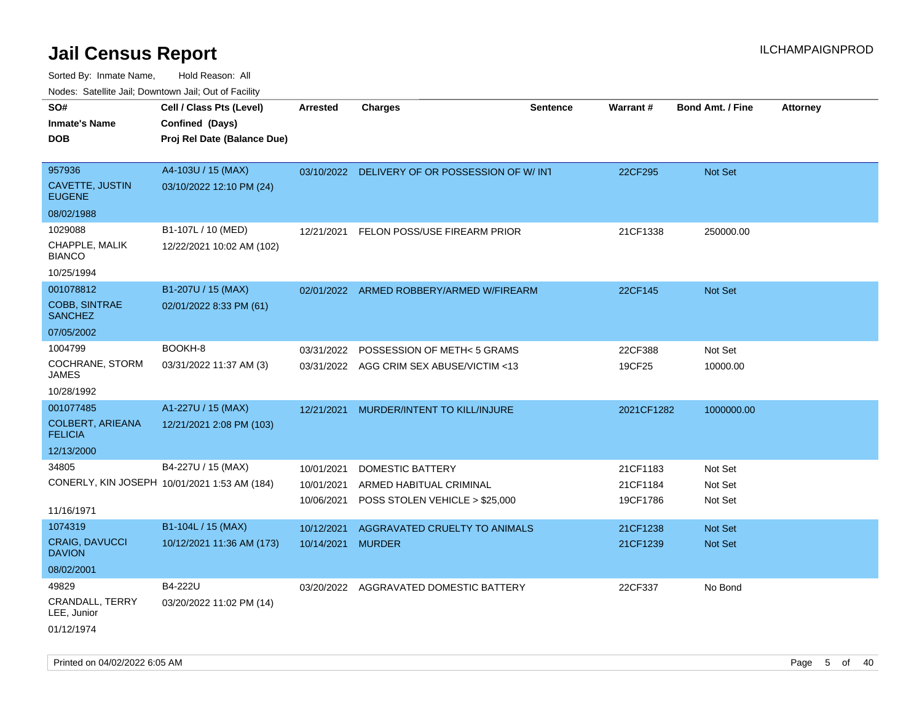# Jail Census Report

ILCHAMPAIGNPROD

Sorted By: Inmate Name, Hold Reason: All

Nodes: Satellite Jail; Downtown Jail; Out of Facility

| SO# / Inmate's Name / DOB | Cell / Class Pts (Level) / Confined (Days) / Proj Rel Date (Balance Due) | Arrested | Charges | Sentence | Warrant # | Bond Amt. / Fine | Attorney |
|---|---|---|---|---|---|---|---|
| 957936<br>CAVETTE, JUSTIN EUGENE<br>08/02/1988 | A4-103U / 15 (MAX)<br>03/10/2022 12:10 PM (24) | 03/10/2022 | DELIVERY OF OR POSSESSION OF W/ INT | | 22CF295 | Not Set | |
| 1029088<br>CHAPPLE, MALIK BIANCO<br>10/25/1994 | B1-107L / 10 (MED)<br>12/22/2021 10:02 AM (102) | 12/21/2021 | FELON POSS/USE FIREARM PRIOR | | 21CF1338 | 250000.00 | |
| 001078812<br>COBB, SINTRAE SANCHEZ<br>07/05/2002 | B1-207U / 15 (MAX)<br>02/01/2022 8:33 PM (61) | 02/01/2022 | ARMED ROBBERY/ARMED W/FIREARM | | 22CF145 | Not Set | |
| 1004799<br>COCHRANE, STORM JAMES<br>10/28/1992 | BOOKH-8<br>03/31/2022 11:37 AM (3) | 03/31/2022<br>03/31/2022 | POSSESSION OF METH< 5 GRAMS<br>AGG CRIM SEX ABUSE/VICTIM <13 | | 22CF388<br>19CF25 | Not Set<br>10000.00 | |
| 001077485<br>COLBERT, ARIEANA FELICIA<br>12/13/2000 | A1-227U / 15 (MAX)<br>12/21/2021 2:08 PM (103) | 12/21/2021 | MURDER/INTENT TO KILL/INJURE | | 2021CF1282 | 1000000.00 | |
| 34805<br>CONERLY, KIN JOSEPH<br>11/16/1971 | B4-227U / 15 (MAX)<br>10/01/2021 1:53 AM (184) | 10/01/2021<br>10/01/2021<br>10/06/2021 | DOMESTIC BATTERY<br>ARMED HABITUAL CRIMINAL<br>POSS STOLEN VEHICLE > $25,000 | | 21CF1183<br>21CF1184<br>19CF1786 | Not Set<br>Not Set<br>Not Set | |
| 1074319<br>CRAIG, DAVUCCI DAVION<br>08/02/2001 | B1-104L / 15 (MAX)<br>10/12/2021 11:36 AM (173) | 10/12/2021<br>10/14/2021 | AGGRAVATED CRUELTY TO ANIMALS<br>MURDER | | 21CF1238<br>21CF1239 | Not Set<br>Not Set | |
| 49829<br>CRANDALL, TERRY LEE, Junior<br>01/12/1974 | B4-222U<br>03/20/2022 11:02 PM (14) | 03/20/2022 | AGGRAVATED DOMESTIC BATTERY | | 22CF337 | No Bond | |

Printed on 04/02/2022 6:05 AM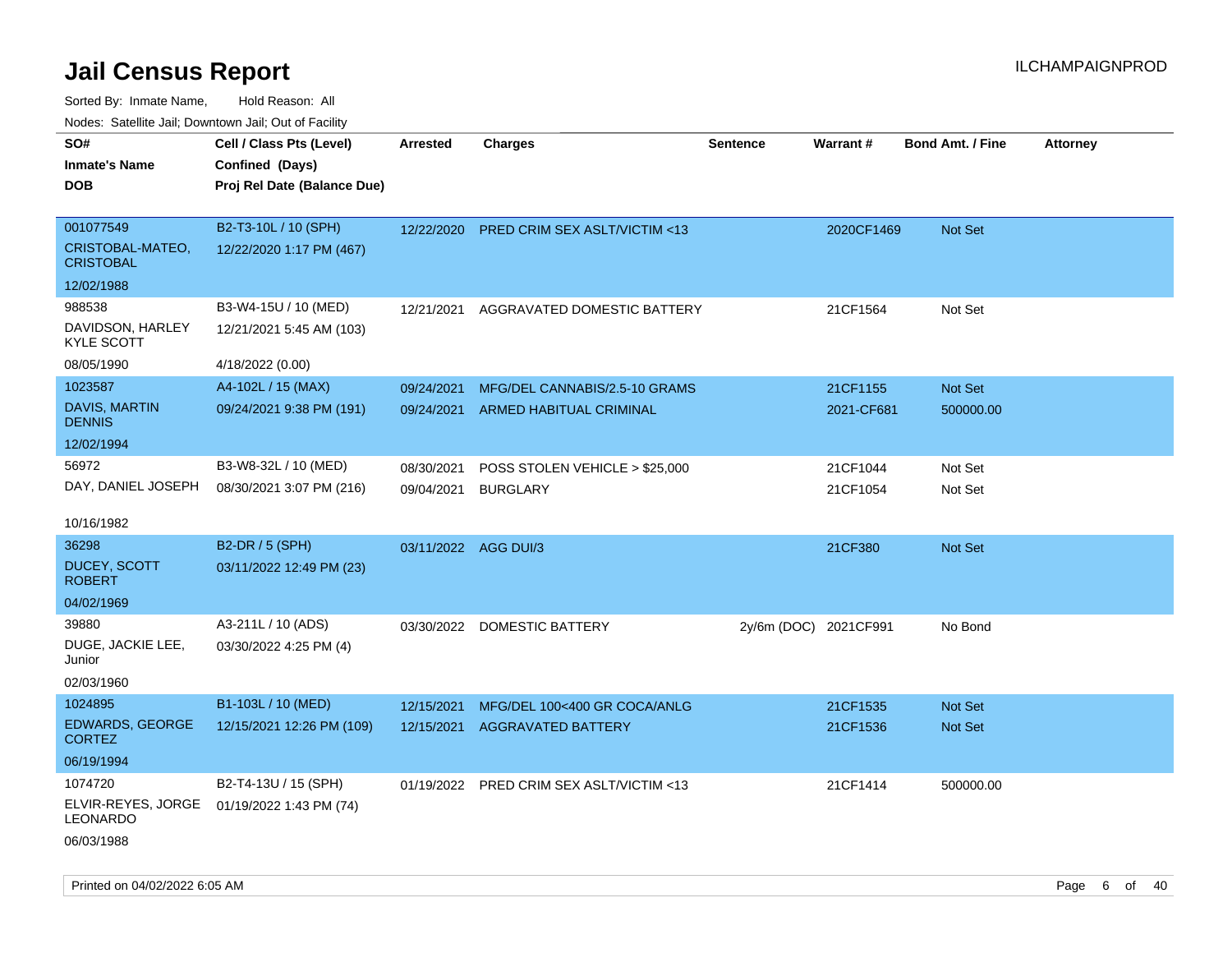# Jail Census Report

ILCHAMPAIGNPROD

Sorted By: Inmate Name, Hold Reason: All

Nodes: Satellite Jail; Downtown Jail; Out of Facility

| SO#<br>Inmate's Name<br>DOB | Cell / Class Pts (Level)<br>Confined (Days)<br>Proj Rel Date (Balance Due) | Arrested | Charges | Sentence | Warrant # | Bond Amt. / Fine | Attorney |
|---|---|---|---|---|---|---|---|
| 001077549<br>CRISTOBAL-MATEO, CRISTOBAL<br>12/02/1988 | B2-T3-10L / 10 (SPH)<br>12/22/2020 1:17 PM (467) | 12/22/2020 | PRED CRIM SEX ASLT/VICTIM <13 | | 2020CF1469 | Not Set | |
| 988538<br>DAVIDSON, HARLEY KYLE SCOTT<br>08/05/1990 | B3-W4-15U / 10 (MED)<br>12/21/2021 5:45 AM (103)<br>4/18/2022 (0.00) | 12/21/2021 | AGGRAVATED DOMESTIC BATTERY | | 21CF1564 | Not Set | |
| 1023587<br>DAVIS, MARTIN DENNIS<br>12/02/1994 | A4-102L / 15 (MAX)<br>09/24/2021 9:38 PM (191) | 09/24/2021<br>09/24/2021 | MFG/DEL CANNABIS/2.5-10 GRAMS<br>ARMED HABITUAL CRIMINAL | | 21CF1155<br>2021-CF681 | Not Set<br>500000.00 | |
| 56972<br>DAY, DANIEL JOSEPH<br>10/16/1982 | B3-W8-32L / 10 (MED)<br>08/30/2021 3:07 PM (216) | 08/30/2021<br>09/04/2021 | POSS STOLEN VEHICLE > $25,000<br>BURGLARY | | 21CF1044<br>21CF1054 | Not Set<br>Not Set | |
| 36298<br>DUCEY, SCOTT ROBERT<br>04/02/1969 | B2-DR / 5 (SPH)<br>03/11/2022 12:49 PM (23) | 03/11/2022 | AGG DUI/3 | | 21CF380 | Not Set | |
| 39880<br>DUGE, JACKIE LEE, Junior<br>02/03/1960 | A3-211L / 10 (ADS)<br>03/30/2022 4:25 PM (4) | 03/30/2022 | DOMESTIC BATTERY | 2y/6m (DOC) | 2021CF991 | No Bond | |
| 1024895<br>EDWARDS, GEORGE CORTEZ<br>06/19/1994 | B1-103L / 10 (MED)<br>12/15/2021 12:26 PM (109) | 12/15/2021<br>12/15/2021 | MFG/DEL 100<400 GR COCA/ANLG<br>AGGRAVATED BATTERY | | 21CF1535<br>21CF1536 | Not Set<br>Not Set | |
| 1074720<br>ELVIR-REYES, JORGE LEONARDO<br>06/03/1988 | B2-T4-13U / 15 (SPH)<br>01/19/2022 1:43 PM (74) | 01/19/2022 | PRED CRIM SEX ASLT/VICTIM <13 | | 21CF1414 | 500000.00 | |

Printed on 04/02/2022 6:05 AM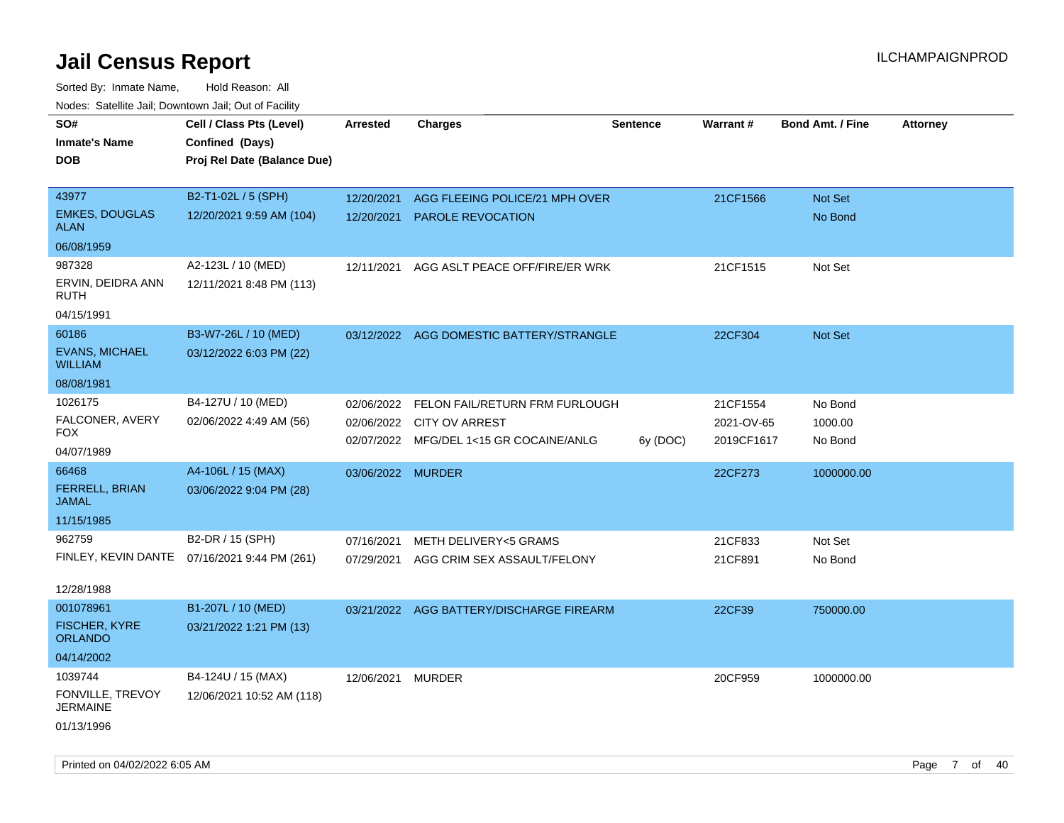# Jail Census Report

ILCHAMPAIGNPROD

Sorted By: Inmate Name, Hold Reason: All

Nodes: Satellite Jail; Downtown Jail; Out of Facility

| SO# / Inmate's Name / DOB | Cell / Class Pts (Level) / Confined (Days) / Proj Rel Date (Balance Due) | Arrested | Charges | Sentence | Warrant # | Bond Amt. / Fine | Attorney |
|---|---|---|---|---|---|---|---|
| 43977<br>EMKES, DOUGLAS ALAN<br>06/08/1959 | B2-T1-02L / 5 (SPH)<br>12/20/2021 9:59 AM (104) | 12/20/2021<br>12/20/2021 | AGG FLEEING POLICE/21 MPH OVER<br>PAROLE REVOCATION | | 21CF1566 | Not Set<br>No Bond | |
| 987328<br>ERVIN, DEIDRA ANN RUTH<br>04/15/1991 | A2-123L / 10 (MED)<br>12/11/2021 8:48 PM (113) | 12/11/2021 | AGG ASLT PEACE OFF/FIRE/ER WRK | | 21CF1515 | Not Set | |
| 60186<br>EVANS, MICHAEL WILLIAM<br>08/08/1981 | B3-W7-26L / 10 (MED)<br>03/12/2022 6:03 PM (22) | 03/12/2022 | AGG DOMESTIC BATTERY/STRANGLE | | 22CF304 | Not Set | |
| 1026175<br>FALCONER, AVERY FOX<br>04/07/1989 | B4-127U / 10 (MED)<br>02/06/2022 4:49 AM (56) | 02/06/2022<br>02/06/2022<br>02/07/2022 | FELON FAIL/RETURN FRM FURLOUGH<br>CITY OV ARREST<br>MFG/DEL 1<15 GR COCAINE/ANLG | <br><br>6y (DOC) | 21CF1554<br>2021-OV-65<br>2019CF1617 | No Bond<br>1000.00<br>No Bond | |
| 66468<br>FERRELL, BRIAN JAMAL<br>11/15/1985 | A4-106L / 15 (MAX)<br>03/06/2022 9:04 PM (28) | 03/06/2022 | MURDER | | 22CF273 | 1000000.00 | |
| 962759<br>FINLEY, KEVIN DANTE<br>12/28/1988 | B2-DR / 15 (SPH)<br>07/16/2021 9:44 PM (261) | 07/16/2021<br>07/29/2021 | METH DELIVERY<5 GRAMS<br>AGG CRIM SEX ASSAULT/FELONY | | 21CF833<br>21CF891 | Not Set<br>No Bond | |
| 001078961<br>FISCHER, KYRE ORLANDO<br>04/14/2002 | B1-207L / 10 (MED)<br>03/21/2022 1:21 PM (13) | 03/21/2022 | AGG BATTERY/DISCHARGE FIREARM | | 22CF39 | 750000.00 | |
| 1039744<br>FONVILLE, TREVOY JERMAINE<br>01/13/1996 | B4-124U / 15 (MAX)<br>12/06/2021 10:52 AM (118) | 12/06/2021 | MURDER | | 20CF959 | 1000000.00 | |

Printed on 04/02/2022 6:05 AM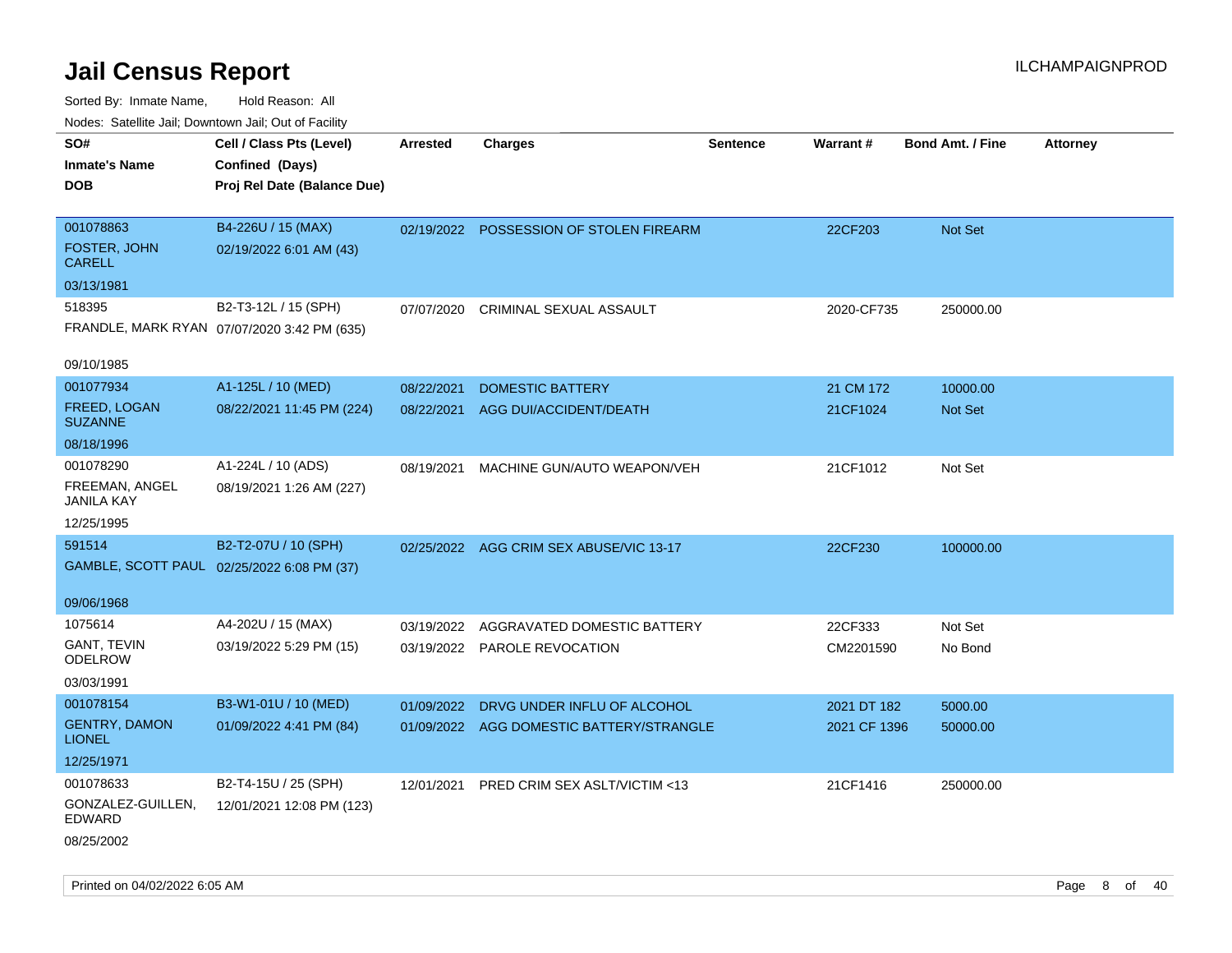# Jail Census Report

ILCHAMPAIGNPROD

Sorted By: Inmate Name, Hold Reason: All

Nodes: Satellite Jail; Downtown Jail; Out of Facility

| SO# / Inmate's Name / DOB | Cell / Class Pts (Level) / Confined (Days) / Proj Rel Date (Balance Due) | Arrested | Charges | Sentence | Warrant # | Bond Amt. / Fine | Attorney |
|---|---|---|---|---|---|---|---|
| 001078863<br>FOSTER, JOHN CARELL<br>03/13/1981 | B4-226U / 15 (MAX)<br>02/19/2022 6:01 AM (43) | 02/19/2022 | POSSESSION OF STOLEN FIREARM | | 22CF203 | Not Set | |
| 518395<br>FRANDLE, MARK RYAN<br>09/10/1985 | B2-T3-12L / 15 (SPH)<br>07/07/2020 3:42 PM (635) | 07/07/2020 | CRIMINAL SEXUAL ASSAULT | | 2020-CF735 | 250000.00 | |
| 001077934<br>FREED, LOGAN SUZANNE<br>08/18/1996 | A1-125L / 10 (MED)<br>08/22/2021 11:45 PM (224) | 08/22/2021<br>08/22/2021 | DOMESTIC BATTERY<br>AGG DUI/ACCIDENT/DEATH | | 21 CM 172<br>21CF1024 | 10000.00<br>Not Set | |
| 001078290<br>FREEMAN, ANGEL JANILA KAY<br>12/25/1995 | A1-224L / 10 (ADS)<br>08/19/2021 1:26 AM (227) | 08/19/2021 | MACHINE GUN/AUTO WEAPON/VEH | | 21CF1012 | Not Set | |
| 591514<br>GAMBLE, SCOTT PAUL<br>09/06/1968 | B2-T2-07U / 10 (SPH)<br>02/25/2022 6:08 PM (37) | 02/25/2022 | AGG CRIM SEX ABUSE/VIC 13-17 | | 22CF230 | 100000.00 | |
| 1075614<br>GANT, TEVIN ODELROW<br>03/03/1991 | A4-202U / 15 (MAX)<br>03/19/2022 5:29 PM (15) | 03/19/2022<br>03/19/2022 | AGGRAVATED DOMESTIC BATTERY<br>PAROLE REVOCATION | | 22CF333<br>CM2201590 | Not Set<br>No Bond | |
| 001078154<br>GENTRY, DAMON LIONEL<br>12/25/1971 | B3-W1-01U / 10 (MED)<br>01/09/2022 4:41 PM (84) | 01/09/2022<br>01/09/2022 | DRVG UNDER INFLU OF ALCOHOL<br>AGG DOMESTIC BATTERY/STRANGLE | | 2021 DT 182<br>2021 CF 1396 | 5000.00<br>50000.00 | |
| 001078633<br>GONZALEZ-GUILLEN, EDWARD<br>08/25/2002 | B2-T4-15U / 25 (SPH)<br>12/01/2021 12:08 PM (123) | 12/01/2021 | PRED CRIM SEX ASLT/VICTIM <13 | | 21CF1416 | 250000.00 | |

Printed on 04/02/2022 6:05 AM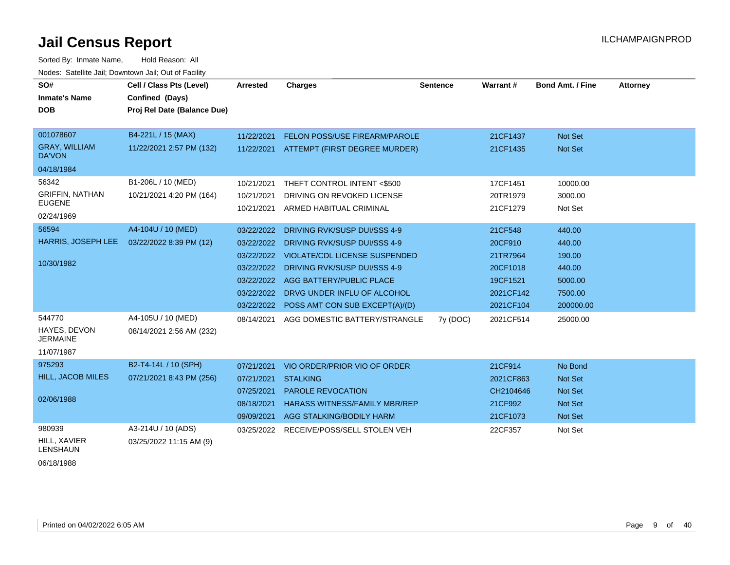# Jail Census Report

ILCHAMPAIGNPROD

Sorted By: Inmate Name, Hold Reason: All

Nodes: Satellite Jail; Downtown Jail; Out of Facility

| SO# / Inmate's Name / DOB | Cell / Class Pts (Level) / Confined (Days) / Proj Rel Date (Balance Due) | Arrested | Charges | Sentence | Warrant # | Bond Amt. / Fine | Attorney |
|---|---|---|---|---|---|---|---|
| 001078607 | B4-221L / 15 (MAX) | 11/22/2021 | FELON POSS/USE FIREARM/PAROLE | | 21CF1437 | Not Set | |
| GRAY, WILLIAM DA'VON | 11/22/2021 2:57 PM (132) | 11/22/2021 | ATTEMPT (FIRST DEGREE MURDER) | | 21CF1435 | Not Set | |
| 04/18/1984 | | | | | | | |
| 56342 | B1-206L / 10 (MED) | 10/21/2021 | THEFT CONTROL INTENT <$500 | | 17CF1451 | 10000.00 | |
| GRIFFIN, NATHAN EUGENE | 10/21/2021 4:20 PM (164) | 10/21/2021 | DRIVING ON REVOKED LICENSE | | 20TR1979 | 3000.00 | |
| 02/24/1969 | | 10/21/2021 | ARMED HABITUAL CRIMINAL | | 21CF1279 | Not Set | |
| 56594 | A4-104U / 10 (MED) | 03/22/2022 | DRIVING RVK/SUSP DUI/SSS 4-9 | | 21CF548 | 440.00 | |
| HARRIS, JOSEPH LEE | 03/22/2022 8:39 PM (12) | 03/22/2022 | DRIVING RVK/SUSP DUI/SSS 4-9 | | 20CF910 | 440.00 | |
| 10/30/1982 | | 03/22/2022 | VIOLATE/CDL LICENSE SUSPENDED | | 21TR7964 | 190.00 | |
| | | 03/22/2022 | DRIVING RVK/SUSP DUI/SSS 4-9 | | 20CF1018 | 440.00 | |
| | | 03/22/2022 | AGG BATTERY/PUBLIC PLACE | | 19CF1521 | 5000.00 | |
| | | 03/22/2022 | DRVG UNDER INFLU OF ALCOHOL | | 2021CF142 | 7500.00 | |
| | | 03/22/2022 | POSS AMT CON SUB EXCEPT(A)/(D) | | 2021CF104 | 200000.00 | |
| 544770 | A4-105U / 10 (MED) | 08/14/2021 | AGG DOMESTIC BATTERY/STRANGLE | 7y (DOC) | 2021CF514 | 25000.00 | |
| HAYES, DEVON JERMAINE | 08/14/2021 2:56 AM (232) | | | | | | |
| 11/07/1987 | | | | | | | |
| 975293 | B2-T4-14L / 10 (SPH) | 07/21/2021 | VIO ORDER/PRIOR VIO OF ORDER | | 21CF914 | No Bond | |
| HILL, JACOB MILES | 07/21/2021 8:43 PM (256) | 07/21/2021 | STALKING | | 2021CF863 | Not Set | |
| 02/06/1988 | | 07/25/2021 | PAROLE REVOCATION | | CH2104646 | Not Set | |
| | | 08/18/2021 | HARASS WITNESS/FAMILY MBR/REP | | 21CF992 | Not Set | |
| | | 09/09/2021 | AGG STALKING/BODILY HARM | | 21CF1073 | Not Set | |
| 980939 | A3-214U / 10 (ADS) | 03/25/2022 | RECEIVE/POSS/SELL STOLEN VEH | | 22CF357 | Not Set | |
| HILL, XAVIER LENSHAUN | 03/25/2022 11:15 AM (9) | | | | | | |
| 06/18/1988 | | | | | | | |

Printed on 04/02/2022 6:05 AM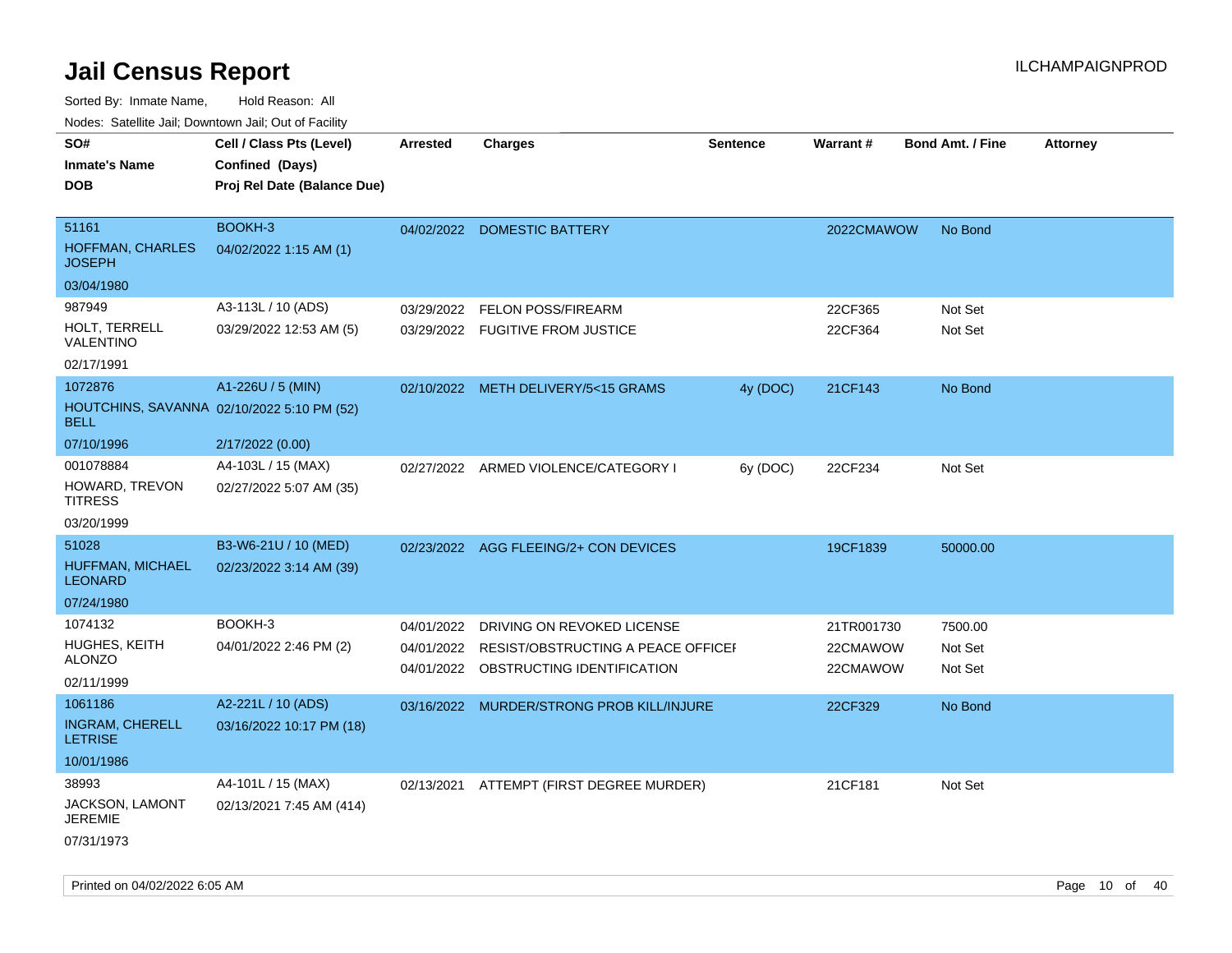# Jail Census Report

ILCHAMPAIGNPROD

Sorted By: Inmate Name, Hold Reason: All

Nodes: Satellite Jail; Downtown Jail; Out of Facility

| SO# / Inmate's Name / DOB | Cell / Class Pts (Level) / Confined (Days) / Proj Rel Date (Balance Due) | Arrested | Charges | Sentence | Warrant # | Bond Amt. / Fine | Attorney |
|---|---|---|---|---|---|---|---|
| 51161<br>HOFFMAN, CHARLES JOSEPH<br>03/04/1980 | BOOKH-3<br>04/02/2022 1:15 AM (1) | 04/02/2022 | DOMESTIC BATTERY | | 2022CMAWOW | No Bond | |
| 987949<br>HOLT, TERRELL VALENTINO<br>02/17/1991 | A3-113L / 10 (ADS)<br>03/29/2022 12:53 AM (5) | 03/29/2022<br>03/29/2022 | FELON POSS/FIREARM<br>FUGITIVE FROM JUSTICE | | 22CF365<br>22CF364 | Not Set<br>Not Set | |
| 1072876<br>HOUTCHINS, SAVANNA BELL<br>07/10/1996 | A1-226U / 5 (MIN)<br>02/10/2022 5:10 PM (52)<br>2/17/2022 (0.00) | 02/10/2022 | METH DELIVERY/5<15 GRAMS | 4y (DOC) | 21CF143 | No Bond | |
| 001078884<br>HOWARD, TREVON TITRESS<br>03/20/1999 | A4-103L / 15 (MAX)<br>02/27/2022 5:07 AM (35) | 02/27/2022 | ARMED VIOLENCE/CATEGORY I | 6y (DOC) | 22CF234 | Not Set | |
| 51028<br>HUFFMAN, MICHAEL LEONARD<br>07/24/1980 | B3-W6-21U / 10 (MED)<br>02/23/2022 3:14 AM (39) | 02/23/2022 | AGG FLEEING/2+ CON DEVICES | | 19CF1839 | 50000.00 | |
| 1074132<br>HUGHES, KEITH ALONZO<br>02/11/1999 | BOOKH-3<br>04/01/2022 2:46 PM (2) | 04/01/2022<br>04/01/2022<br>04/01/2022 | DRIVING ON REVOKED LICENSE<br>RESIST/OBSTRUCTING A PEACE OFFICEI<br>OBSTRUCTING IDENTIFICATION | | 21TR001730<br>22CMAWOW<br>22CMAWOW | 7500.00<br>Not Set<br>Not Set | |
| 1061186<br>INGRAM, CHERELL LETRISE<br>10/01/1986 | A2-221L / 10 (ADS)<br>03/16/2022 10:17 PM (18) | 03/16/2022 | MURDER/STRONG PROB KILL/INJURE | | 22CF329 | No Bond | |
| 38993<br>JACKSON, LAMONT JEREMIE<br>07/31/1973 | A4-101L / 15 (MAX)<br>02/13/2021 7:45 AM (414) | 02/13/2021 | ATTEMPT (FIRST DEGREE MURDER) | | 21CF181 | Not Set | |

Printed on 04/02/2022 6:05 AM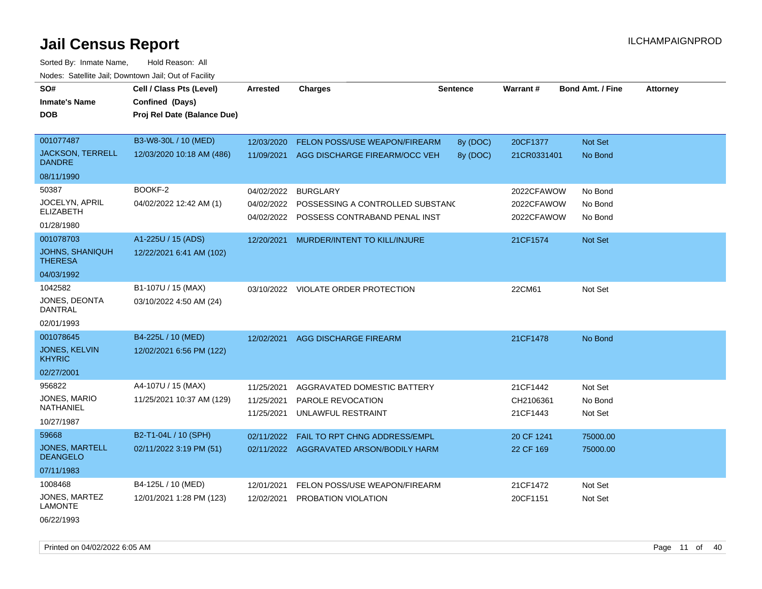# Jail Census Report

ILCHAMPAIGNPROD

Sorted By: Inmate Name, Hold Reason: All

Nodes: Satellite Jail; Downtown Jail; Out of Facility

| SO# / Inmate's Name / DOB | Cell / Class Pts (Level) / Confined (Days) / Proj Rel Date (Balance Due) | Arrested | Charges | Sentence | Warrant # | Bond Amt. / Fine | Attorney |
|---|---|---|---|---|---|---|---|
| 001077487 JACKSON, TERRELL DANDRE 08/11/1990 | B3-W8-30L / 10 (MED) 12/03/2020 10:18 AM (486) | 12/03/2020 | FELON POSS/USE WEAPON/FIREARM | 8y (DOC) | 20CF1377 | Not Set | |
| | | 11/09/2021 | AGG DISCHARGE FIREARM/OCC VEH | 8y (DOC) | 21CR0331401 | No Bond | |
| 50387 JOCELYN, APRIL ELIZABETH 01/28/1980 | BOOKF-2 04/02/2022 12:42 AM (1) | 04/02/2022 | BURGLARY | | 2022CFAWOW | No Bond | |
| | | 04/02/2022 | POSSESSING A CONTROLLED SUBSTANC | | 2022CFAWOW | No Bond | |
| | | 04/02/2022 | POSSESS CONTRABAND PENAL INST | | 2022CFAWOW | No Bond | |
| 001078703 JOHNS, SHANIQUH THERESA 04/03/1992 | A1-225U / 15 (ADS) 12/22/2021 6:41 AM (102) | 12/20/2021 | MURDER/INTENT TO KILL/INJURE | | 21CF1574 | Not Set | |
| 1042582 JONES, DEONTA DANTRAL 02/01/1993 | B1-107U / 15 (MAX) 03/10/2022 4:50 AM (24) | 03/10/2022 | VIOLATE ORDER PROTECTION | | 22CM61 | Not Set | |
| 001078645 JONES, KELVIN KHYRIC 02/27/2001 | B4-225L / 10 (MED) 12/02/2021 6:56 PM (122) | 12/02/2021 | AGG DISCHARGE FIREARM | | 21CF1478 | No Bond | |
| 956822 JONES, MARIO NATHANIEL 10/27/1987 | A4-107U / 15 (MAX) 11/25/2021 10:37 AM (129) | 11/25/2021 | AGGRAVATED DOMESTIC BATTERY | | 21CF1442 | Not Set | |
| | | 11/25/2021 | PAROLE REVOCATION | | CH2106361 | No Bond | |
| | | 11/25/2021 | UNLAWFUL RESTRAINT | | 21CF1443 | Not Set | |
| 59668 JONES, MARTELL DEANGELO 07/11/1983 | B2-T1-04L / 10 (SPH) 02/11/2022 3:19 PM (51) | 02/11/2022 | FAIL TO RPT CHNG ADDRESS/EMPL | | 20 CF 1241 | 75000.00 | |
| | | 02/11/2022 | AGGRAVATED ARSON/BODILY HARM | | 22 CF 169 | 75000.00 | |
| 1008468 JONES, MARTEZ LAMONTE 06/22/1993 | B4-125L / 10 (MED) 12/01/2021 1:28 PM (123) | 12/01/2021 | FELON POSS/USE WEAPON/FIREARM | | 21CF1472 | Not Set | |
| | | 12/02/2021 | PROBATION VIOLATION | | 20CF1151 | Not Set | |

Printed on 04/02/2022 6:05 AM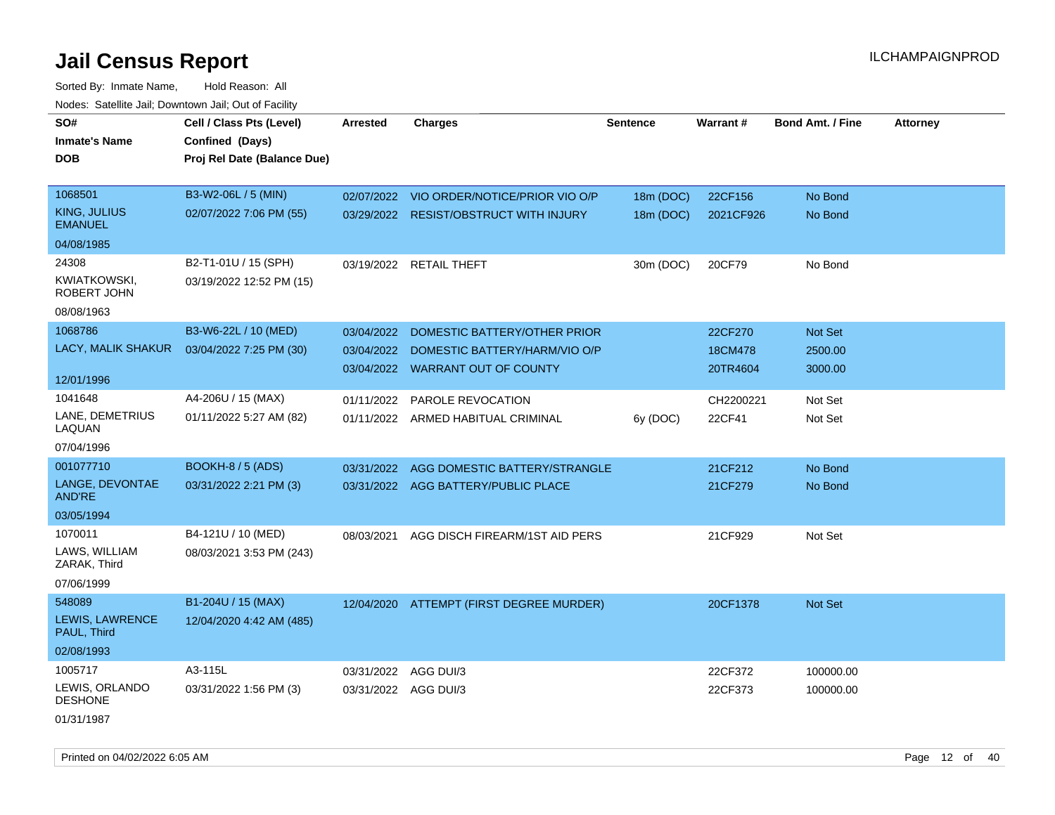# Jail Census Report

ILCHAMPAIGNPROD

Sorted By: Inmate Name, Hold Reason: All

Nodes: Satellite Jail; Downtown Jail; Out of Facility

| SO# / Inmate's Name / DOB | Cell / Class Pts (Level) / Confined (Days) / Proj Rel Date (Balance Due) | Arrested | Charges | Sentence | Warrant # | Bond Amt. / Fine | Attorney |
|---|---|---|---|---|---|---|---|
| 1068501 KING, JULIUS EMANUEL 04/08/1985 | B3-W2-06L / 5 (MIN) 02/07/2022 7:06 PM (55) | 02/07/2022 | VIO ORDER/NOTICE/PRIOR VIO O/P | 18m (DOC) | 22CF156 | No Bond | |
| | | 03/29/2022 | RESIST/OBSTRUCT WITH INJURY | 18m (DOC) | 2021CF926 | No Bond | |
| 24308 KWIATKOWSKI, ROBERT JOHN 08/08/1963 | B2-T1-01U / 15 (SPH) 03/19/2022 12:52 PM (15) | 03/19/2022 | RETAIL THEFT | 30m (DOC) | 20CF79 | No Bond | |
| 1068786 LACY, MALIK SHAKUR 12/01/1996 | B3-W6-22L / 10 (MED) 03/04/2022 7:25 PM (30) | 03/04/2022 | DOMESTIC BATTERY/OTHER PRIOR | | 22CF270 | Not Set | |
| | | 03/04/2022 | DOMESTIC BATTERY/HARM/VIO O/P | | 18CM478 | 2500.00 | |
| | | 03/04/2022 | WARRANT OUT OF COUNTY | | 20TR4604 | 3000.00 | |
| 1041648 LANE, DEMETRIUS LAQUAN 07/04/1996 | A4-206U / 15 (MAX) 01/11/2022 5:27 AM (82) | 01/11/2022 | PAROLE REVOCATION | | CH2200221 | Not Set | |
| | | 01/11/2022 | ARMED HABITUAL CRIMINAL | 6y (DOC) | 22CF41 | Not Set | |
| 001077710 LANGE, DEVONTAE AND'RE 03/05/1994 | BOOKH-8 / 5 (ADS) 03/31/2022 2:21 PM (3) | 03/31/2022 | AGG DOMESTIC BATTERY/STRANGLE | | 21CF212 | No Bond | |
| | | 03/31/2022 | AGG BATTERY/PUBLIC PLACE | | 21CF279 | No Bond | |
| 1070011 LAWS, WILLIAM ZARAK, Third 07/06/1999 | B4-121U / 10 (MED) 08/03/2021 3:53 PM (243) | 08/03/2021 | AGG DISCH FIREARM/1ST AID PERS | | 21CF929 | Not Set | |
| 548089 LEWIS, LAWRENCE PAUL, Third 02/08/1993 | B1-204U / 15 (MAX) 12/04/2020 4:42 AM (485) | 12/04/2020 | ATTEMPT (FIRST DEGREE MURDER) | | 20CF1378 | Not Set | |
| 1005717 LEWIS, ORLANDO DESHONE 01/31/1987 | A3-115L 03/31/2022 1:56 PM (3) | 03/31/2022 | AGG DUI/3 | | 22CF372 | 100000.00 | |
| | | 03/31/2022 | AGG DUI/3 | | 22CF373 | 100000.00 | |

Printed on 04/02/2022 6:05 AM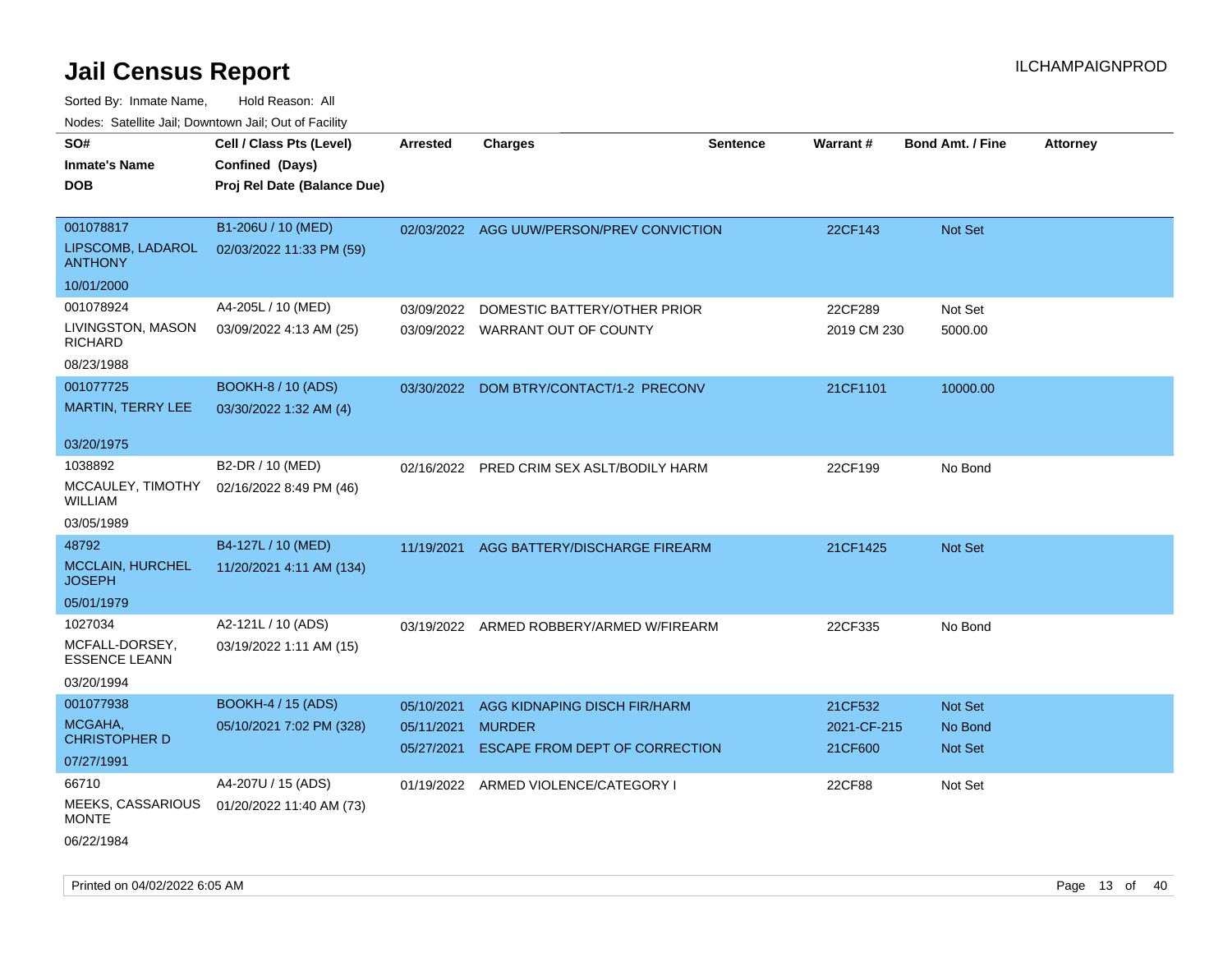# Jail Census Report

Sorted By: Inmate Name, Hold Reason: All

Nodes: Satellite Jail; Downtown Jail; Out of Facility

| SO# / Inmate's Name / DOB | Cell / Class Pts (Level) / Confined (Days) / Proj Rel Date (Balance Due) | Arrested | Charges | Sentence | Warrant # | Bond Amt. / Fine | Attorney |
|---|---|---|---|---|---|---|---|
| 001078817<br>LIPSCOMB, LADAROL ANTHONY<br>10/01/2000 | B1-206U / 10 (MED)<br>02/03/2022 11:33 PM (59) | 02/03/2022 | AGG UUW/PERSON/PREV CONVICTION | | 22CF143 | Not Set | |
| 001078924<br>LIVINGSTON, MASON RICHARD<br>08/23/1988 | A4-205L / 10 (MED)<br>03/09/2022 4:13 AM (25) | 03/09/2022<br>03/09/2022 | DOMESTIC BATTERY/OTHER PRIOR<br>WARRANT OUT OF COUNTY | | 22CF289<br>2019 CM 230 | Not Set<br>5000.00 | |
| 001077725<br>MARTIN, TERRY LEE<br>03/20/1975 | BOOKH-8 / 10 (ADS)<br>03/30/2022 1:32 AM (4) | 03/30/2022 | DOM BTRY/CONTACT/1-2 PRECONV | | 21CF1101 | 10000.00 | |
| 1038892<br>MCCAULEY, TIMOTHY WILLIAM<br>03/05/1989 | B2-DR / 10 (MED)<br>02/16/2022 8:49 PM (46) | 02/16/2022 | PRED CRIM SEX ASLT/BODILY HARM | | 22CF199 | No Bond | |
| 48792<br>MCCLAIN, HURCHEL JOSEPH<br>05/01/1979 | B4-127L / 10 (MED)<br>11/20/2021 4:11 AM (134) | 11/19/2021 | AGG BATTERY/DISCHARGE FIREARM | | 21CF1425 | Not Set | |
| 1027034<br>MCFALL-DORSEY, ESSENCE LEANN<br>03/20/1994 | A2-121L / 10 (ADS)<br>03/19/2022 1:11 AM (15) | 03/19/2022 | ARMED ROBBERY/ARMED W/FIREARM | | 22CF335 | No Bond | |
| 001077938<br>MCGAHA, CHRISTOPHER D<br>07/27/1991 | BOOKH-4 / 15 (ADS)<br>05/10/2021 7:02 PM (328) | 05/10/2021<br>05/11/2021<br>05/27/2021 | AGG KIDNAPING DISCH FIR/HARM<br>MURDER<br>ESCAPE FROM DEPT OF CORRECTION | | 21CF532<br>2021-CF-215<br>21CF600 | Not Set<br>No Bond<br>Not Set | |
| 66710<br>MEEKS, CASSARIOUS MONTE<br>06/22/1984 | A4-207U / 15 (ADS)<br>01/20/2022 11:40 AM (73) | 01/19/2022 | ARMED VIOLENCE/CATEGORY I | | 22CF88 | Not Set | |

Printed on 04/02/2022 6:05 AM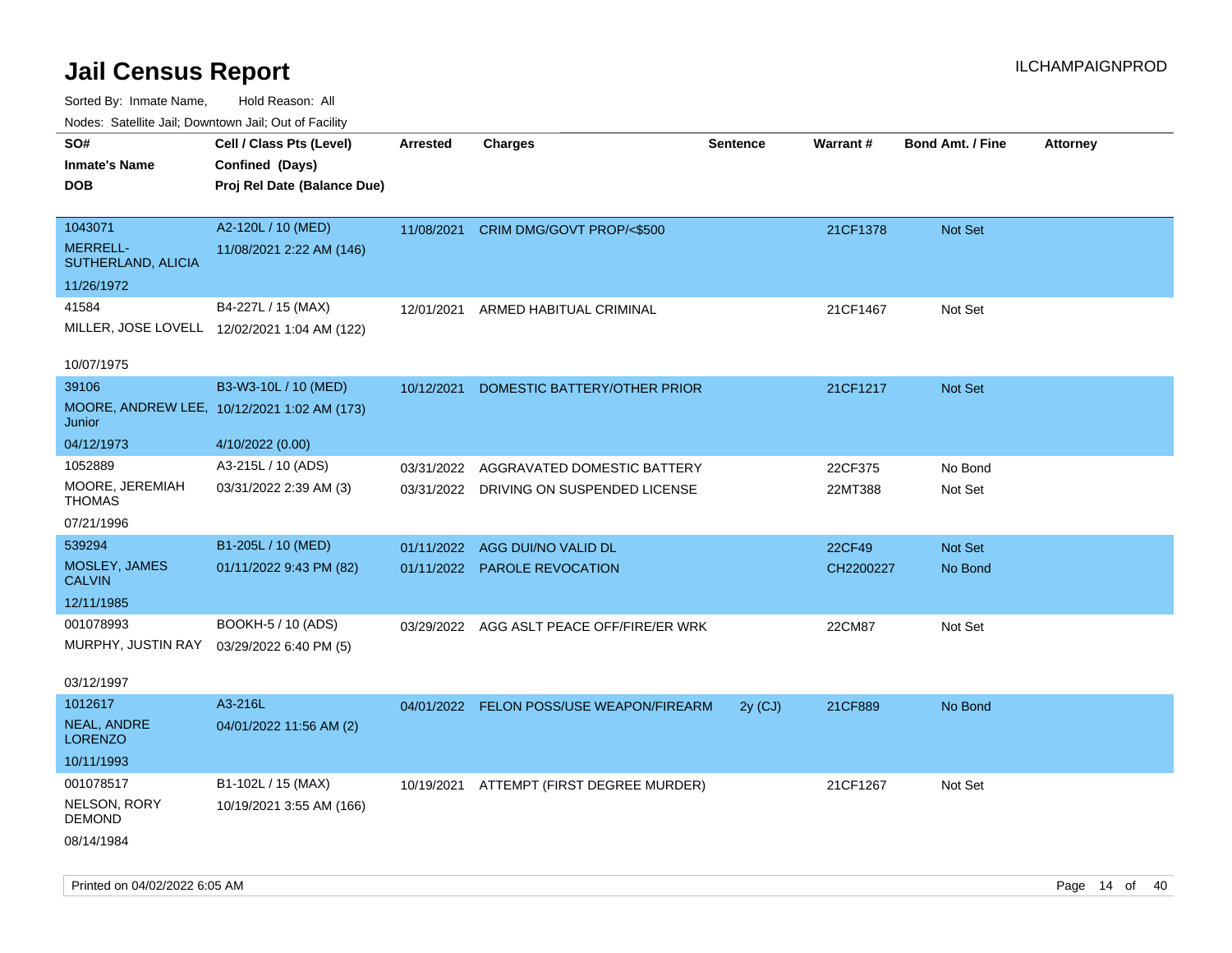# Jail Census Report

ILCHAMPAIGNPROD

Sorted By: Inmate Name, Hold Reason: All

Nodes: Satellite Jail; Downtown Jail; Out of Facility

| SO# / Inmate's Name / DOB | Cell / Class Pts (Level) / Confined (Days) / Proj Rel Date (Balance Due) | Arrested | Charges | Sentence | Warrant # | Bond Amt. / Fine | Attorney |
|---|---|---|---|---|---|---|---|
| 1043071<br>MERRELL-SUTHERLAND, ALICIA<br>11/26/1972 | A2-120L / 10 (MED)<br>11/08/2021 2:22 AM (146) | 11/08/2021 | CRIM DMG/GOVT PROP/<$500 | | 21CF1378 | Not Set | |
| 41584<br>MILLER, JOSE LOVELL<br>10/07/1975 | B4-227L / 15 (MAX)<br>12/02/2021 1:04 AM (122) | 12/01/2021 | ARMED HABITUAL CRIMINAL | | 21CF1467 | Not Set | |
| 39106<br>MOORE, ANDREW LEE, Junior<br>04/12/1973 | B3-W3-10L / 10 (MED)<br>10/12/2021 1:02 AM (173)<br>4/10/2022 (0.00) | 10/12/2021 | DOMESTIC BATTERY/OTHER PRIOR | | 21CF1217 | Not Set | |
| 1052889<br>MOORE, JEREMIAH THOMAS<br>07/21/1996 | A3-215L / 10 (ADS)<br>03/31/2022 2:39 AM (3) | 03/31/2022<br>03/31/2022 | AGGRAVATED DOMESTIC BATTERY<br>DRIVING ON SUSPENDED LICENSE | | 22CF375<br>22MT388 | No Bond<br>Not Set | |
| 539294<br>MOSLEY, JAMES CALVIN<br>12/11/1985 | B1-205L / 10 (MED)<br>01/11/2022 9:43 PM (82) | 01/11/2022<br>01/11/2022 | AGG DUI/NO VALID DL<br>PAROLE REVOCATION | | 22CF49<br>CH2200227 | Not Set<br>No Bond | |
| 001078993<br>MURPHY, JUSTIN RAY<br>03/12/1997 | BOOKH-5 / 10 (ADS)<br>03/29/2022 6:40 PM (5) | 03/29/2022 | AGG ASLT PEACE OFF/FIRE/ER WRK | | 22CM87 | Not Set | |
| 1012617<br>NEAL, ANDRE LORENZO<br>10/11/1993 | A3-216L<br>04/01/2022 11:56 AM (2) | 04/01/2022 | FELON POSS/USE WEAPON/FIREARM | 2y (CJ) | 21CF889 | No Bond | |
| 001078517<br>NELSON, RORY DEMOND<br>08/14/1984 | B1-102L / 15 (MAX)<br>10/19/2021 3:55 AM (166) | 10/19/2021 | ATTEMPT (FIRST DEGREE MURDER) | | 21CF1267 | Not Set | |

Printed on 04/02/2022 6:05 AM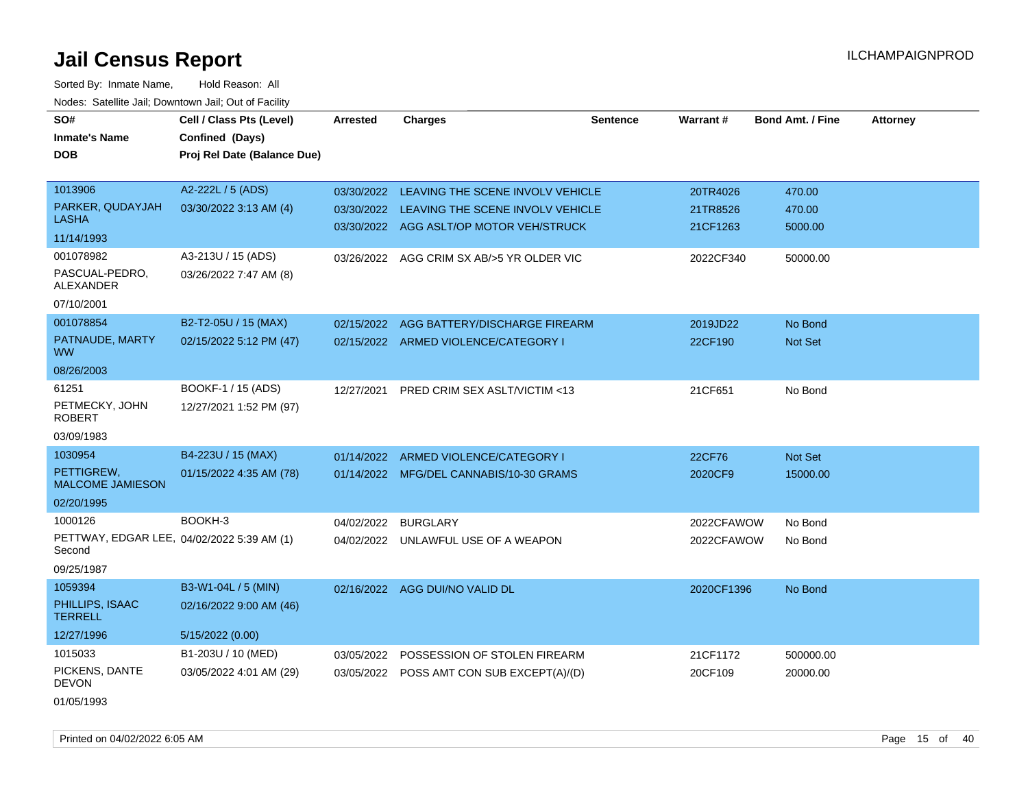# Jail Census Report

Sorted By: Inmate Name, Hold Reason: All

Nodes: Satellite Jail; Downtown Jail; Out of Facility

| SO# / Inmate's Name / DOB | Cell / Class Pts (Level) / Confined (Days) / Proj Rel Date (Balance Due) | Arrested | Charges | Sentence | Warrant # | Bond Amt. / Fine | Attorney |
|---|---|---|---|---|---|---|---|
| 1013906 PARKER, QUDAYJAH LASHA 11/14/1993 | A2-222L / 5 (ADS) 03/30/2022 3:13 AM (4) | 03/30/2022 | LEAVING THE SCENE INVOLV VEHICLE | | 20TR4026 | 470.00 | |
| | | 03/30/2022 | LEAVING THE SCENE INVOLV VEHICLE | | 21TR8526 | 470.00 | |
| | | 03/30/2022 | AGG ASLT/OP MOTOR VEH/STRUCK | | 21CF1263 | 5000.00 | |
| 001078982 PASCUAL-PEDRO, ALEXANDER 07/10/2001 | A3-213U / 15 (ADS) 03/26/2022 7:47 AM (8) | 03/26/2022 | AGG CRIM SX AB/>5 YR OLDER VIC | | 2022CF340 | 50000.00 | |
| 001078854 PATNAUDE, MARTY WW 08/26/2003 | B2-T2-05U / 15 (MAX) 02/15/2022 5:12 PM (47) | 02/15/2022 | AGG BATTERY/DISCHARGE FIREARM | | 2019JD22 | No Bond | |
| | | 02/15/2022 | ARMED VIOLENCE/CATEGORY I | | 22CF190 | Not Set | |
| 61251 PETMECKY, JOHN ROBERT 03/09/1983 | BOOKF-1 / 15 (ADS) 12/27/2021 1:52 PM (97) | 12/27/2021 | PRED CRIM SEX ASLT/VICTIM <13 | | 21CF651 | No Bond | |
| 1030954 PETTIGREW, MALCOME JAMIESON 02/20/1995 | B4-223U / 15 (MAX) 01/15/2022 4:35 AM (78) | 01/14/2022 | ARMED VIOLENCE/CATEGORY I | | 22CF76 | Not Set | |
| | | 01/14/2022 | MFG/DEL CANNABIS/10-30 GRAMS | | 2020CF9 | 15000.00 | |
| 1000126 PETTWAY, EDGAR LEE, Second 09/25/1987 | BOOKH-3 04/02/2022 5:39 AM (1) | 04/02/2022 | BURGLARY | | 2022CFAWOW | No Bond | |
| | | 04/02/2022 | UNLAWFUL USE OF A WEAPON | | 2022CFAWOW | No Bond | |
| 1059394 PHILLIPS, ISAAC TERRELL 12/27/1996 | B3-W1-04L / 5 (MIN) 02/16/2022 9:00 AM (46) 5/15/2022 (0.00) | 02/16/2022 | AGG DUI/NO VALID DL | | 2020CF1396 | No Bond | |
| 1015033 PICKENS, DANTE DEVON 01/05/1993 | B1-203U / 10 (MED) 03/05/2022 4:01 AM (29) | 03/05/2022 | POSSESSION OF STOLEN FIREARM | | 21CF1172 | 500000.00 | |
| | | 03/05/2022 | POSS AMT CON SUB EXCEPT(A)/(D) | | 20CF109 | 20000.00 | |

Printed on 04/02/2022 6:05 AM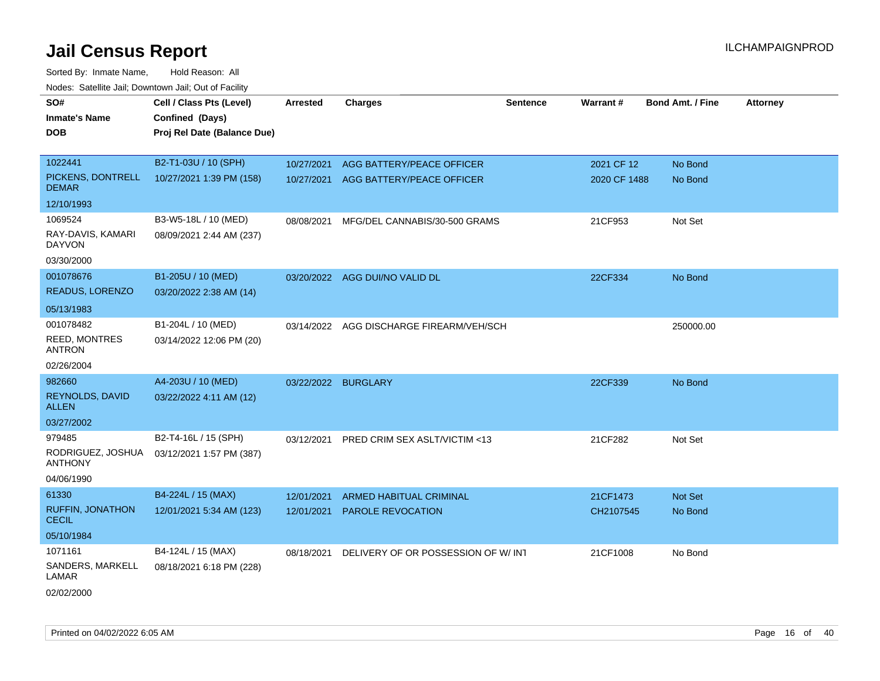# Jail Census Report

ILCHAMPAIGNPROD

Sorted By: Inmate Name, Hold Reason: All

Nodes: Satellite Jail; Downtown Jail; Out of Facility

| SO# / Inmate's Name / DOB | Cell / Class Pts (Level) / Confined (Days) / Proj Rel Date (Balance Due) | Arrested | Charges | Sentence | Warrant # | Bond Amt. / Fine | Attorney |
|---|---|---|---|---|---|---|---|
| 1022441 PICKENS, DONTRELL DEMAR 12/10/1993 | B2-T1-03U / 10 (SPH) 10/27/2021 1:39 PM (158) | 10/27/2021 | AGG BATTERY/PEACE OFFICER | | 2021 CF 12 | No Bond | |
| | | 10/27/2021 | AGG BATTERY/PEACE OFFICER | | 2020 CF 1488 | No Bond | |
| 1069524 RAY-DAVIS, KAMARI DAYVON 03/30/2000 | B3-W5-18L / 10 (MED) 08/09/2021 2:44 AM (237) | 08/08/2021 | MFG/DEL CANNABIS/30-500 GRAMS | | 21CF953 | Not Set | |
| 001078676 READUS, LORENZO 05/13/1983 | B1-205U / 10 (MED) 03/20/2022 2:38 AM (14) | 03/20/2022 | AGG DUI/NO VALID DL | | 22CF334 | No Bond | |
| 001078482 REED, MONTRES ANTRON 02/26/2004 | B1-204L / 10 (MED) 03/14/2022 12:06 PM (20) | 03/14/2022 | AGG DISCHARGE FIREARM/VEH/SCH | | | 250000.00 | |
| 982660 REYNOLDS, DAVID ALLEN 03/27/2002 | A4-203U / 10 (MED) 03/22/2022 4:11 AM (12) | 03/22/2022 | BURGLARY | | 22CF339 | No Bond | |
| 979485 RODRIGUEZ, JOSHUA ANTHONY 04/06/1990 | B2-T4-16L / 15 (SPH) 03/12/2021 1:57 PM (387) | 03/12/2021 | PRED CRIM SEX ASLT/VICTIM <13 | | 21CF282 | Not Set | |
| 61330 RUFFIN, JONATHON CECIL 05/10/1984 | B4-224L / 15 (MAX) 12/01/2021 5:34 AM (123) | 12/01/2021 | ARMED HABITUAL CRIMINAL | | 21CF1473 | Not Set | |
| | | 12/01/2021 | PAROLE REVOCATION | | CH2107545 | No Bond | |
| 1071161 SANDERS, MARKELL LAMAR 02/02/2000 | B4-124L / 15 (MAX) 08/18/2021 6:18 PM (228) | 08/18/2021 | DELIVERY OF OR POSSESSION OF W/ INT | | 21CF1008 | No Bond | |

Printed on 04/02/2022 6:05 AM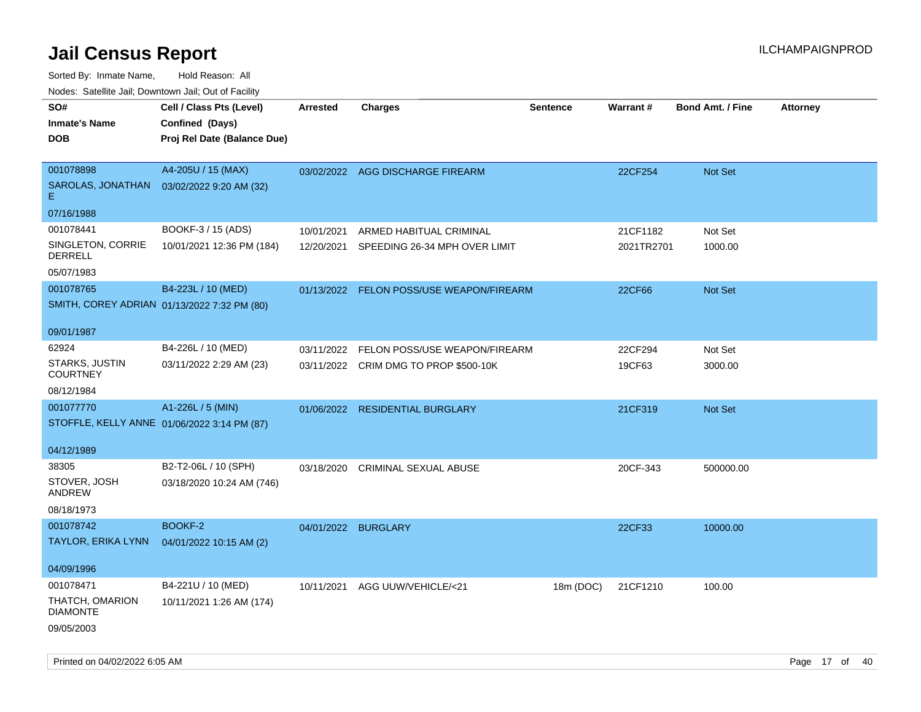# Jail Census Report

ILCHAMPAIGNPROD

Sorted By: Inmate Name, Hold Reason: All

Nodes: Satellite Jail; Downtown Jail; Out of Facility

| SO# / Inmate's Name / DOB | Cell / Class Pts (Level) / Confined (Days) / Proj Rel Date (Balance Due) | Arrested | Charges | Sentence | Warrant # | Bond Amt. / Fine | Attorney |
|---|---|---|---|---|---|---|---|
| 001078898 SAROLAS, JONATHAN E 07/16/1988 | A4-205U / 15 (MAX) 03/02/2022 9:20 AM (32) | 03/02/2022 | AGG DISCHARGE FIREARM | | 22CF254 | Not Set | |
| 001078441 SINGLETON, CORRIE DERRELL 05/07/1983 | BOOKF-3 / 15 (ADS) 10/01/2021 12:36 PM (184) | 10/01/2021 | ARMED HABITUAL CRIMINAL | | 21CF1182 | Not Set | |
| | | 12/20/2021 | SPEEDING 26-34 MPH OVER LIMIT | | 2021TR2701 | 1000.00 | |
| 001078765 SMITH, COREY ADRIAN 09/01/1987 | B4-223L / 10 (MED) 01/13/2022 7:32 PM (80) | 01/13/2022 | FELON POSS/USE WEAPON/FIREARM | | 22CF66 | Not Set | |
| 62924 STARKS, JUSTIN COURTNEY 08/12/1984 | B4-226L / 10 (MED) 03/11/2022 2:29 AM (23) | 03/11/2022 | FELON POSS/USE WEAPON/FIREARM | | 22CF294 | Not Set | |
| | | 03/11/2022 | CRIM DMG TO PROP $500-10K | | 19CF63 | 3000.00 | |
| 001077770 STOFFLE, KELLY ANNE 04/12/1989 | A1-226L / 5 (MIN) 01/06/2022 3:14 PM (87) | 01/06/2022 | RESIDENTIAL BURGLARY | | 21CF319 | Not Set | |
| 38305 STOVER, JOSH ANDREW 08/18/1973 | B2-T2-06L / 10 (SPH) 03/18/2020 10:24 AM (746) | 03/18/2020 | CRIMINAL SEXUAL ABUSE | | 20CF-343 | 500000.00 | |
| 001078742 TAYLOR, ERIKA LYNN 04/09/1996 | BOOKF-2 04/01/2022 10:15 AM (2) | 04/01/2022 | BURGLARY | | 22CF33 | 10000.00 | |
| 001078471 THATCH, OMARION DIAMONTE 09/05/2003 | B4-221U / 10 (MED) 10/11/2021 1:26 AM (174) | 10/11/2021 | AGG UUW/VEHICLE/<21 | 18m (DOC) | 21CF1210 | 100.00 | |

Printed on 04/02/2022 6:05 AM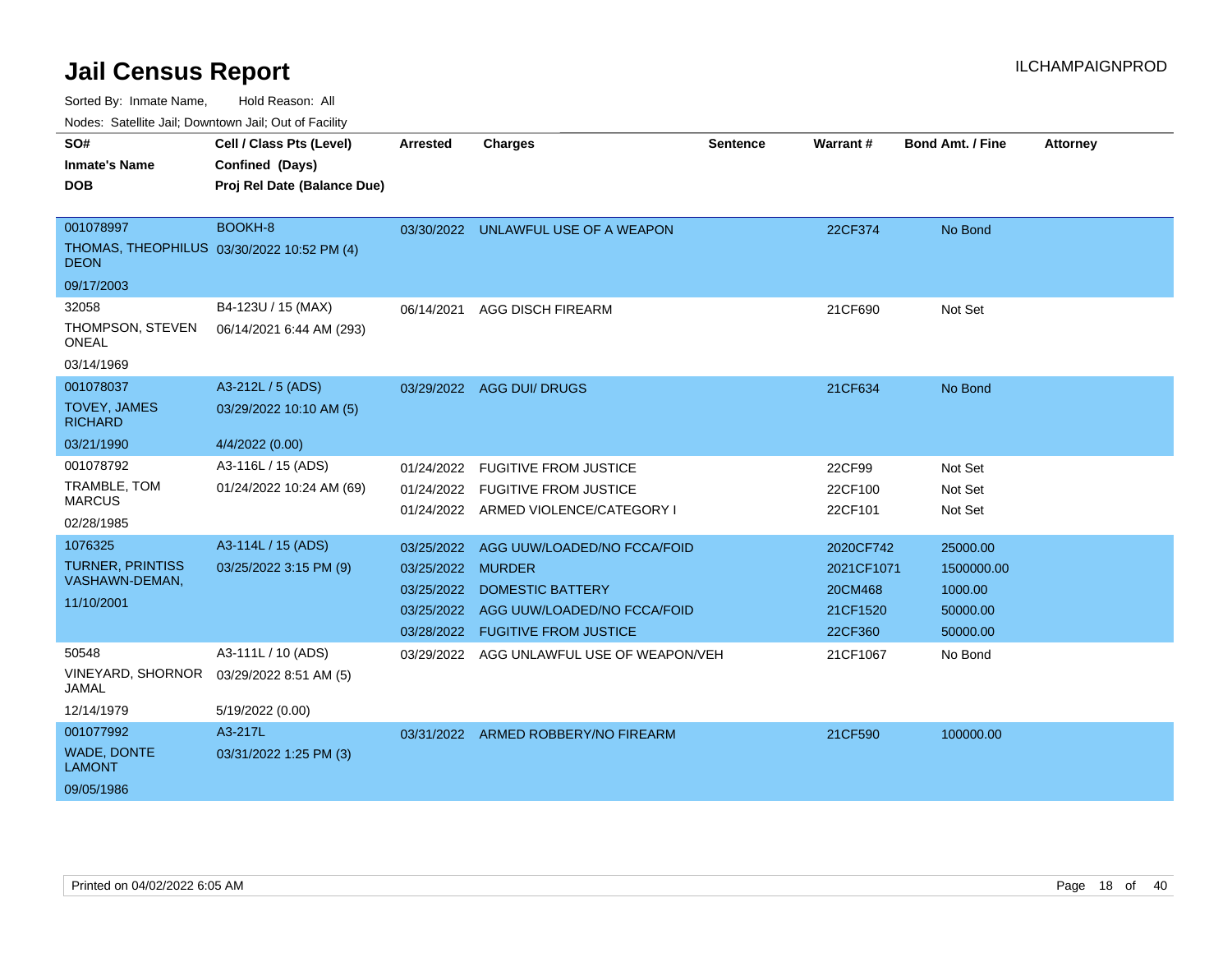# Jail Census Report

Sorted By: Inmate Name, Hold Reason: All

Nodes: Satellite Jail; Downtown Jail; Out of Facility

| SO# / Inmate's Name / DOB | Cell / Class Pts (Level) / Confined (Days) / Proj Rel Date (Balance Due) | Arrested | Charges | Sentence | Warrant # | Bond Amt. / Fine | Attorney |
|---|---|---|---|---|---|---|---|
| 001078997<br>THOMAS, THEOPHILUS DEON<br>09/17/2003 | BOOKH-8<br>03/30/2022 10:52 PM (4) | 03/30/2022 | UNLAWFUL USE OF A WEAPON | | 22CF374 | No Bond | |
| 32058<br>THOMPSON, STEVEN ONEAL<br>03/14/1969 | B4-123U / 15 (MAX)<br>06/14/2021 6:44 AM (293) | 06/14/2021 | AGG DISCH FIREARM | | 21CF690 | Not Set | |
| 001078037<br>TOVEY, JAMES RICHARD<br>03/21/1990 | A3-212L / 5 (ADS)<br>03/29/2022 10:10 AM (5)<br>4/4/2022 (0.00) | 03/29/2022 | AGG DUI/ DRUGS | | 21CF634 | No Bond | |
| 001078792<br>TRAMBLE, TOM MARCUS<br>02/28/1985 | A3-116L / 15 (ADS)<br>01/24/2022 10:24 AM (69) | 01/24/2022 | FUGITIVE FROM JUSTICE | | 22CF99 | Not Set | |
| | | 01/24/2022 | FUGITIVE FROM JUSTICE | | 22CF100 | Not Set | |
| | | 01/24/2022 | ARMED VIOLENCE/CATEGORY I | | 22CF101 | Not Set | |
| 1076325<br>TURNER, PRINTISS VASHAWN-DEMAN,<br>11/10/2001 | A3-114L / 15 (ADS)<br>03/25/2022 3:15 PM (9) | 03/25/2022 | AGG UUW/LOADED/NO FCCA/FOID | | 2020CF742 | 25000.00 | |
| | | 03/25/2022 | MURDER | | 2021CF1071 | 1500000.00 | |
| | | 03/25/2022 | DOMESTIC BATTERY | | 20CM468 | 1000.00 | |
| | | 03/25/2022 | AGG UUW/LOADED/NO FCCA/FOID | | 21CF1520 | 50000.00 | |
| | | 03/28/2022 | FUGITIVE FROM JUSTICE | | 22CF360 | 50000.00 | |
| 50548<br>VINEYARD, SHORNOR JAMAL<br>12/14/1979 | A3-111L / 10 (ADS)<br>03/29/2022 8:51 AM (5)<br>5/19/2022 (0.00) | 03/29/2022 | AGG UNLAWFUL USE OF WEAPON/VEH | | 21CF1067 | No Bond | |
| 001077992<br>WADE, DONTE LAMONT<br>09/05/1986 | A3-217L<br>03/31/2022 1:25 PM (3) | 03/31/2022 | ARMED ROBBERY/NO FIREARM | | 21CF590 | 100000.00 | |

Printed on 04/02/2022 6:05 AM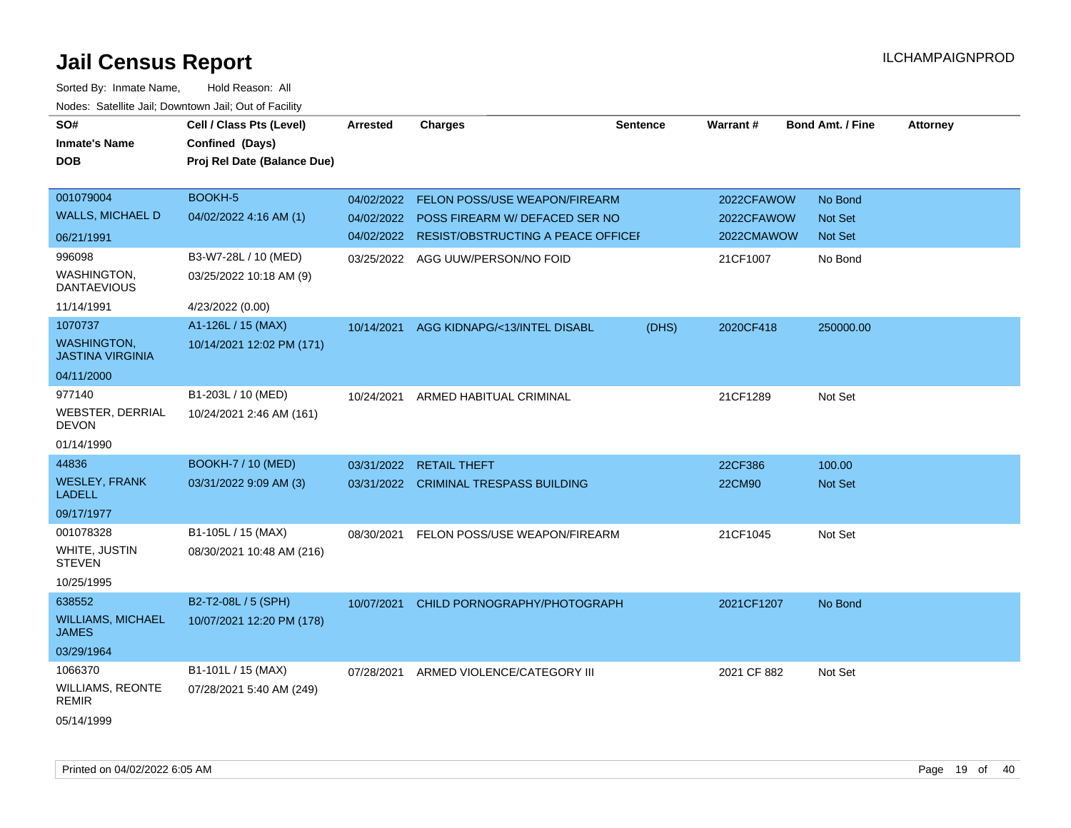# Jail Census Report

ILCHAMPAIGNPROD

Sorted By: Inmate Name, Hold Reason: All

Nodes: Satellite Jail; Downtown Jail; Out of Facility

| SO# / Inmate's Name / DOB | Cell / Class Pts (Level) / Confined (Days) / Proj Rel Date (Balance Due) | Arrested | Charges | Sentence | Warrant # | Bond Amt. / Fine | Attorney |
|---|---|---|---|---|---|---|---|
| 001079004 WALLS, MICHAEL D 06/21/1991 | BOOKH-5 04/02/2022 4:16 AM (1) | 04/02/2022 | FELON POSS/USE WEAPON/FIREARM | | 2022CFAWOW | No Bond | |
| | | 04/02/2022 | POSS FIREARM W/ DEFACED SER NO | | 2022CFAWOW | Not Set | |
| | | 04/02/2022 | RESIST/OBSTRUCTING A PEACE OFFICEI | | 2022CMAWOW | Not Set | |
| 996098 WASHINGTON, DANTAEVIOUS 11/14/1991 | B3-W7-28L / 10 (MED) 03/25/2022 10:18 AM (9) 4/23/2022 (0.00) | 03/25/2022 | AGG UUW/PERSON/NO FOID | | 21CF1007 | No Bond | |
| 1070737 WASHINGTON, JASTINA VIRGINIA 04/11/2000 | A1-126L / 15 (MAX) 10/14/2021 12:02 PM (171) | 10/14/2021 | AGG KIDNAPG/<13/INTEL DISABL | (DHS) | 2020CF418 | 250000.00 | |
| 977140 WEBSTER, DERRIAL DEVON 01/14/1990 | B1-203L / 10 (MED) 10/24/2021 2:46 AM (161) | 10/24/2021 | ARMED HABITUAL CRIMINAL | | 21CF1289 | Not Set | |
| 44836 WESLEY, FRANK LADELL 09/17/1977 | BOOKH-7 / 10 (MED) 03/31/2022 9:09 AM (3) | 03/31/2022 | RETAIL THEFT | | 22CF386 | 100.00 | |
| | | 03/31/2022 | CRIMINAL TRESPASS BUILDING | | 22CM90 | Not Set | |
| 001078328 WHITE, JUSTIN STEVEN 10/25/1995 | B1-105L / 15 (MAX) 08/30/2021 10:48 AM (216) | 08/30/2021 | FELON POSS/USE WEAPON/FIREARM | | 21CF1045 | Not Set | |
| 638552 WILLIAMS, MICHAEL JAMES 03/29/1964 | B2-T2-08L / 5 (SPH) 10/07/2021 12:20 PM (178) | 10/07/2021 | CHILD PORNOGRAPHY/PHOTOGRAPH | | 2021CF1207 | No Bond | |
| 1066370 WILLIAMS, REONTE REMIR 05/14/1999 | B1-101L / 15 (MAX) 07/28/2021 5:40 AM (249) | 07/28/2021 | ARMED VIOLENCE/CATEGORY III | | 2021 CF 882 | Not Set | |

Printed on 04/02/2022 6:05 AM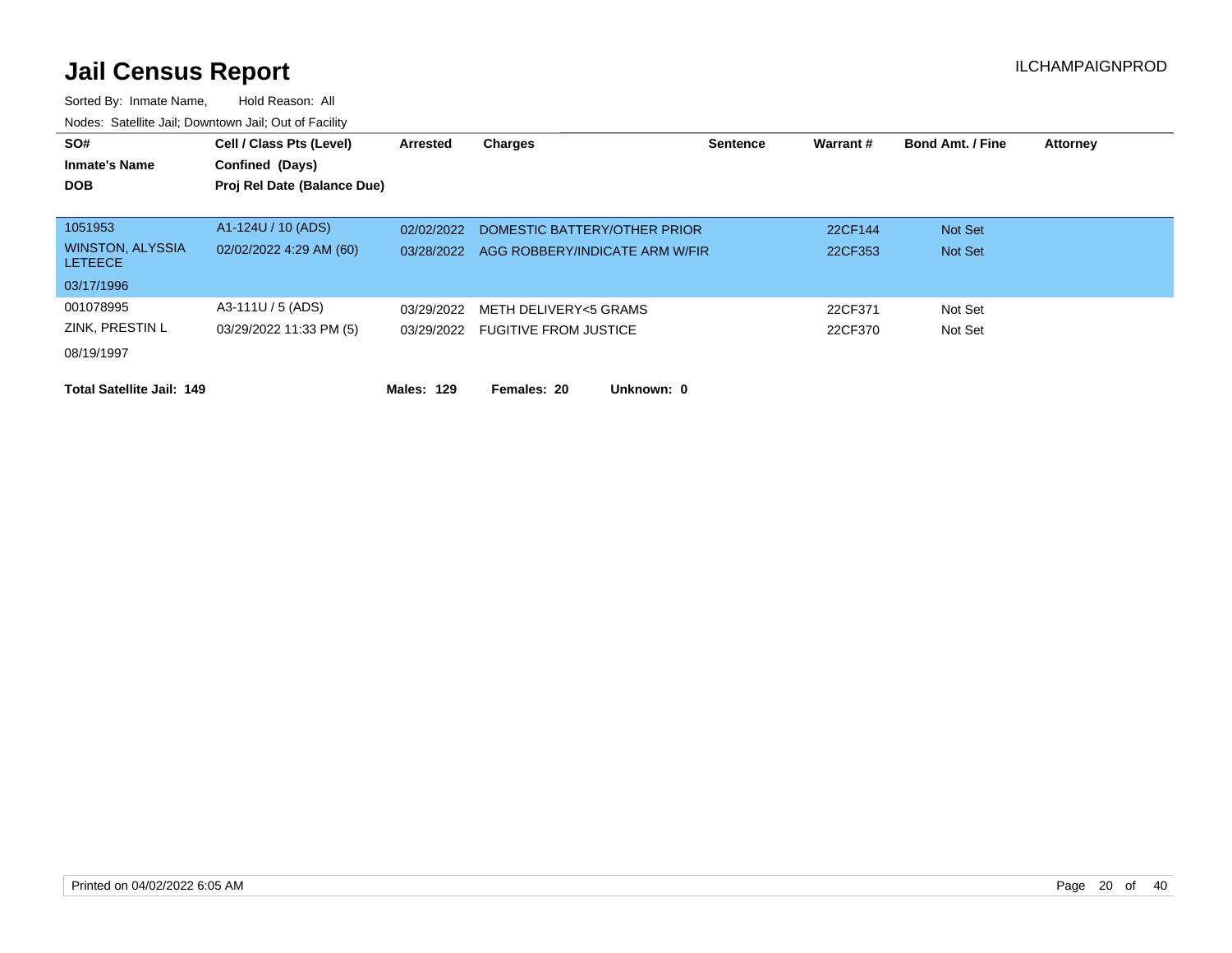# Jail Census Report

ILCHAMPAIGNPROD

Sorted By: Inmate Name, Hold Reason: All

Nodes: Satellite Jail; Downtown Jail; Out of Facility

| SO# / Inmate's Name / DOB | Cell / Class Pts (Level) / Confined (Days) / Proj Rel Date (Balance Due) | Arrested | Charges | Sentence | Warrant # | Bond Amt. / Fine | Attorney |
|---|---|---|---|---|---|---|---|
| 1051953 | A1-124U / 10 (ADS) | 02/02/2022 | DOMESTIC BATTERY/OTHER PRIOR | | 22CF144 | Not Set | |
| WINSTON, ALYSSIA LETEECE | 02/02/2022 4:29 AM (60) | 03/28/2022 | AGG ROBBERY/INDICATE ARM W/FIR | | 22CF353 | Not Set | |
| 03/17/1996 | | | | | | | |
| 001078995 | A3-111U / 5 (ADS) | 03/29/2022 | METH DELIVERY<5 GRAMS | | 22CF371 | Not Set | |
| ZINK, PRESTIN L | 03/29/2022 11:33 PM (5) | 03/29/2022 | FUGITIVE FROM JUSTICE | | 22CF370 | Not Set | |
| 08/19/1997 | | | | | | | |

**Total Satellite Jail: 149** **Males: 129** **Females: 20** **Unknown: 0**

Printed on 04/02/2022 6:05 AM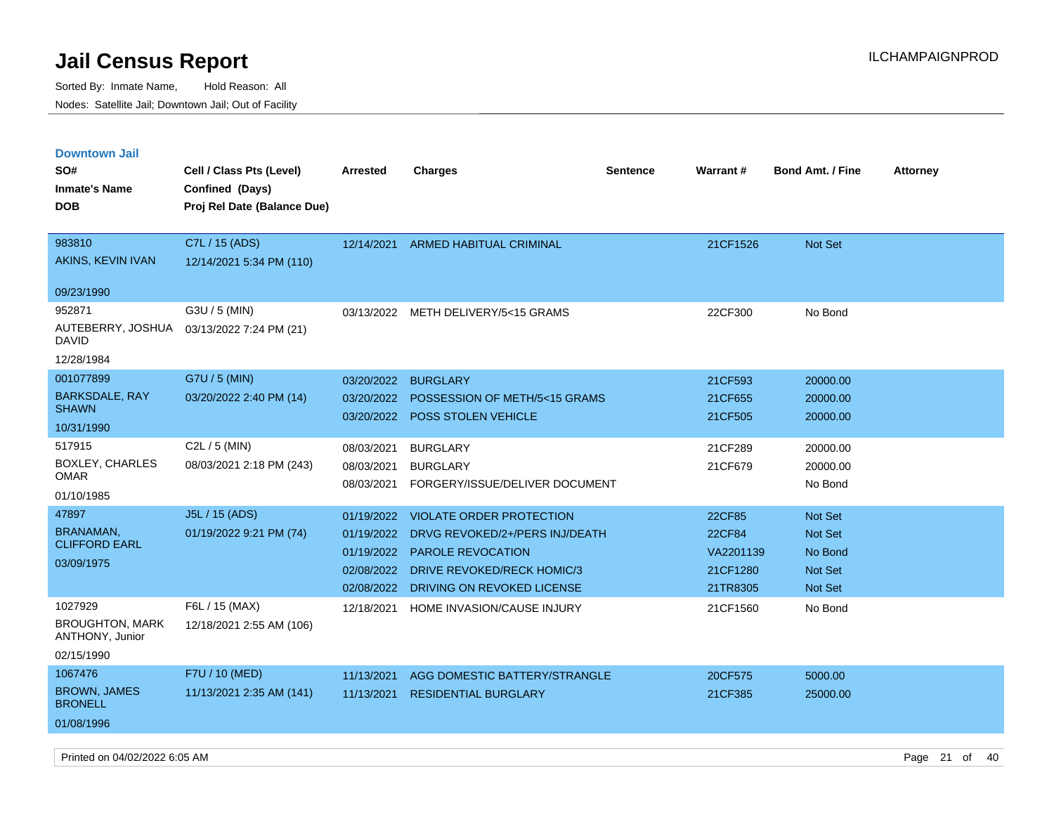# Jail Census Report

Sorted By: Inmate Name, Hold Reason: All

Nodes: Satellite Jail; Downtown Jail; Out of Facility

## Downtown Jail

| SO# / Inmate's Name / DOB | Cell / Class Pts (Level) / Confined (Days) / Proj Rel Date (Balance Due) | Arrested | Charges | Sentence | Warrant # | Bond Amt. / Fine | Attorney |
|---|---|---|---|---|---|---|---|
| 983810<br>AKINS, KEVIN IVAN<br>09/23/1990 | C7L / 15 (ADS)<br>12/14/2021 5:34 PM (110) | 12/14/2021 | ARMED HABITUAL CRIMINAL | | 21CF1526 | Not Set | |
| 952871<br>AUTEBERRY, JOSHUA DAVID<br>12/28/1984 | G3U / 5 (MIN)<br>03/13/2022 7:24 PM (21) | 03/13/2022 | METH DELIVERY/5<15 GRAMS | | 22CF300 | No Bond | |
| 001077899<br>BARKSDALE, RAY SHAWN<br>10/31/1990 | G7U / 5 (MIN)<br>03/20/2022 2:40 PM (14) | 03/20/2022 | BURGLARY | | 21CF593 | 20000.00 | |
| | | 03/20/2022 | POSSESSION OF METH/5<15 GRAMS | | 21CF655 | 20000.00 | |
| | | 03/20/2022 | POSS STOLEN VEHICLE | | 21CF505 | 20000.00 | |
| 517915<br>BOXLEY, CHARLES OMAR<br>01/10/1985 | C2L / 5 (MIN)<br>08/03/2021 2:18 PM (243) | 08/03/2021 | BURGLARY | | 21CF289 | 20000.00 | |
| | | 08/03/2021 | BURGLARY | | 21CF679 | 20000.00 | |
| | | 08/03/2021 | FORGERY/ISSUE/DELIVER DOCUMENT | | | No Bond | |
| 47897<br>BRANAMAN, CLIFFORD EARL<br>03/09/1975 | J5L / 15 (ADS)<br>01/19/2022 9:21 PM (74) | 01/19/2022 | VIOLATE ORDER PROTECTION | | 22CF85 | Not Set | |
| | | 01/19/2022 | DRVG REVOKED/2+/PERS INJ/DEATH | | 22CF84 | Not Set | |
| | | 01/19/2022 | PAROLE REVOCATION | | VA2201139 | No Bond | |
| | | 02/08/2022 | DRIVE REVOKED/RECK HOMIC/3 | | 21CF1280 | Not Set | |
| | | 02/08/2022 | DRIVING ON REVOKED LICENSE | | 21TR8305 | Not Set | |
| 1027929<br>BROUGHTON, MARK ANTHONY, Junior<br>02/15/1990 | F6L / 15 (MAX)<br>12/18/2021 2:55 AM (106) | 12/18/2021 | HOME INVASION/CAUSE INJURY | | 21CF1560 | No Bond | |
| 1067476<br>BROWN, JAMES BRONELL<br>01/08/1996 | F7U / 10 (MED)<br>11/13/2021 2:35 AM (141) | 11/13/2021 | AGG DOMESTIC BATTERY/STRANGLE | | 20CF575 | 5000.00 | |
| | | 11/13/2021 | RESIDENTIAL BURGLARY | | 21CF385 | 25000.00 | |

Printed on 04/02/2022 6:05 AM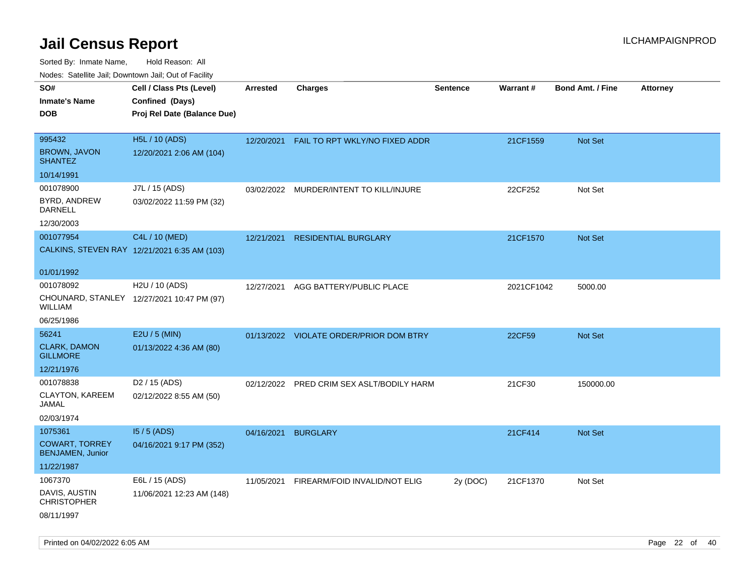# Jail Census Report

ILCHAMPAIGNPROD

Sorted By: Inmate Name, Hold Reason: All

Nodes: Satellite Jail; Downtown Jail; Out of Facility

| SO# / Inmate's Name / DOB | Cell / Class Pts (Level) / Confined (Days) / Proj Rel Date (Balance Due) | Arrested | Charges | Sentence | Warrant # | Bond Amt. / Fine | Attorney |
|---|---|---|---|---|---|---|---|
| 995432<br>BROWN, JAVON SHANTEZ<br>10/14/1991 | H5L / 10 (ADS)<br>12/20/2021 2:06 AM (104) | 12/20/2021 | FAIL TO RPT WKLY/NO FIXED ADDR | | 21CF1559 | Not Set | |
| 001078900<br>BYRD, ANDREW DARNELL<br>12/30/2003 | J7L / 15 (ADS)<br>03/02/2022 11:59 PM (32) | 03/02/2022 | MURDER/INTENT TO KILL/INJURE | | 22CF252 | Not Set | |
| 001077954<br>CALKINS, STEVEN RAY<br>01/01/1992 | C4L / 10 (MED)<br>12/21/2021 6:35 AM (103) | 12/21/2021 | RESIDENTIAL BURGLARY | | 21CF1570 | Not Set | |
| 001078092<br>CHOUNARD, STANLEY WILLIAM<br>06/25/1986 | H2U / 10 (ADS)<br>12/27/2021 10:47 PM (97) | 12/27/2021 | AGG BATTERY/PUBLIC PLACE | | 2021CF1042 | 5000.00 | |
| 56241<br>CLARK, DAMON GILLMORE<br>12/21/1976 | E2U / 5 (MIN)<br>01/13/2022 4:36 AM (80) | 01/13/2022 | VIOLATE ORDER/PRIOR DOM BTRY | | 22CF59 | Not Set | |
| 001078838<br>CLAYTON, KAREEM JAMAL<br>02/03/1974 | D2 / 15 (ADS)<br>02/12/2022 8:55 AM (50) | 02/12/2022 | PRED CRIM SEX ASLT/BODILY HARM | | 21CF30 | 150000.00 | |
| 1075361<br>COWART, TORREY BENJAMEN, Junior<br>11/22/1987 | I5 / 5 (ADS)<br>04/16/2021 9:17 PM (352) | 04/16/2021 | BURGLARY | | 21CF414 | Not Set | |
| 1067370<br>DAVIS, AUSTIN CHRISTOPHER<br>08/11/1997 | E6L / 15 (ADS)<br>11/06/2021 12:23 AM (148) | 11/05/2021 | FIREARM/FOID INVALID/NOT ELIG | 2y (DOC) | 21CF1370 | Not Set | |

Printed on 04/02/2022 6:05 AM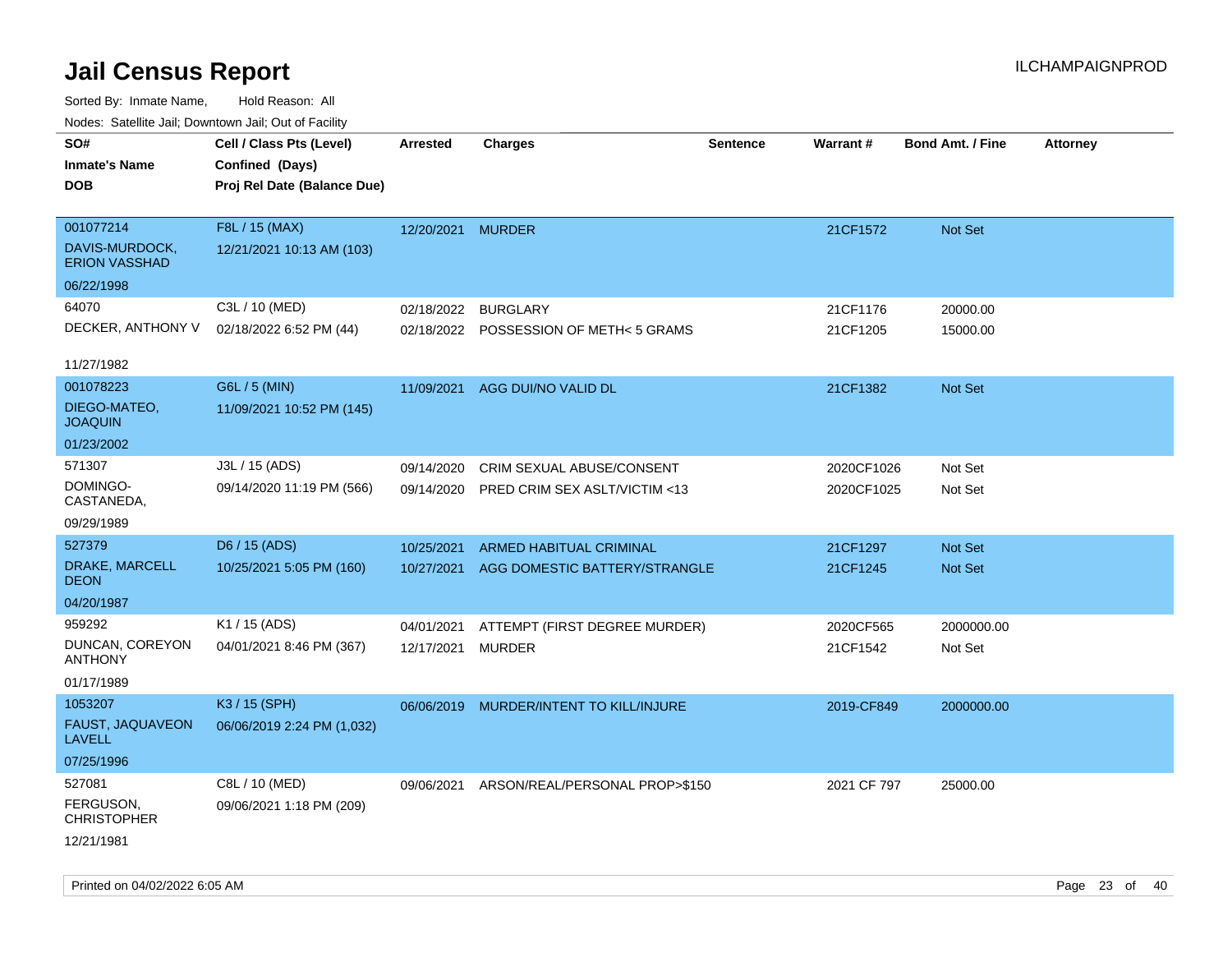# Jail Census Report

ILCHAMPAIGNPROD

Sorted By: Inmate Name, Hold Reason: All

Nodes: Satellite Jail; Downtown Jail; Out of Facility

| SO# / Inmate's Name / DOB | Cell / Class Pts (Level) / Confined (Days) / Proj Rel Date (Balance Due) | Arrested | Charges | Sentence | Warrant # | Bond Amt. / Fine | Attorney |
|---|---|---|---|---|---|---|---|
| 001077214<br>DAVIS-MURDOCK, ERION VASSHAD<br>06/22/1998 | F8L / 15 (MAX)<br>12/21/2021 10:13 AM (103) | 12/20/2021 | MURDER | | 21CF1572 | Not Set | |
| 64070<br>DECKER, ANTHONY V<br>11/27/1982 | C3L / 10 (MED)<br>02/18/2022 6:52 PM (44) | 02/18/2022 | BURGLARY | | 21CF1176 | 20000.00 | |
| | | 02/18/2022 | POSSESSION OF METH< 5 GRAMS | | 21CF1205 | 15000.00 | |
| 001078223<br>DIEGO-MATEO, JOAQUIN<br>01/23/2002 | G6L / 5 (MIN)<br>11/09/2021 10:52 PM (145) | 11/09/2021 | AGG DUI/NO VALID DL | | 21CF1382 | Not Set | |
| 571307<br>DOMINGO-CASTANEDA,<br>09/29/1989 | J3L / 15 (ADS)<br>09/14/2020 11:19 PM (566) | 09/14/2020 | CRIM SEXUAL ABUSE/CONSENT | | 2020CF1026 | Not Set | |
| | | 09/14/2020 | PRED CRIM SEX ASLT/VICTIM <13 | | 2020CF1025 | Not Set | |
| 527379<br>DRAKE, MARCELL DEON<br>04/20/1987 | D6 / 15 (ADS)<br>10/25/2021 5:05 PM (160) | 10/25/2021 | ARMED HABITUAL CRIMINAL | | 21CF1297 | Not Set | |
| | | 10/27/2021 | AGG DOMESTIC BATTERY/STRANGLE | | 21CF1245 | Not Set | |
| 959292<br>DUNCAN, COREYON ANTHONY<br>01/17/1989 | K1 / 15 (ADS)<br>04/01/2021 8:46 PM (367) | 04/01/2021 | ATTEMPT (FIRST DEGREE MURDER) | | 2020CF565 | 2000000.00 | |
| | | 12/17/2021 | MURDER | | 21CF1542 | Not Set | |
| 1053207<br>FAUST, JAQUAVEON LAVELL<br>07/25/1996 | K3 / 15 (SPH)<br>06/06/2019 2:24 PM (1,032) | 06/06/2019 | MURDER/INTENT TO KILL/INJURE | | 2019-CF849 | 2000000.00 | |
| 527081<br>FERGUSON, CHRISTOPHER<br>12/21/1981 | C8L / 10 (MED)<br>09/06/2021 1:18 PM (209) | 09/06/2021 | ARSON/REAL/PERSONAL PROP>$150 | | 2021 CF 797 | 25000.00 | |

Printed on 04/02/2022 6:05 AM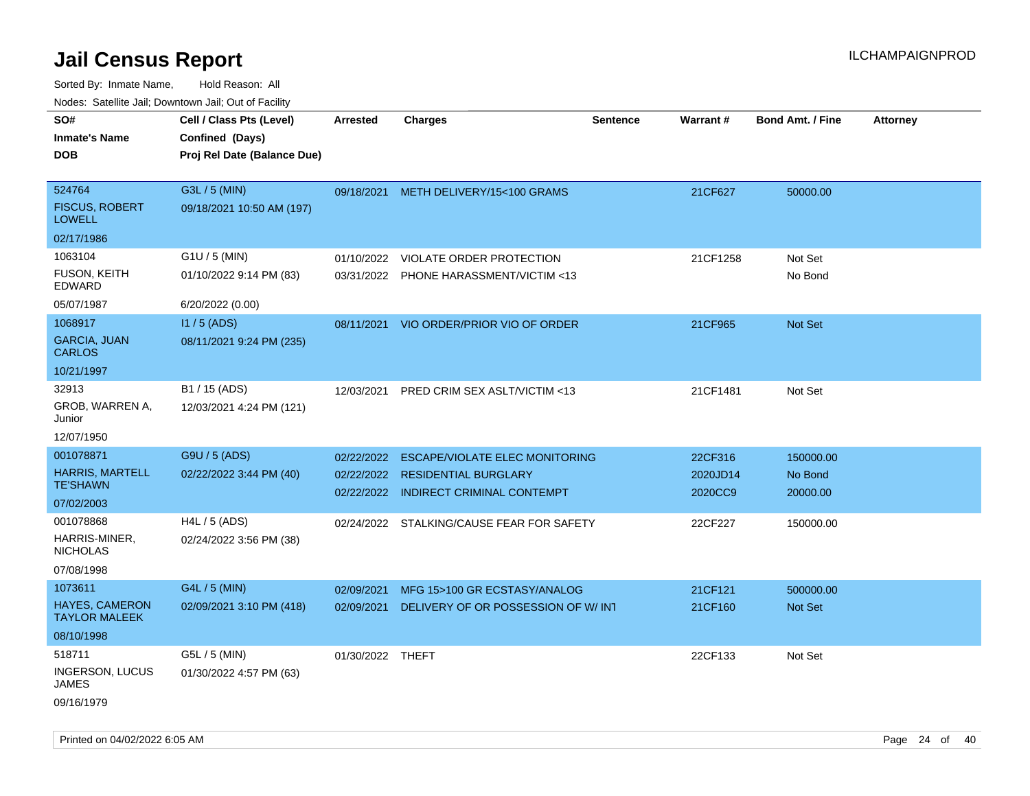# Jail Census Report

ILCHAMPAIGNPROD

Sorted By: Inmate Name, Hold Reason: All

Nodes: Satellite Jail; Downtown Jail; Out of Facility

| SO# / Inmate's Name / DOB | Cell / Class Pts (Level) / Confined (Days) / Proj Rel Date (Balance Due) | Arrested | Charges | Sentence | Warrant # | Bond Amt. / Fine | Attorney |
|---|---|---|---|---|---|---|---|
| 524764<br>FISCUS, ROBERT LOWELL<br>02/17/1986 | G3L / 5 (MIN)<br>09/18/2021 10:50 AM (197) | 09/18/2021 | METH DELIVERY/15<100 GRAMS | | 21CF627 | 50000.00 | |
| 1063104<br>FUSON, KEITH EDWARD<br>05/07/1987 | G1U / 5 (MIN)<br>01/10/2022 9:14 PM (83)<br>6/20/2022 (0.00) | 01/10/2022 | VIOLATE ORDER PROTECTION | | 21CF1258 | Not Set | |
| | | 03/31/2022 | PHONE HARASSMENT/VICTIM <13 | | | No Bond | |
| 1068917<br>GARCIA, JUAN CARLOS<br>10/21/1997 | I1 / 5 (ADS)<br>08/11/2021 9:24 PM (235) | 08/11/2021 | VIO ORDER/PRIOR VIO OF ORDER | | 21CF965 | Not Set | |
| 32913<br>GROB, WARREN A, Junior<br>12/07/1950 | B1 / 15 (ADS)<br>12/03/2021 4:24 PM (121) | 12/03/2021 | PRED CRIM SEX ASLT/VICTIM <13 | | 21CF1481 | Not Set | |
| 001078871<br>HARRIS, MARTELL TE'SHAWN<br>07/02/2003 | G9U / 5 (ADS)<br>02/22/2022 3:44 PM (40) | 02/22/2022 | ESCAPE/VIOLATE ELEC MONITORING | | 22CF316 | 150000.00 | |
| | | 02/22/2022 | RESIDENTIAL BURGLARY | | 2020JD14 | No Bond | |
| | | 02/22/2022 | INDIRECT CRIMINAL CONTEMPT | | 2020CC9 | 20000.00 | |
| 001078868<br>HARRIS-MINER, NICHOLAS<br>07/08/1998 | H4L / 5 (ADS)<br>02/24/2022 3:56 PM (38) | 02/24/2022 | STALKING/CAUSE FEAR FOR SAFETY | | 22CF227 | 150000.00 | |
| 1073611<br>HAYES, CAMERON TAYLOR MALEEK<br>08/10/1998 | G4L / 5 (MIN)<br>02/09/2021 3:10 PM (418) | 02/09/2021 | MFG 15>100 GR ECSTASY/ANALOG | | 21CF121 | 500000.00 | |
| | | 02/09/2021 | DELIVERY OF OR POSSESSION OF W/ INT | | 21CF160 | Not Set | |
| 518711<br>INGERSON, LUCUS JAMES<br>09/16/1979 | G5L / 5 (MIN)<br>01/30/2022 4:57 PM (63) | 01/30/2022 | THEFT | | 22CF133 | Not Set | |

Printed on 04/02/2022 6:05 AM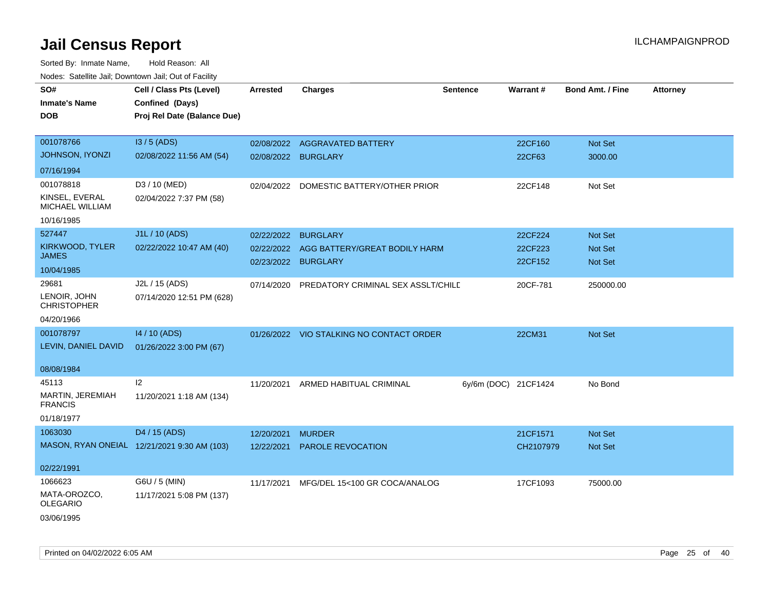# Jail Census Report

ILCHAMPAIGNPROD

Sorted By: Inmate Name, Hold Reason: All

Nodes: Satellite Jail; Downtown Jail; Out of Facility

| SO# / Inmate's Name / DOB | Cell / Class Pts (Level) / Confined (Days) / Proj Rel Date (Balance Due) | Arrested | Charges | Sentence | Warrant # | Bond Amt. / Fine | Attorney |
|---|---|---|---|---|---|---|---|
| 001078766<br>JOHNSON, IYONZI<br>07/16/1994 | I3 / 5 (ADS)<br>02/08/2022 11:56 AM (54) | 02/08/2022<br>02/08/2022 | AGGRAVATED BATTERY<br>BURGLARY | | 22CF160<br>22CF63 | Not Set<br>3000.00 | |
| 001078818<br>KINSEL, EVERAL MICHAEL WILLIAM<br>10/16/1985 | D3 / 10 (MED)<br>02/04/2022 7:37 PM (58) | 02/04/2022 | DOMESTIC BATTERY/OTHER PRIOR | | 22CF148 | Not Set | |
| 527447<br>KIRKWOOD, TYLER JAMES<br>10/04/1985 | J1L / 10 (ADS)<br>02/22/2022 10:47 AM (40) | 02/22/2022<br>02/22/2022<br>02/23/2022 | BURGLARY<br>AGG BATTERY/GREAT BODILY HARM<br>BURGLARY | | 22CF224<br>22CF223<br>22CF152 | Not Set<br>Not Set<br>Not Set | |
| 29681<br>LENOIR, JOHN CHRISTOPHER<br>04/20/1966 | J2L / 15 (ADS)<br>07/14/2020 12:51 PM (628) | 07/14/2020 | PREDATORY CRIMINAL SEX ASSLT/CHILD | | 20CF-781 | 250000.00 | |
| 001078797<br>LEVIN, DANIEL DAVID<br>08/08/1984 | I4 / 10 (ADS)<br>01/26/2022 3:00 PM (67) | 01/26/2022 | VIO STALKING NO CONTACT ORDER | | 22CM31 | Not Set | |
| 45113<br>MARTIN, JEREMIAH FRANCIS<br>01/18/1977 | I2<br>11/20/2021 1:18 AM (134) | 11/20/2021 | ARMED HABITUAL CRIMINAL | 6y/6m (DOC) | 21CF1424 | No Bond | |
| 1063030<br>MASON, RYAN ONEIAL<br>02/22/1991 | D4 / 15 (ADS)<br>12/21/2021 9:30 AM (103) | 12/20/2021<br>12/22/2021 | MURDER<br>PAROLE REVOCATION | | 21CF1571<br>CH2107979 | Not Set<br>Not Set | |
| 1066623<br>MATA-OROZCO, OLEGARIO<br>03/06/1995 | G6U / 5 (MIN)<br>11/17/2021 5:08 PM (137) | 11/17/2021 | MFG/DEL 15<100 GR COCA/ANALOG | | 17CF1093 | 75000.00 | |

Printed on 04/02/2022 6:05 AM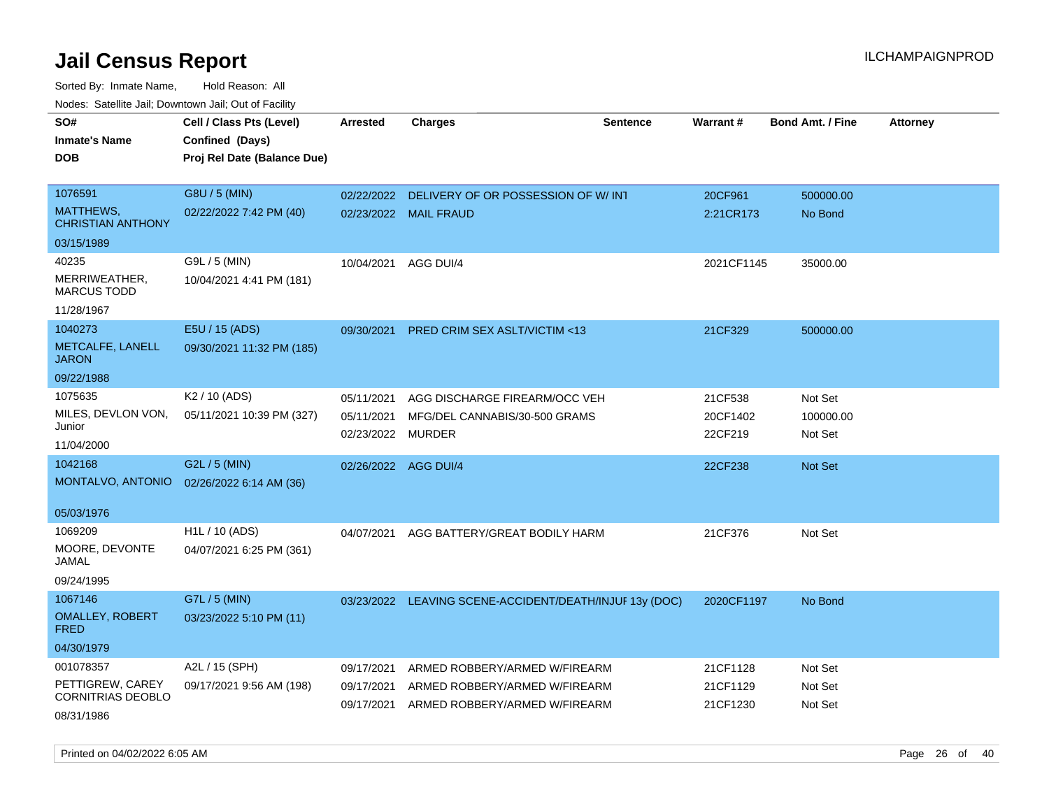# Jail Census Report

Sorted By: Inmate Name, Hold Reason: All

Nodes: Satellite Jail; Downtown Jail; Out of Facility

| SO# / Inmate's Name / DOB | Cell / Class Pts (Level) / Confined (Days) / Proj Rel Date (Balance Due) | Arrested | Charges | Sentence | Warrant # | Bond Amt. / Fine | Attorney |
|---|---|---|---|---|---|---|---|
| 1076591<br>MATTHEWS, CHRISTIAN ANTHONY<br>03/15/1989 | G8U / 5 (MIN)<br>02/22/2022 7:42 PM (40) | 02/22/2022<br>02/23/2022 | DELIVERY OF OR POSSESSION OF W/ INT<br>MAIL FRAUD | | 20CF961<br>2:21CR173 | 500000.00<br>No Bond | |
| 40235<br>MERRIWEATHER, MARCUS TODD<br>11/28/1967 | G9L / 5 (MIN)<br>10/04/2021 4:41 PM (181) | 10/04/2021 | AGG DUI/4 | | 2021CF1145 | 35000.00 | |
| 1040273<br>METCALFE, LANELL JARON<br>09/22/1988 | E5U / 15 (ADS)<br>09/30/2021 11:32 PM (185) | 09/30/2021 | PRED CRIM SEX ASLT/VICTIM <13 | | 21CF329 | 500000.00 | |
| 1075635<br>MILES, DEVLON VON, Junior<br>11/04/2000 | K2 / 10 (ADS)<br>05/11/2021 10:39 PM (327) | 05/11/2021<br>05/11/2021<br>02/23/2022 | AGG DISCHARGE FIREARM/OCC VEH<br>MFG/DEL CANNABIS/30-500 GRAMS<br>MURDER | | 21CF538<br>20CF1402<br>22CF219 | Not Set<br>100000.00<br>Not Set | |
| 1042168<br>MONTALVO, ANTONIO<br>05/03/1976 | G2L / 5 (MIN)<br>02/26/2022 6:14 AM (36) | 02/26/2022 | AGG DUI/4 | | 22CF238 | Not Set | |
| 1069209<br>MOORE, DEVONTE JAMAL<br>09/24/1995 | H1L / 10 (ADS)<br>04/07/2021 6:25 PM (361) | 04/07/2021 | AGG BATTERY/GREAT BODILY HARM | | 21CF376 | Not Set | |
| 1067146<br>OMALLEY, ROBERT FRED<br>04/30/1979 | G7L / 5 (MIN)<br>03/23/2022 5:10 PM (11) | 03/23/2022 | LEAVING SCENE-ACCIDENT/DEATH/INJUF | 13y (DOC) | 2020CF1197 | No Bond | |
| 001078357<br>PETTIGREW, CAREY CORNITRIAS DEOBLO<br>08/31/1986 | A2L / 15 (SPH)<br>09/17/2021 9:56 AM (198) | 09/17/2021<br>09/17/2021<br>09/17/2021 | ARMED ROBBERY/ARMED W/FIREARM<br>ARMED ROBBERY/ARMED W/FIREARM<br>ARMED ROBBERY/ARMED W/FIREARM | | 21CF1128<br>21CF1129<br>21CF1230 | Not Set<br>Not Set<br>Not Set | |

Printed on 04/02/2022 6:05 AM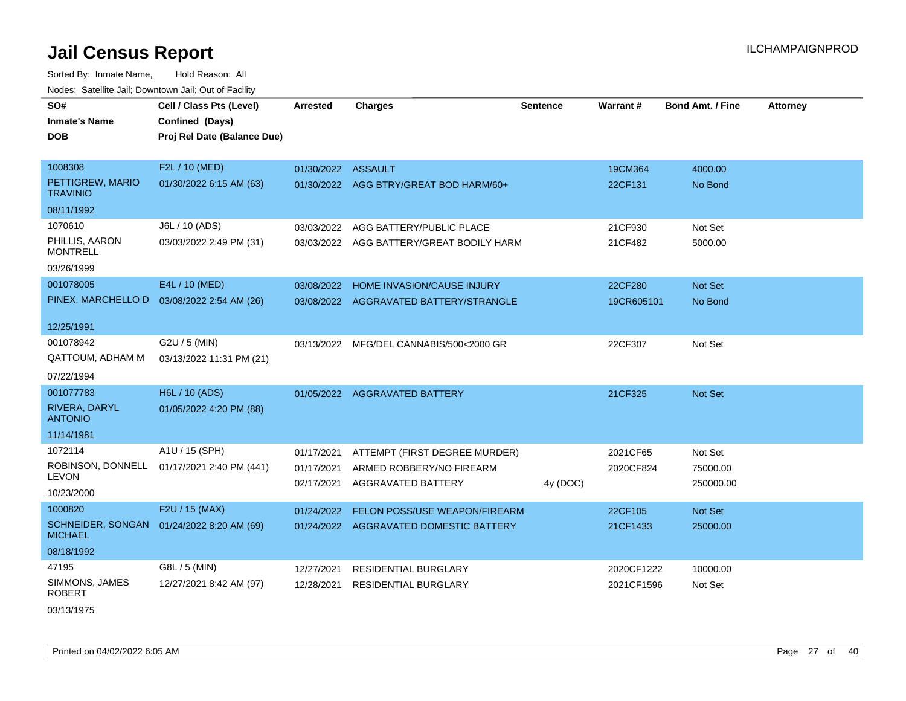# Jail Census Report

ILCHAMPAIGNPROD

Sorted By: Inmate Name, Hold Reason: All

Nodes: Satellite Jail; Downtown Jail; Out of Facility

| SO# / Inmate's Name / DOB | Cell / Class Pts (Level) / Confined (Days) / Proj Rel Date (Balance Due) | Arrested | Charges | Sentence | Warrant # | Bond Amt. / Fine | Attorney |
|---|---|---|---|---|---|---|---|
| 1008308<br>PETTIGREW, MARIO TRAVINIO<br>08/11/1992 | F2L / 10 (MED)<br>01/30/2022 6:15 AM (63) | 01/30/2022 | ASSAULT | | 19CM364 | 4000.00 | |
| | | 01/30/2022 | AGG BTRY/GREAT BOD HARM/60+ | | 22CF131 | No Bond | |
| 1070610<br>PHILLIS, AARON MONTRELL<br>03/26/1999 | J6L / 10 (ADS)<br>03/03/2022 2:49 PM (31) | 03/03/2022 | AGG BATTERY/PUBLIC PLACE | | 21CF930 | Not Set | |
| | | 03/03/2022 | AGG BATTERY/GREAT BODILY HARM | | 21CF482 | 5000.00 | |
| 001078005<br>PINEX, MARCHELLO D<br>12/25/1991 | E4L / 10 (MED)<br>03/08/2022 2:54 AM (26) | 03/08/2022 | HOME INVASION/CAUSE INJURY | | 22CF280 | Not Set | |
| | | 03/08/2022 | AGGRAVATED BATTERY/STRANGLE | | 19CR605101 | No Bond | |
| 001078942<br>QATTOUM, ADHAM M<br>07/22/1994 | G2U / 5 (MIN)<br>03/13/2022 11:31 PM (21) | 03/13/2022 | MFG/DEL CANNABIS/500<2000 GR | | 22CF307 | Not Set | |
| 001077783<br>RIVERA, DARYL ANTONIO<br>11/14/1981 | H6L / 10 (ADS)<br>01/05/2022 4:20 PM (88) | 01/05/2022 | AGGRAVATED BATTERY | | 21CF325 | Not Set | |
| 1072114<br>ROBINSON, DONNELL LEVON<br>10/23/2000 | A1U / 15 (SPH)<br>01/17/2021 2:40 PM (441) | 01/17/2021 | ATTEMPT (FIRST DEGREE MURDER) | | 2021CF65 | Not Set | |
| | | 01/17/2021 | ARMED ROBBERY/NO FIREARM | | 2020CF824 | 75000.00 | |
| | | 02/17/2021 | AGGRAVATED BATTERY | 4y (DOC) | | 250000.00 | |
| 1000820<br>SCHNEIDER, SONGAN MICHAEL<br>08/18/1992 | F2U / 15 (MAX)<br>01/24/2022 8:20 AM (69) | 01/24/2022 | FELON POSS/USE WEAPON/FIREARM | | 22CF105 | Not Set | |
| | | 01/24/2022 | AGGRAVATED DOMESTIC BATTERY | | 21CF1433 | 25000.00 | |
| 47195<br>SIMMONS, JAMES ROBERT<br>03/13/1975 | G8L / 5 (MIN)<br>12/27/2021 8:42 AM (97) | 12/27/2021 | RESIDENTIAL BURGLARY | | 2020CF1222 | 10000.00 | |
| | | 12/28/2021 | RESIDENTIAL BURGLARY | | 2021CF1596 | Not Set | |

Printed on 04/02/2022 6:05 AM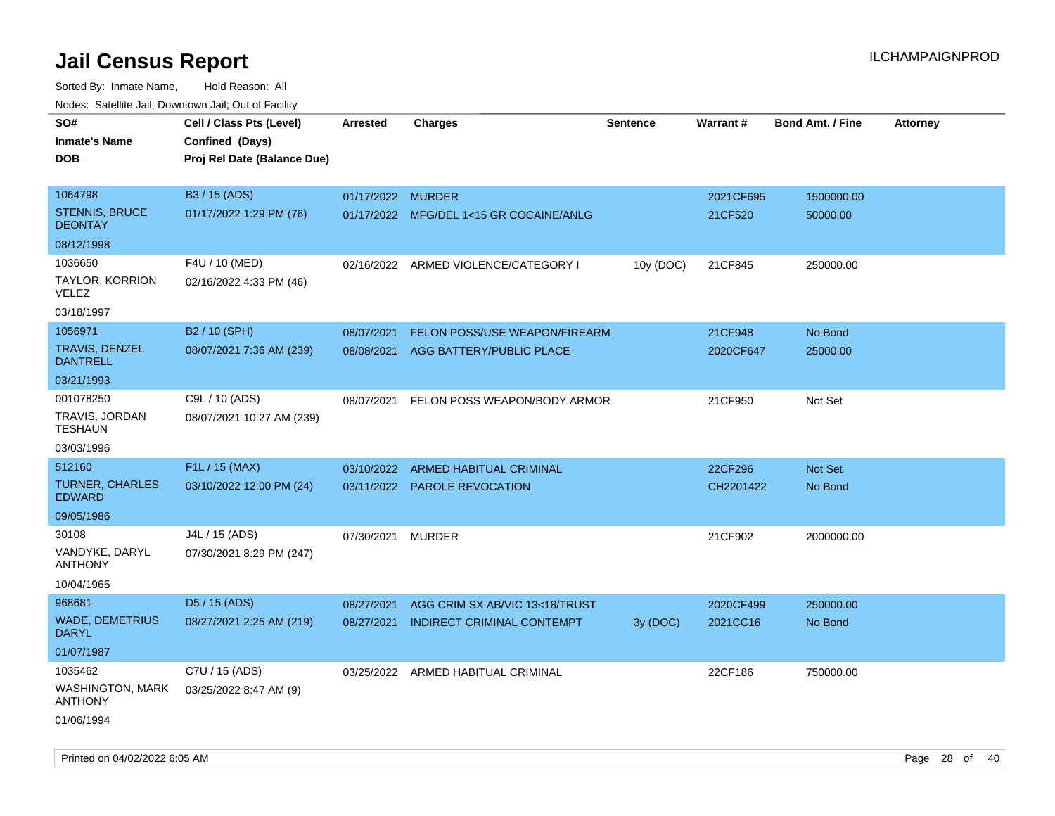# Jail Census Report

ILCHAMPAIGNPROD

Sorted By: Inmate Name, Hold Reason: All

Nodes: Satellite Jail; Downtown Jail; Out of Facility

| SO# / Inmate's Name / DOB | Cell / Class Pts (Level) / Confined (Days) / Proj Rel Date (Balance Due) | Arrested | Charges | Sentence | Warrant # | Bond Amt. / Fine | Attorney |
|---|---|---|---|---|---|---|---|
| 1064798<br>STENNIS, BRUCE DEONTAY<br>08/12/1998 | B3 / 15 (ADS)<br>01/17/2022 1:29 PM (76) | 01/17/2022<br>01/17/2022 | MURDER<br>MFG/DEL 1<15 GR COCAINE/ANLG | | 2021CF695<br>21CF520 | 1500000.00<br>50000.00 | |
| 1036650<br>TAYLOR, KORRION VELEZ<br>03/18/1997 | F4U / 10 (MED)<br>02/16/2022 4:33 PM (46) | 02/16/2022 | ARMED VIOLENCE/CATEGORY I | 10y (DOC) | 21CF845 | 250000.00 | |
| 1056971<br>TRAVIS, DENZEL DANTRELL<br>03/21/1993 | B2 / 10 (SPH)<br>08/07/2021 7:36 AM (239) | 08/07/2021<br>08/08/2021 | FELON POSS/USE WEAPON/FIREARM<br>AGG BATTERY/PUBLIC PLACE | | 21CF948<br>2020CF647 | No Bond<br>25000.00 | |
| 001078250<br>TRAVIS, JORDAN TESHAUN<br>03/03/1996 | C9L / 10 (ADS)<br>08/07/2021 10:27 AM (239) | 08/07/2021 | FELON POSS WEAPON/BODY ARMOR | | 21CF950 | Not Set | |
| 512160<br>TURNER, CHARLES EDWARD<br>09/05/1986 | F1L / 15 (MAX)<br>03/10/2022 12:00 PM (24) | 03/10/2022<br>03/11/2022 | ARMED HABITUAL CRIMINAL<br>PAROLE REVOCATION | | 22CF296<br>CH2201422 | Not Set<br>No Bond | |
| 30108<br>VANDYKE, DARYL ANTHONY<br>10/04/1965 | J4L / 15 (ADS)<br>07/30/2021 8:29 PM (247) | 07/30/2021 | MURDER | | 21CF902 | 2000000.00 | |
| 968681<br>WADE, DEMETRIUS DARYL<br>01/07/1987 | D5 / 15 (ADS)<br>08/27/2021 2:25 AM (219) | 08/27/2021<br>08/27/2021 | AGG CRIM SX AB/VIC 13<18/TRUST<br>INDIRECT CRIMINAL CONTEMPT | <br>3y (DOC) | 2020CF499<br>2021CC16 | 250000.00<br>No Bond | |
| 1035462<br>WASHINGTON, MARK ANTHONY<br>01/06/1994 | C7U / 15 (ADS)<br>03/25/2022 8:47 AM (9) | 03/25/2022 | ARMED HABITUAL CRIMINAL | | 22CF186 | 750000.00 | |

Printed on 04/02/2022 6:05 AM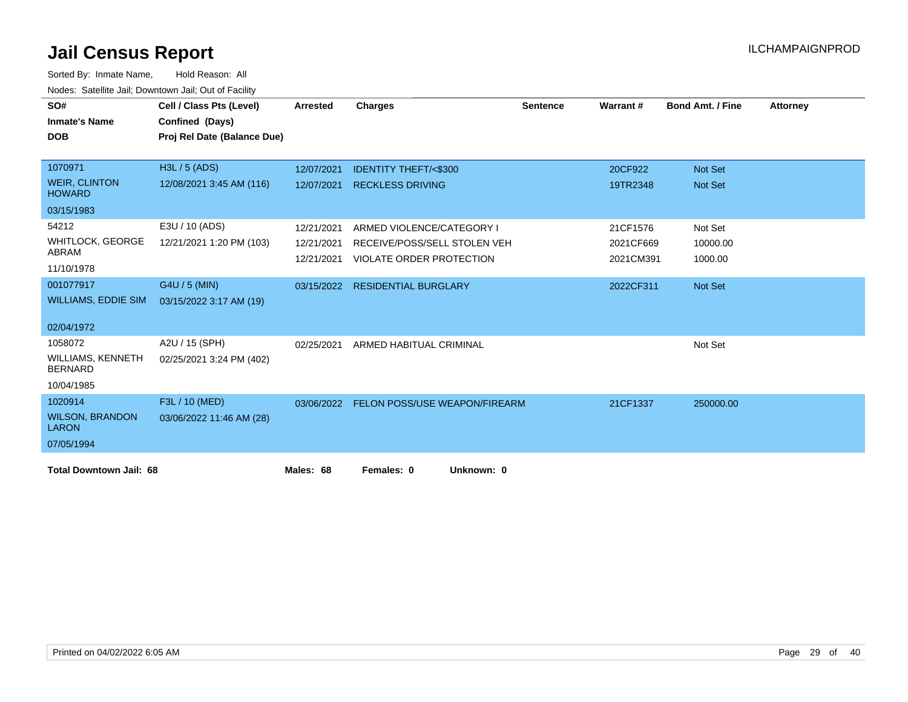# Jail Census Report

ILCHAMPAIGNPROD

Sorted By: Inmate Name, Hold Reason: All

Nodes: Satellite Jail; Downtown Jail; Out of Facility

| SO# / Inmate's Name / DOB | Cell / Class Pts (Level) / Confined (Days) / Proj Rel Date (Balance Due) | Arrested | Charges | Sentence | Warrant # | Bond Amt. / Fine | Attorney |
|---|---|---|---|---|---|---|---|
| 1070971<br>WEIR, CLINTON HOWARD<br>03/15/1983 | H3L / 5 (ADS)<br>12/08/2021 3:45 AM (116) | 12/07/2021<br>12/07/2021 | IDENTITY THEFT/<$300<br>RECKLESS DRIVING | | 20CF922<br>19TR2348 | Not Set<br>Not Set | |
| 54212<br>WHITLOCK, GEORGE ABRAM<br>11/10/1978 | E3U / 10 (ADS)<br>12/21/2021 1:20 PM (103) | 12/21/2021<br>12/21/2021<br>12/21/2021 | ARMED VIOLENCE/CATEGORY I<br>RECEIVE/POSS/SELL STOLEN VEH<br>VIOLATE ORDER PROTECTION | | 21CF1576<br>2021CF669<br>2021CM391 | Not Set<br>10000.00<br>1000.00 | |
| 001077917<br>WILLIAMS, EDDIE SIM<br>02/04/1972 | G4U / 5 (MIN)<br>03/15/2022 3:17 AM (19) | 03/15/2022 | RESIDENTIAL BURGLARY | | 2022CF311 | Not Set | |
| 1058072<br>WILLIAMS, KENNETH BERNARD<br>10/04/1985 | A2U / 15 (SPH)<br>02/25/2021 3:24 PM (402) | 02/25/2021 | ARMED HABITUAL CRIMINAL | | | Not Set | |
| 1020914<br>WILSON, BRANDON LARON<br>07/05/1994 | F3L / 10 (MED)<br>03/06/2022 11:46 AM (28) | 03/06/2022 | FELON POSS/USE WEAPON/FIREARM | | 21CF1337 | 250000.00 | |

**Total Downtown Jail: 68** **Males: 68** **Females: 0** **Unknown: 0**

Printed on 04/02/2022 6:05 AM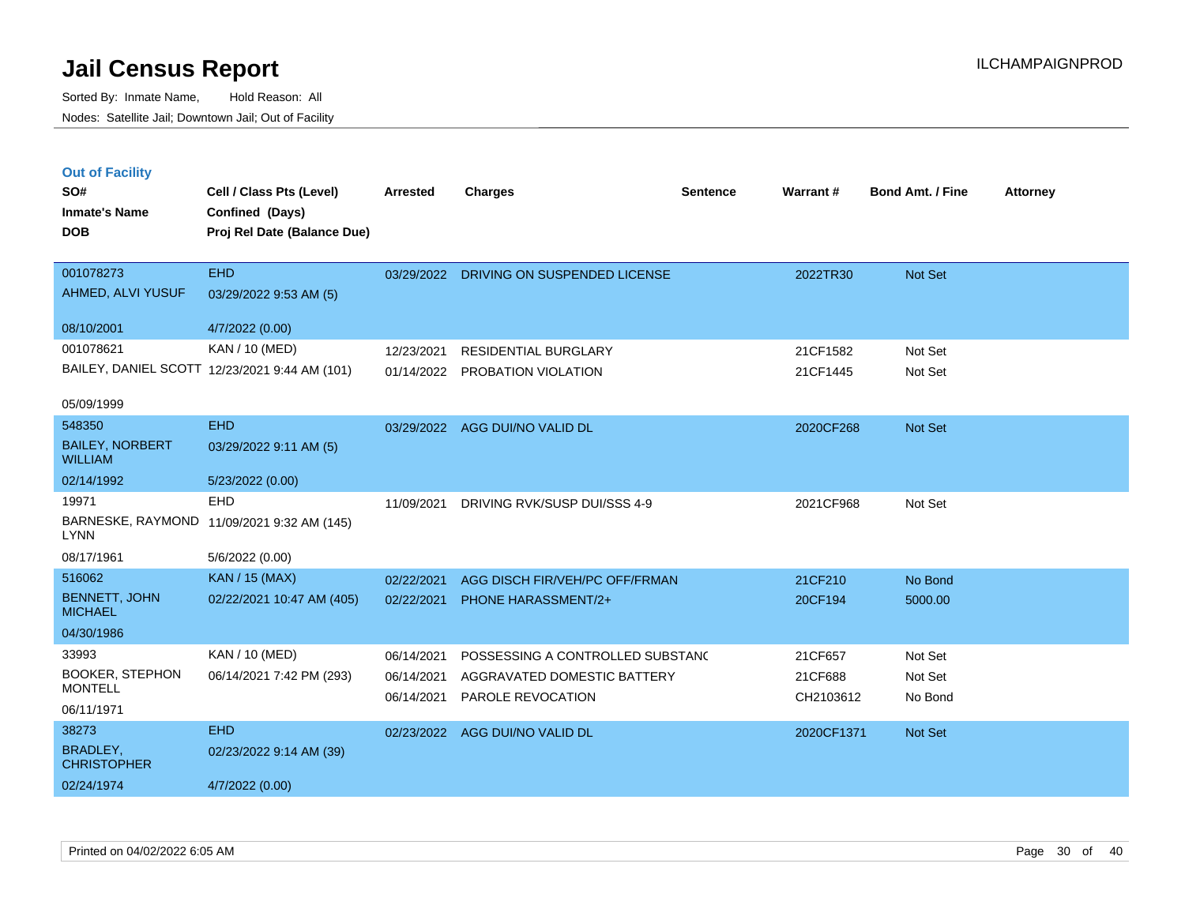# Jail Census Report

Sorted By: Inmate Name, Hold Reason: All
Nodes: Satellite Jail; Downtown Jail; Out of Facility

ILCHAMPAIGNPROD

## Out of Facility

| SO# / Inmate's Name / DOB | Cell / Class Pts (Level) / Confined (Days) / Proj Rel Date (Balance Due) | Arrested | Charges | Sentence | Warrant # | Bond Amt. / Fine | Attorney |
|---|---|---|---|---|---|---|---|
| 001078273<br>AHMED, ALVI YUSUF<br>08/10/2001 | EHD<br>03/29/2022 9:53 AM (5)<br>4/7/2022 (0.00) | 03/29/2022 | DRIVING ON SUSPENDED LICENSE | | 2022TR30 | Not Set | |
| 001078621<br>BAILEY, DANIEL SCOTT<br>05/09/1999 | KAN / 10 (MED)<br>12/23/2021 9:44 AM (101) | 12/23/2021<br>01/14/2022 | RESIDENTIAL BURGLARY<br>PROBATION VIOLATION | | 21CF1582<br>21CF1445 | Not Set<br>Not Set | |
| 548350<br>BAILEY, NORBERT WILLIAM<br>02/14/1992 | EHD<br>03/29/2022 9:11 AM (5)<br>5/23/2022 (0.00) | 03/29/2022 | AGG DUI/NO VALID DL | | 2020CF268 | Not Set | |
| 19971<br>BARNESKE, RAYMOND LYNN<br>08/17/1961 | EHD<br>11/09/2021 9:32 AM (145)<br>5/6/2022 (0.00) | 11/09/2021 | DRIVING RVK/SUSP DUI/SSS 4-9 | | 2021CF968 | Not Set | |
| 516062<br>BENNETT, JOHN MICHAEL<br>04/30/1986 | KAN / 15 (MAX)<br>02/22/2021 10:47 AM (405) | 02/22/2021<br>02/22/2021 | AGG DISCH FIR/VEH/PC OFF/FRMAN<br>PHONE HARASSMENT/2+ | | 21CF210<br>20CF194 | No Bond<br>5000.00 | |
| 33993<br>BOOKER, STEPHON MONTELL<br>06/11/1971 | KAN / 10 (MED)<br>06/14/2021 7:42 PM (293) | 06/14/2021<br>06/14/2021<br>06/14/2021 | POSSESSING A CONTROLLED SUBSTANC<br>AGGRAVATED DOMESTIC BATTERY<br>PAROLE REVOCATION | | 21CF657<br>21CF688<br>CH2103612 | Not Set<br>Not Set<br>No Bond | |
| 38273<br>BRADLEY, CHRISTOPHER<br>02/24/1974 | EHD<br>02/23/2022 9:14 AM (39)<br>4/7/2022 (0.00) | 02/23/2022 | AGG DUI/NO VALID DL | | 2020CF1371 | Not Set | |

Printed on 04/02/2022 6:05 AM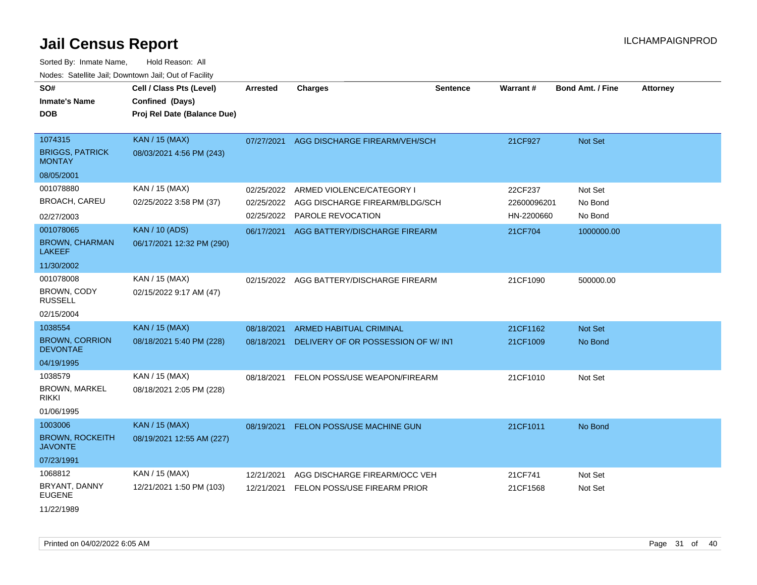# Jail Census Report

Sorted By: Inmate Name, Hold Reason: All

Nodes: Satellite Jail; Downtown Jail; Out of Facility

| SO# / Inmate's Name / DOB | Cell / Class Pts (Level) / Confined (Days) / Proj Rel Date (Balance Due) | Arrested | Charges | Sentence | Warrant # | Bond Amt. / Fine | Attorney |
|---|---|---|---|---|---|---|---|
| 1074315<br>BRIGGS, PATRICK MONTAY<br>08/05/2001 | KAN / 15 (MAX)<br>08/03/2021 4:56 PM (243) | 07/27/2021 | AGG DISCHARGE FIREARM/VEH/SCH | | 21CF927 | Not Set | |
| 001078880<br>BROACH, CAREU<br>02/27/2003 | KAN / 15 (MAX)<br>02/25/2022 3:58 PM (37) | 02/25/2022<br>02/25/2022<br>02/25/2022 | ARMED VIOLENCE/CATEGORY I<br>AGG DISCHARGE FIREARM/BLDG/SCH<br>PAROLE REVOCATION | | 22CF237<br>22600096201<br>HN-2200660 | Not Set<br>No Bond<br>No Bond | |
| 001078065<br>BROWN, CHARMAN LAKEEF<br>11/30/2002 | KAN / 10 (ADS)<br>06/17/2021 12:32 PM (290) | 06/17/2021 | AGG BATTERY/DISCHARGE FIREARM | | 21CF704 | 1000000.00 | |
| 001078008<br>BROWN, CODY RUSSELL<br>02/15/2004 | KAN / 15 (MAX)<br>02/15/2022 9:17 AM (47) | 02/15/2022 | AGG BATTERY/DISCHARGE FIREARM | | 21CF1090 | 500000.00 | |
| 1038554<br>BROWN, CORRION DEVONTAE<br>04/19/1995 | KAN / 15 (MAX)<br>08/18/2021 5:40 PM (228) | 08/18/2021<br>08/18/2021 | ARMED HABITUAL CRIMINAL<br>DELIVERY OF OR POSSESSION OF W/ INT | | 21CF1162<br>21CF1009 | Not Set<br>No Bond | |
| 1038579<br>BROWN, MARKEL RIKKI<br>01/06/1995 | KAN / 15 (MAX)<br>08/18/2021 2:05 PM (228) | 08/18/2021 | FELON POSS/USE WEAPON/FIREARM | | 21CF1010 | Not Set | |
| 1003006<br>BROWN, ROCKEITH JAVONTE<br>07/23/1991 | KAN / 15 (MAX)<br>08/19/2021 12:55 AM (227) | 08/19/2021 | FELON POSS/USE MACHINE GUN | | 21CF1011 | No Bond | |
| 1068812<br>BRYANT, DANNY EUGENE<br>11/22/1989 | KAN / 15 (MAX)<br>12/21/2021 1:50 PM (103) | 12/21/2021<br>12/21/2021 | AGG DISCHARGE FIREARM/OCC VEH<br>FELON POSS/USE FIREARM PRIOR | | 21CF741<br>21CF1568 | Not Set<br>Not Set | |

Printed on 04/02/2022 6:05 AM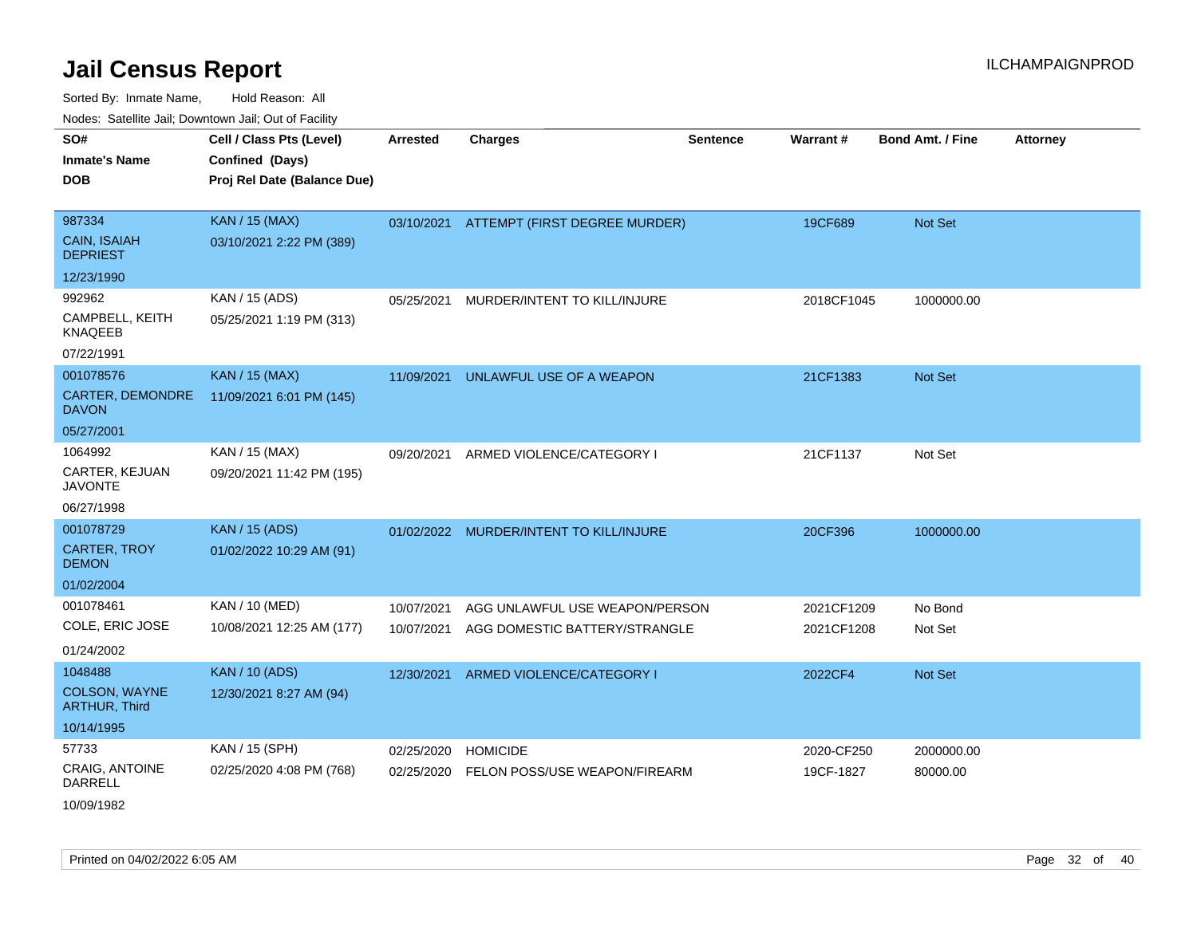# Jail Census Report

ILCHAMPAIGNPROD

Sorted By: Inmate Name, Hold Reason: All

Nodes: Satellite Jail; Downtown Jail; Out of Facility

| SO# / Inmate's Name / DOB | Cell / Class Pts (Level) / Confined (Days) / Proj Rel Date (Balance Due) | Arrested | Charges | Sentence | Warrant # | Bond Amt. / Fine | Attorney |
|---|---|---|---|---|---|---|---|
| 987334<br>CAIN, ISAIAH DEPRIEST<br>12/23/1990 | KAN / 15 (MAX)<br>03/10/2021 2:22 PM (389) | 03/10/2021 | ATTEMPT (FIRST DEGREE MURDER) | | 19CF689 | Not Set | |
| 992962<br>CAMPBELL, KEITH KNAQEEB<br>07/22/1991 | KAN / 15 (ADS)<br>05/25/2021 1:19 PM (313) | 05/25/2021 | MURDER/INTENT TO KILL/INJURE | | 2018CF1045 | 1000000.00 | |
| 001078576<br>CARTER, DEMONDRE DAVON<br>05/27/2001 | KAN / 15 (MAX)<br>11/09/2021 6:01 PM (145) | 11/09/2021 | UNLAWFUL USE OF A WEAPON | | 21CF1383 | Not Set | |
| 1064992<br>CARTER, KEJUAN JAVONTE<br>06/27/1998 | KAN / 15 (MAX)<br>09/20/2021 11:42 PM (195) | 09/20/2021 | ARMED VIOLENCE/CATEGORY I | | 21CF1137 | Not Set | |
| 001078729<br>CARTER, TROY DEMON<br>01/02/2004 | KAN / 15 (ADS)<br>01/02/2022 10:29 AM (91) | 01/02/2022 | MURDER/INTENT TO KILL/INJURE | | 20CF396 | 1000000.00 | |
| 001078461<br>COLE, ERIC JOSE<br>01/24/2002 | KAN / 10 (MED)<br>10/08/2021 12:25 AM (177) | 10/07/2021<br>10/07/2021 | AGG UNLAWFUL USE WEAPON/PERSON<br>AGG DOMESTIC BATTERY/STRANGLE | | 2021CF1209<br>2021CF1208 | No Bond<br>Not Set | |
| 1048488<br>COLSON, WAYNE ARTHUR, Third<br>10/14/1995 | KAN / 10 (ADS)<br>12/30/2021 8:27 AM (94) | 12/30/2021 | ARMED VIOLENCE/CATEGORY I | | 2022CF4 | Not Set | |
| 57733<br>CRAIG, ANTOINE DARRELL<br>10/09/1982 | KAN / 15 (SPH)<br>02/25/2020 4:08 PM (768) | 02/25/2020<br>02/25/2020 | HOMICIDE<br>FELON POSS/USE WEAPON/FIREARM | | 2020-CF250<br>19CF-1827 | 2000000.00<br>80000.00 | |

Printed on 04/02/2022 6:05 AM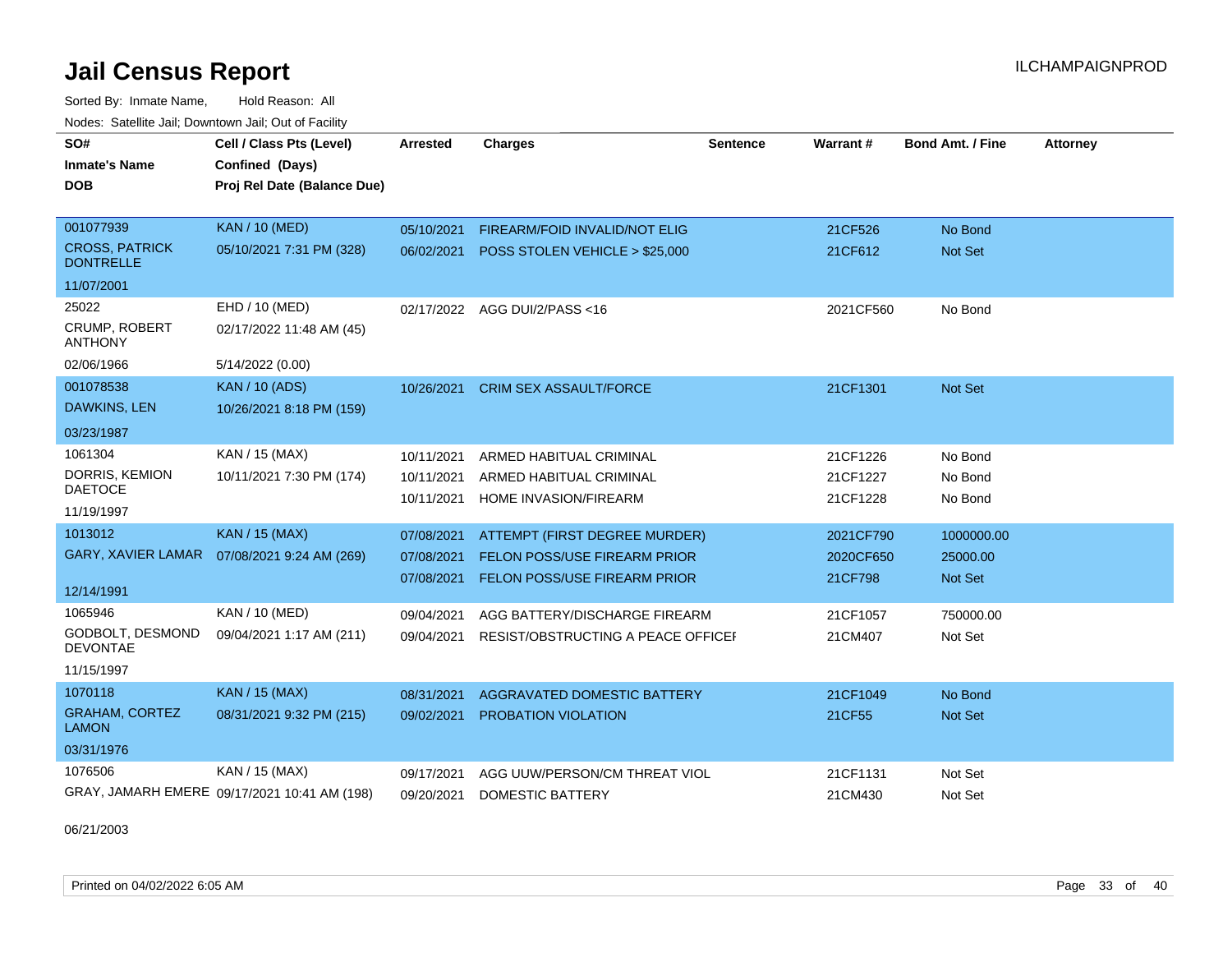# Jail Census Report

Sorted By: Inmate Name, Hold Reason: All

Nodes: Satellite Jail; Downtown Jail; Out of Facility

| SO# / Inmate's Name / DOB | Cell / Class Pts (Level) / Confined (Days) / Proj Rel Date (Balance Due) | Arrested | Charges | Sentence | Warrant # | Bond Amt. / Fine | Attorney |
|---|---|---|---|---|---|---|---|
| 001077939<br>CROSS, PATRICK DONTRELLE<br>11/07/2001 | KAN / 10 (MED)<br>05/10/2021 7:31 PM (328) | 05/10/2021 | FIREARM/FOID INVALID/NOT ELIG | | 21CF526 | No Bond | |
| | | 06/02/2021 | POSS STOLEN VEHICLE > $25,000 | | 21CF612 | Not Set | |
| 25022<br>CRUMP, ROBERT ANTHONY<br>02/06/1966 | EHD / 10 (MED)<br>02/17/2022 11:48 AM (45)<br>5/14/2022 (0.00) | 02/17/2022 | AGG DUI/2/PASS <16 | | 2021CF560 | No Bond | |
| 001078538<br>DAWKINS, LEN<br>03/23/1987 | KAN / 10 (ADS)<br>10/26/2021 8:18 PM (159) | 10/26/2021 | CRIM SEX ASSAULT/FORCE | | 21CF1301 | Not Set | |
| 1061304<br>DORRIS, KEMION DAETOCE<br>11/19/1997 | KAN / 15 (MAX)<br>10/11/2021 7:30 PM (174) | 10/11/2021 | ARMED HABITUAL CRIMINAL | | 21CF1226 | No Bond | |
| | | 10/11/2021 | ARMED HABITUAL CRIMINAL | | 21CF1227 | No Bond | |
| | | 10/11/2021 | HOME INVASION/FIREARM | | 21CF1228 | No Bond | |
| 1013012<br>GARY, XAVIER LAMAR<br>12/14/1991 | KAN / 15 (MAX)<br>07/08/2021 9:24 AM (269) | 07/08/2021 | ATTEMPT (FIRST DEGREE MURDER) | | 2021CF790 | 1000000.00 | |
| | | 07/08/2021 | FELON POSS/USE FIREARM PRIOR | | 2020CF650 | 25000.00 | |
| | | 07/08/2021 | FELON POSS/USE FIREARM PRIOR | | 21CF798 | Not Set | |
| 1065946<br>GODBOLT, DESMOND DEVONTAE<br>11/15/1997 | KAN / 10 (MED)<br>09/04/2021 1:17 AM (211) | 09/04/2021 | AGG BATTERY/DISCHARGE FIREARM | | 21CF1057 | 750000.00 | |
| | | 09/04/2021 | RESIST/OBSTRUCTING A PEACE OFFICEI | | 21CM407 | Not Set | |
| 1070118<br>GRAHAM, CORTEZ LAMON<br>03/31/1976 | KAN / 15 (MAX)<br>08/31/2021 9:32 PM (215) | 08/31/2021 | AGGRAVATED DOMESTIC BATTERY | | 21CF1049 | No Bond | |
| | | 09/02/2021 | PROBATION VIOLATION | | 21CF55 | Not Set | |
| 1076506<br>GRAY, JAMARH EMERE<br>06/21/2003 | KAN / 15 (MAX)<br>09/17/2021 10:41 AM (198) | 09/17/2021 | AGG UUW/PERSON/CM THREAT VIOL | | 21CF1131 | Not Set | |
| | | 09/20/2021 | DOMESTIC BATTERY | | 21CM430 | Not Set | |

Printed on 04/02/2022 6:05 AM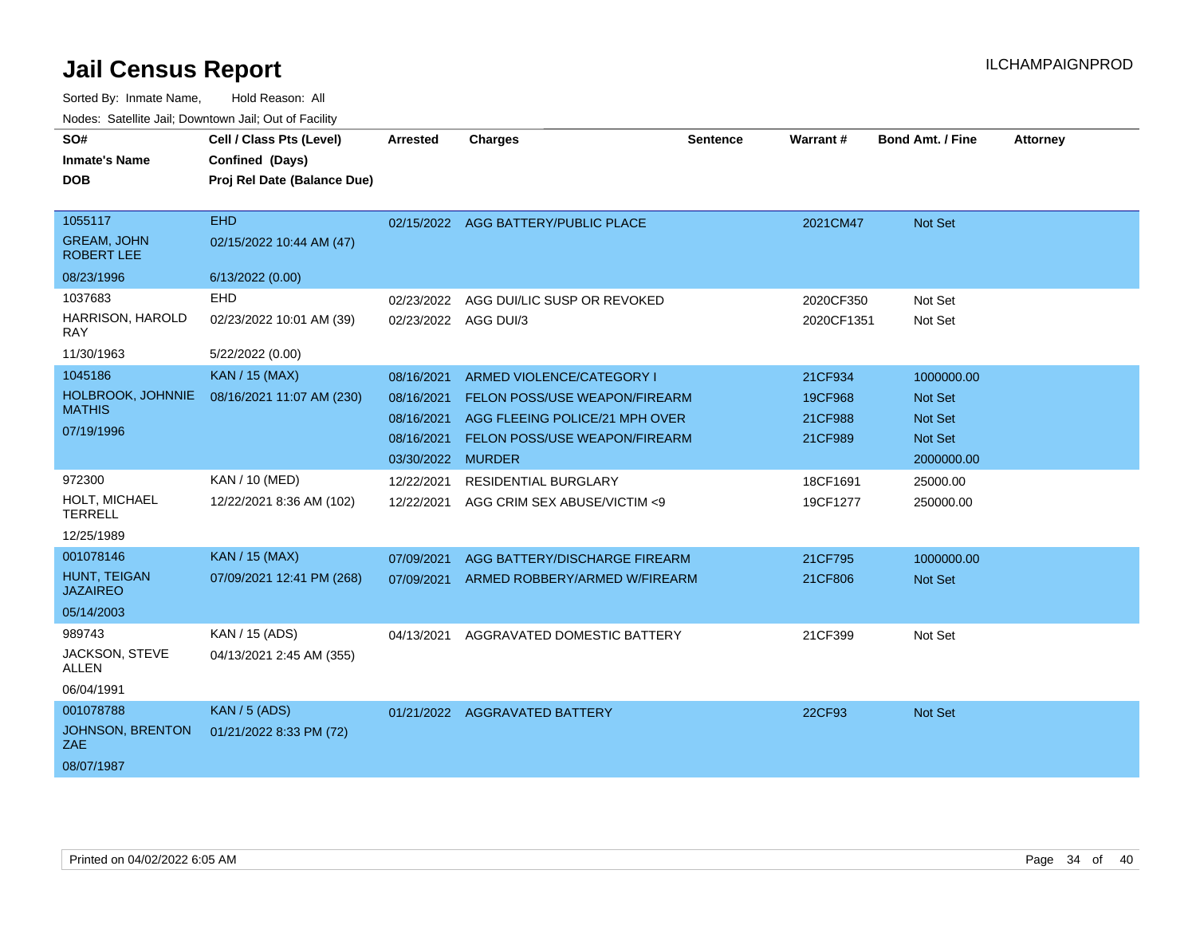# Jail Census Report

Sorted By: Inmate Name, Hold Reason: All

Nodes: Satellite Jail; Downtown Jail; Out of Facility

| SO# / Inmate's Name / DOB | Cell / Class Pts (Level) / Confined (Days) / Proj Rel Date (Balance Due) | Arrested | Charges | Sentence | Warrant # | Bond Amt. / Fine | Attorney |
|---|---|---|---|---|---|---|---|
| 1055117<br>GREAM, JOHN ROBERT LEE<br>08/23/1996 | EHD<br>02/15/2022 10:44 AM (47)<br>6/13/2022 (0.00) | 02/15/2022 | AGG BATTERY/PUBLIC PLACE | | 2021CM47 | Not Set | |
| 1037683<br>HARRISON, HAROLD RAY<br>11/30/1963 | EHD<br>02/23/2022 10:01 AM (39)<br>5/22/2022 (0.00) | 02/23/2022 | AGG DUI/LIC SUSP OR REVOKED | | 2020CF350 | Not Set | |
| | | 02/23/2022 | AGG DUI/3 | | 2020CF1351 | Not Set | |
| 1045186<br>HOLBROOK, JOHNNIE MATHIS<br>07/19/1996 | KAN / 15 (MAX)<br>08/16/2021 11:07 AM (230) | 08/16/2021 | ARMED VIOLENCE/CATEGORY I | | 21CF934 | 1000000.00 | |
| | | 08/16/2021 | FELON POSS/USE WEAPON/FIREARM | | 19CF968 | Not Set | |
| | | 08/16/2021 | AGG FLEEING POLICE/21 MPH OVER | | 21CF988 | Not Set | |
| | | 08/16/2021 | FELON POSS/USE WEAPON/FIREARM | | 21CF989 | Not Set | |
| | | 03/30/2022 | MURDER | | | 2000000.00 | |
| 972300<br>HOLT, MICHAEL TERRELL<br>12/25/1989 | KAN / 10 (MED)<br>12/22/2021 8:36 AM (102) | 12/22/2021 | RESIDENTIAL BURGLARY | | 18CF1691 | 25000.00 | |
| | | 12/22/2021 | AGG CRIM SEX ABUSE/VICTIM <9 | | 19CF1277 | 250000.00 | |
| 001078146<br>HUNT, TEIGAN JAZAIREO<br>05/14/2003 | KAN / 15 (MAX)<br>07/09/2021 12:41 PM (268) | 07/09/2021 | AGG BATTERY/DISCHARGE FIREARM | | 21CF795 | 1000000.00 | |
| | | 07/09/2021 | ARMED ROBBERY/ARMED W/FIREARM | | 21CF806 | Not Set | |
| 989743<br>JACKSON, STEVE ALLEN<br>06/04/1991 | KAN / 15 (ADS)<br>04/13/2021 2:45 AM (355) | 04/13/2021 | AGGRAVATED DOMESTIC BATTERY | | 21CF399 | Not Set | |
| 001078788<br>JOHNSON, BRENTON ZAE<br>08/07/1987 | KAN / 5 (ADS)<br>01/21/2022 8:33 PM (72) | 01/21/2022 | AGGRAVATED BATTERY | | 22CF93 | Not Set | |

Printed on 04/02/2022 6:05 AM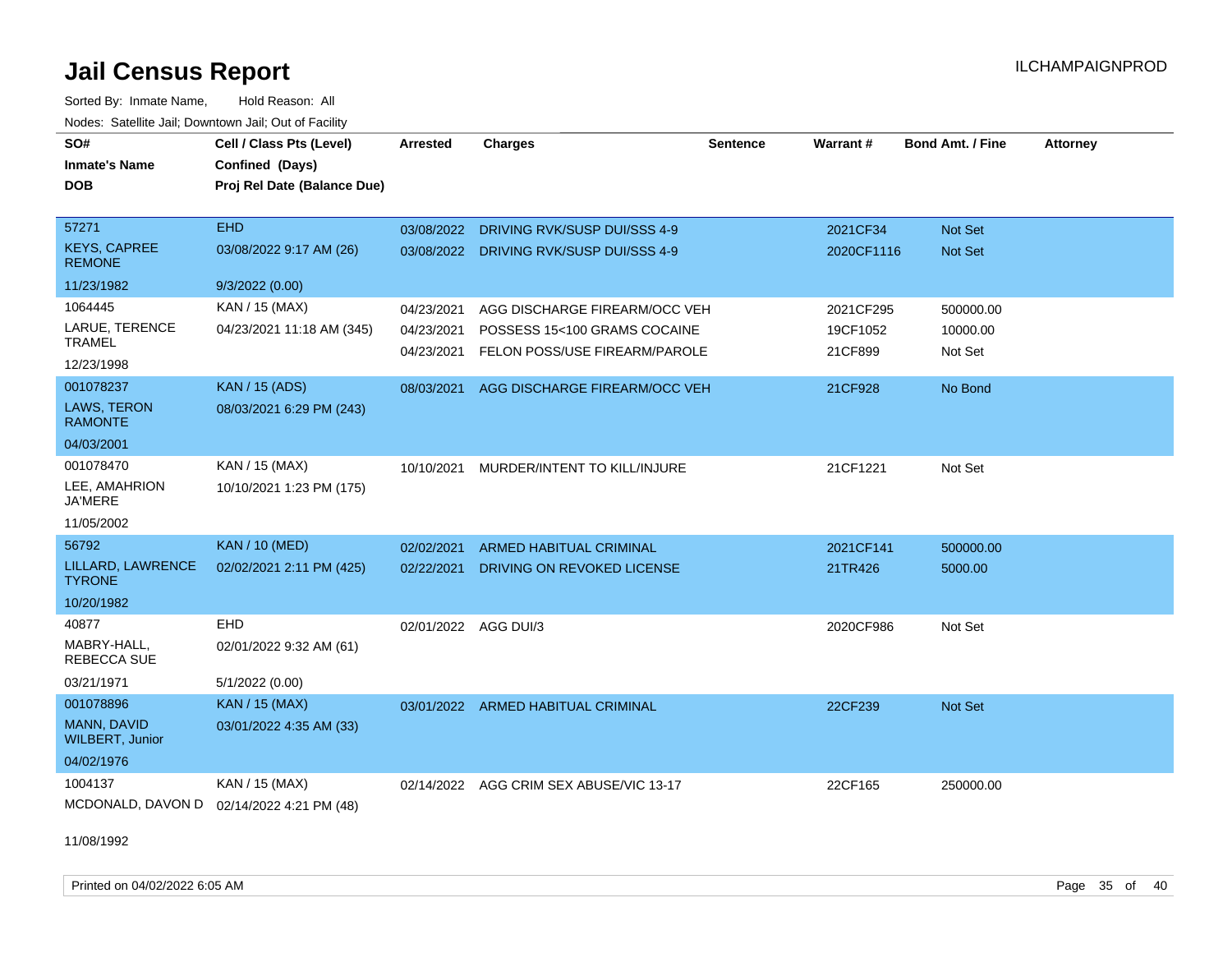# Jail Census Report

Sorted By: Inmate Name, Hold Reason: All

Nodes: Satellite Jail; Downtown Jail; Out of Facility

| SO# / Inmate's Name / DOB | Cell / Class Pts (Level) / Confined (Days) / Proj Rel Date (Balance Due) | Arrested | Charges | Sentence | Warrant # | Bond Amt. / Fine | Attorney |
|---|---|---|---|---|---|---|---|
| 57271 | EHD | 03/08/2022 | DRIVING RVK/SUSP DUI/SSS 4-9 | | 2021CF34 | Not Set | |
| KEYS, CAPREE REMONE | 03/08/2022 9:17 AM (26) | 03/08/2022 | DRIVING RVK/SUSP DUI/SSS 4-9 | | 2020CF1116 | Not Set | |
| 11/23/1982 | 9/3/2022 (0.00) | | | | | | |
| 1064445 | KAN / 15 (MAX) | 04/23/2021 | AGG DISCHARGE FIREARM/OCC VEH | | 2021CF295 | 500000.00 | |
| LARUE, TERENCE TRAMEL | 04/23/2021 11:18 AM (345) | 04/23/2021 | POSSESS 15<100 GRAMS COCAINE | | 19CF1052 | 10000.00 | |
| 12/23/1998 | | 04/23/2021 | FELON POSS/USE FIREARM/PAROLE | | 21CF899 | Not Set | |
| 001078237 | KAN / 15 (ADS) | 08/03/2021 | AGG DISCHARGE FIREARM/OCC VEH | | 21CF928 | No Bond | |
| LAWS, TERON RAMONTE | 08/03/2021 6:29 PM (243) | | | | | | |
| 04/03/2001 | | | | | | | |
| 001078470 | KAN / 15 (MAX) | 10/10/2021 | MURDER/INTENT TO KILL/INJURE | | 21CF1221 | Not Set | |
| LEE, AMAHRION JA'MERE | 10/10/2021 1:23 PM (175) | | | | | | |
| 11/05/2002 | | | | | | | |
| 56792 | KAN / 10 (MED) | 02/02/2021 | ARMED HABITUAL CRIMINAL | | 2021CF141 | 500000.00 | |
| LILLARD, LAWRENCE TYRONE | 02/02/2021 2:11 PM (425) | 02/22/2021 | DRIVING ON REVOKED LICENSE | | 21TR426 | 5000.00 | |
| 10/20/1982 | | | | | | | |
| 40877 | EHD | 02/01/2022 | AGG DUI/3 | | 2020CF986 | Not Set | |
| MABRY-HALL, REBECCA SUE | 02/01/2022 9:32 AM (61) | | | | | | |
| 03/21/1971 | 5/1/2022 (0.00) | | | | | | |
| 001078896 | KAN / 15 (MAX) | 03/01/2022 | ARMED HABITUAL CRIMINAL | | 22CF239 | Not Set | |
| MANN, DAVID WILBERT, Junior | 03/01/2022 4:35 AM (33) | | | | | | |
| 04/02/1976 | | | | | | | |
| 1004137 | KAN / 15 (MAX) | 02/14/2022 | AGG CRIM SEX ABUSE/VIC 13-17 | | 22CF165 | 250000.00 | |
| MCDONALD, DAVON D | 02/14/2022 4:21 PM (48) | | | | | | |
| 11/08/1992 | | | | | | | |

Printed on 04/02/2022 6:05 AM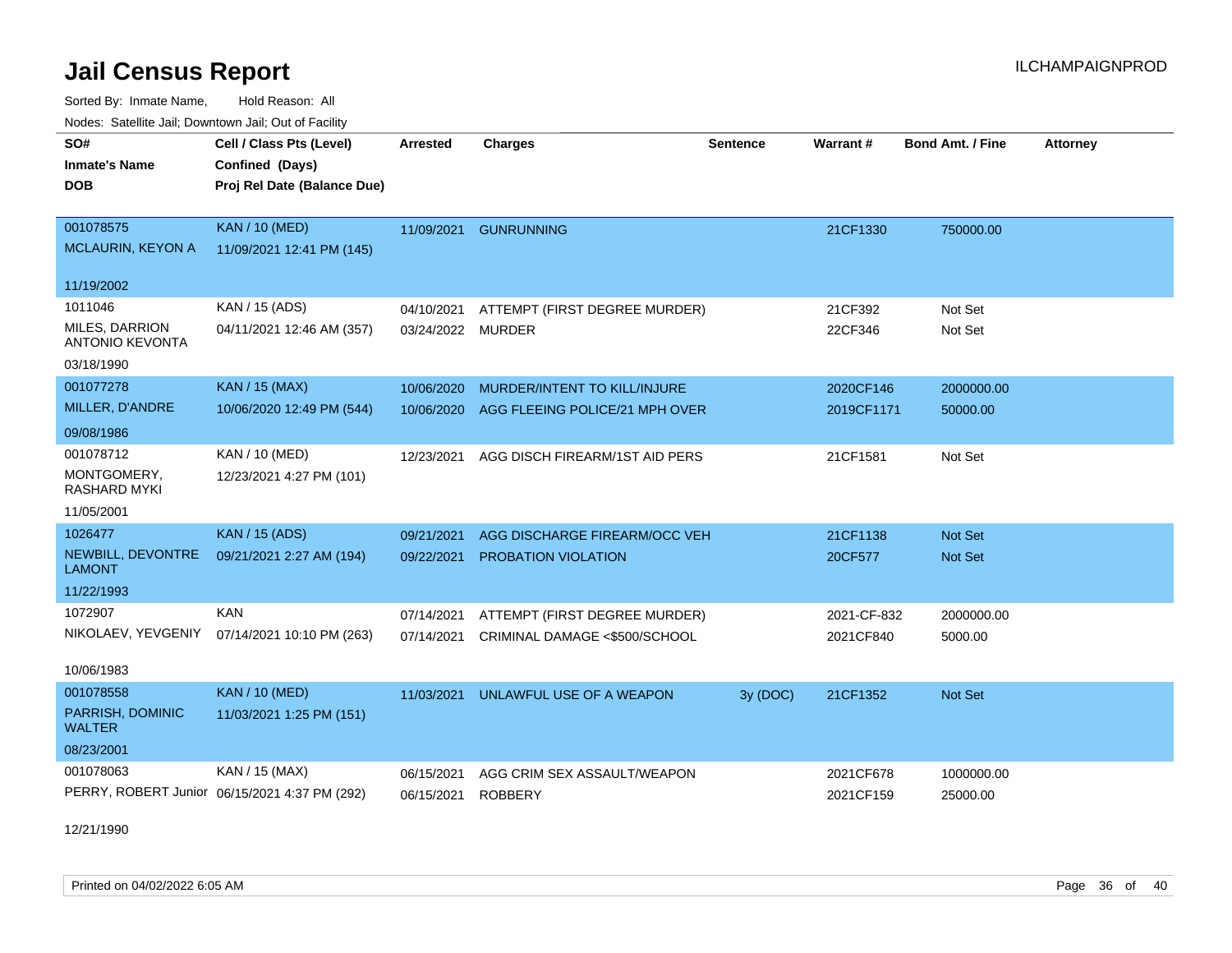# Jail Census Report

Sorted By: Inmate Name, Hold Reason: All

Nodes: Satellite Jail; Downtown Jail; Out of Facility

| SO# / Inmate's Name / DOB | Cell / Class Pts (Level) / Confined (Days) / Proj Rel Date (Balance Due) | Arrested | Charges | Sentence | Warrant # | Bond Amt. / Fine | Attorney |
|---|---|---|---|---|---|---|---|
| 001078575 MCLAURIN, KEYON A 11/19/2002 | KAN / 10 (MED) 11/09/2021 12:41 PM (145) | 11/09/2021 | GUNRUNNING | | 21CF1330 | 750000.00 | |
| 1011046 MILES, DARRION ANTONIO KEVONTA 03/18/1990 | KAN / 15 (ADS) 04/11/2021 12:46 AM (357) | 04/10/2021 | ATTEMPT (FIRST DEGREE MURDER) | | 21CF392 | Not Set | |
| | | 03/24/2022 | MURDER | | 22CF346 | Not Set | |
| 001077278 MILLER, D'ANDRE 09/08/1986 | KAN / 15 (MAX) 10/06/2020 12:49 PM (544) | 10/06/2020 | MURDER/INTENT TO KILL/INJURE | | 2020CF146 | 2000000.00 | |
| | | 10/06/2020 | AGG FLEEING POLICE/21 MPH OVER | | 2019CF1171 | 50000.00 | |
| 001078712 MONTGOMERY, RASHARD MYKI 11/05/2001 | KAN / 10 (MED) 12/23/2021 4:27 PM (101) | 12/23/2021 | AGG DISCH FIREARM/1ST AID PERS | | 21CF1581 | Not Set | |
| 1026477 NEWBILL, DEVONTRE LAMONT 11/22/1993 | KAN / 15 (ADS) 09/21/2021 2:27 AM (194) | 09/21/2021 | AGG DISCHARGE FIREARM/OCC VEH | | 21CF1138 | Not Set | |
| | | 09/22/2021 | PROBATION VIOLATION | | 20CF577 | Not Set | |
| 1072907 NIKOLAEV, YEVGENIY 10/06/1983 | KAN 07/14/2021 10:10 PM (263) | 07/14/2021 | ATTEMPT (FIRST DEGREE MURDER) | | 2021-CF-832 | 2000000.00 | |
| | | 07/14/2021 | CRIMINAL DAMAGE <$500/SCHOOL | | 2021CF840 | 5000.00 | |
| 001078558 PARRISH, DOMINIC WALTER 08/23/2001 | KAN / 10 (MED) 11/03/2021 1:25 PM (151) | 11/03/2021 | UNLAWFUL USE OF A WEAPON | 3y (DOC) | 21CF1352 | Not Set | |
| 001078063 PERRY, ROBERT Junior 12/21/1990 | KAN / 15 (MAX) 06/15/2021 4:37 PM (292) | 06/15/2021 | AGG CRIM SEX ASSAULT/WEAPON | | 2021CF678 | 1000000.00 | |
| | | 06/15/2021 | ROBBERY | | 2021CF159 | 25000.00 | |

Printed on 04/02/2022 6:05 AM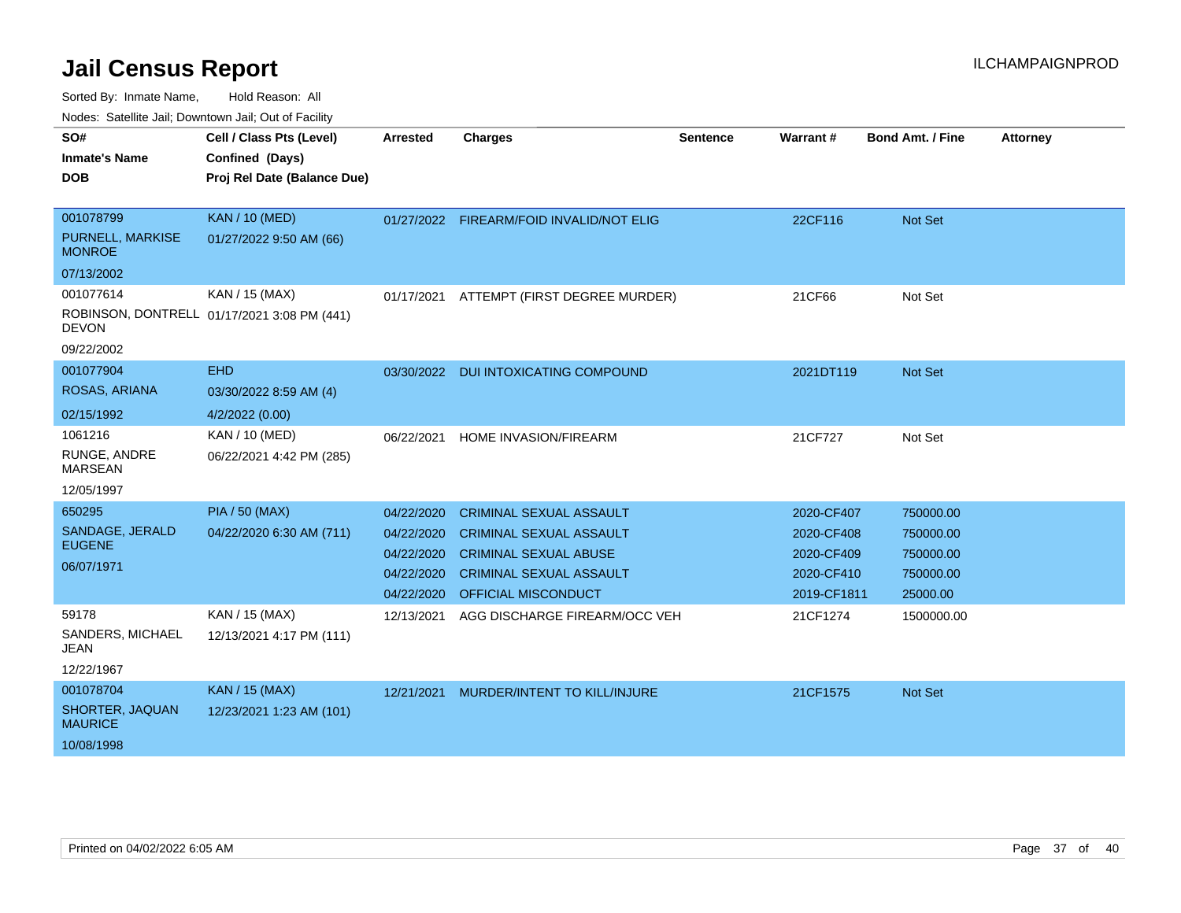# Jail Census Report

ILCHAMPAIGNPROD

Sorted By: Inmate Name, Hold Reason: All

Nodes: Satellite Jail; Downtown Jail; Out of Facility

| SO# / Inmate's Name / DOB | Cell / Class Pts (Level) / Confined (Days) / Proj Rel Date (Balance Due) | Arrested | Charges | Sentence | Warrant # | Bond Amt. / Fine | Attorney |
|---|---|---|---|---|---|---|---|
| 001078799<br>PURNELL, MARKISE MONROE<br>07/13/2002 | KAN / 10 (MED)<br>01/27/2022 9:50 AM (66) | 01/27/2022 | FIREARM/FOID INVALID/NOT ELIG | | 22CF116 | Not Set | |
| 001077614<br>ROBINSON, DONTRELL DEVON<br>09/22/2002 | KAN / 15 (MAX)<br>01/17/2021 3:08 PM (441) | 01/17/2021 | ATTEMPT (FIRST DEGREE MURDER) | | 21CF66 | Not Set | |
| 001077904<br>ROSAS, ARIANA<br>02/15/1992 | EHD<br>03/30/2022 8:59 AM (4)<br>4/2/2022 (0.00) | 03/30/2022 | DUI INTOXICATING COMPOUND | | 2021DT119 | Not Set | |
| 1061216<br>RUNGE, ANDRE MARSEAN<br>12/05/1997 | KAN / 10 (MED)<br>06/22/2021 4:42 PM (285) | 06/22/2021 | HOME INVASION/FIREARM | | 21CF727 | Not Set | |
| 650295<br>SANDAGE, JERALD EUGENE<br>06/07/1971 | PIA / 50 (MAX)<br>04/22/2020 6:30 AM (711) | 04/22/2020 | CRIMINAL SEXUAL ASSAULT | | 2020-CF407 | 750000.00 | |
| | | 04/22/2020 | CRIMINAL SEXUAL ASSAULT | | 2020-CF408 | 750000.00 | |
| | | 04/22/2020 | CRIMINAL SEXUAL ABUSE | | 2020-CF409 | 750000.00 | |
| | | 04/22/2020 | CRIMINAL SEXUAL ASSAULT | | 2020-CF410 | 750000.00 | |
| | | 04/22/2020 | OFFICIAL MISCONDUCT | | 2019-CF1811 | 25000.00 | |
| 59178<br>SANDERS, MICHAEL JEAN<br>12/22/1967 | KAN / 15 (MAX)<br>12/13/2021 4:17 PM (111) | 12/13/2021 | AGG DISCHARGE FIREARM/OCC VEH | | 21CF1274 | 1500000.00 | |
| 001078704<br>SHORTER, JAQUAN MAURICE<br>10/08/1998 | KAN / 15 (MAX)<br>12/23/2021 1:23 AM (101) | 12/21/2021 | MURDER/INTENT TO KILL/INJURE | | 21CF1575 | Not Set | |

Printed on 04/02/2022 6:05 AM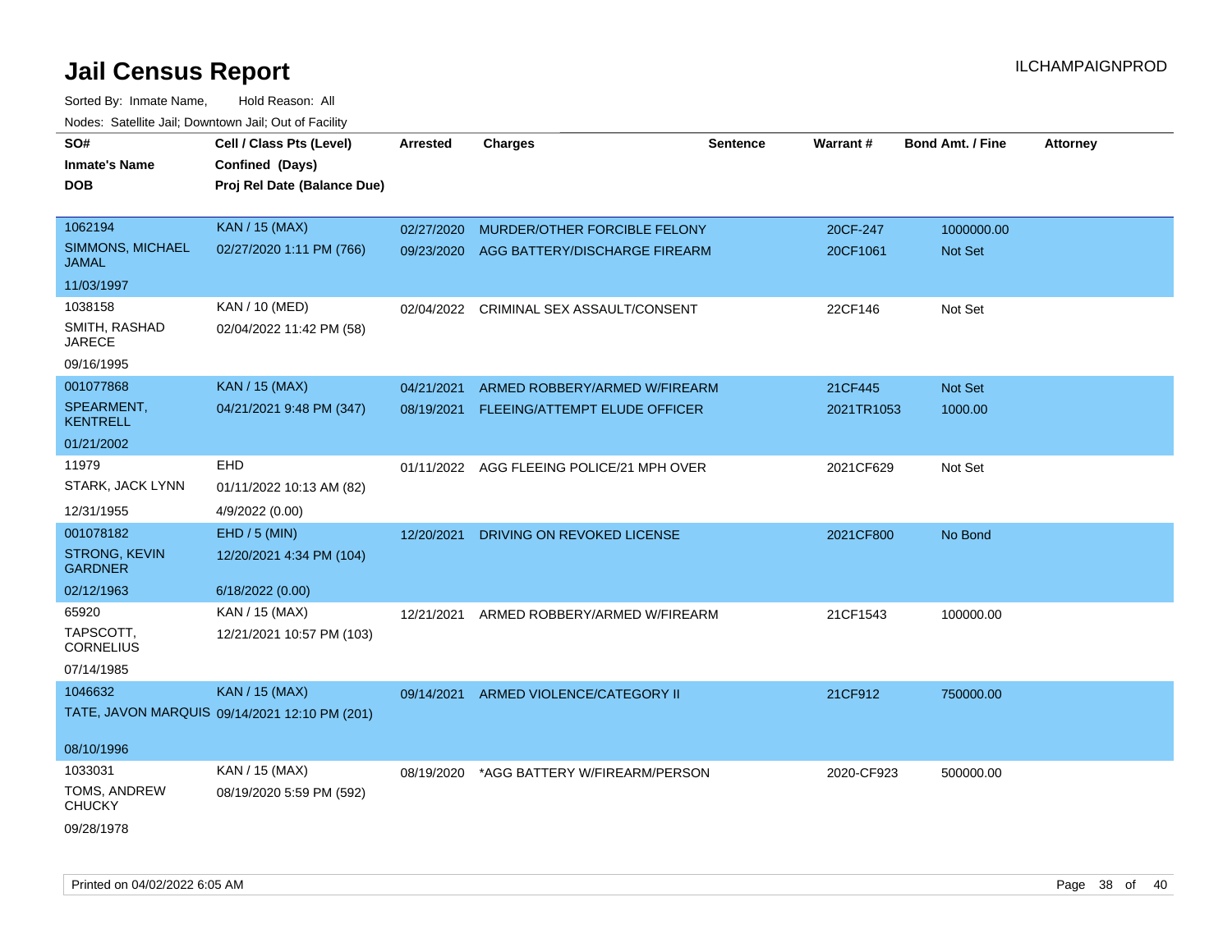# Jail Census Report

ILCHAMPAIGNPROD

Sorted By: Inmate Name, Hold Reason: All

Nodes: Satellite Jail; Downtown Jail; Out of Facility

| SO# / Inmate's Name / DOB | Cell / Class Pts (Level) / Confined (Days) / Proj Rel Date (Balance Due) | Arrested | Charges | Sentence | Warrant # | Bond Amt. / Fine | Attorney |
|---|---|---|---|---|---|---|---|
| 1062194<br>SIMMONS, MICHAEL JAMAL<br>11/03/1997 | KAN / 15 (MAX)<br>02/27/2020 1:11 PM (766) | 02/27/2020 | MURDER/OTHER FORCIBLE FELONY | | 20CF-247 | 1000000.00 | |
| | | 09/23/2020 | AGG BATTERY/DISCHARGE FIREARM | | 20CF1061 | Not Set | |
| 1038158<br>SMITH, RASHAD JARECE<br>09/16/1995 | KAN / 10 (MED)<br>02/04/2022 11:42 PM (58) | 02/04/2022 | CRIMINAL SEX ASSAULT/CONSENT | | 22CF146 | Not Set | |
| 001077868<br>SPEARMENT, KENTRELL<br>01/21/2002 | KAN / 15 (MAX)<br>04/21/2021 9:48 PM (347) | 04/21/2021 | ARMED ROBBERY/ARMED W/FIREARM | | 21CF445 | Not Set | |
| | | 08/19/2021 | FLEEING/ATTEMPT ELUDE OFFICER | | 2021TR1053 | 1000.00 | |
| 11979<br>STARK, JACK LYNN<br>12/31/1955 | EHD<br>01/11/2022 10:13 AM (82)<br>4/9/2022 (0.00) | 01/11/2022 | AGG FLEEING POLICE/21 MPH OVER | | 2021CF629 | Not Set | |
| 001078182<br>STRONG, KEVIN GARDNER<br>02/12/1963 | EHD / 5 (MIN)<br>12/20/2021 4:34 PM (104)<br>6/18/2022 (0.00) | 12/20/2021 | DRIVING ON REVOKED LICENSE | | 2021CF800 | No Bond | |
| 65920<br>TAPSCOTT, CORNELIUS<br>07/14/1985 | KAN / 15 (MAX)<br>12/21/2021 10:57 PM (103) | 12/21/2021 | ARMED ROBBERY/ARMED W/FIREARM | | 21CF1543 | 100000.00 | |
| 1046632<br>TATE, JAVON MARQUIS<br>08/10/1996 | KAN / 15 (MAX)<br>09/14/2021 12:10 PM (201) | 09/14/2021 | ARMED VIOLENCE/CATEGORY II | | 21CF912 | 750000.00 | |
| 1033031<br>TOMS, ANDREW CHUCKY<br>09/28/1978 | KAN / 15 (MAX)<br>08/19/2020 5:59 PM (592) | 08/19/2020 | *AGG BATTERY W/FIREARM/PERSON | | 2020-CF923 | 500000.00 | |

Printed on 04/02/2022 6:05 AM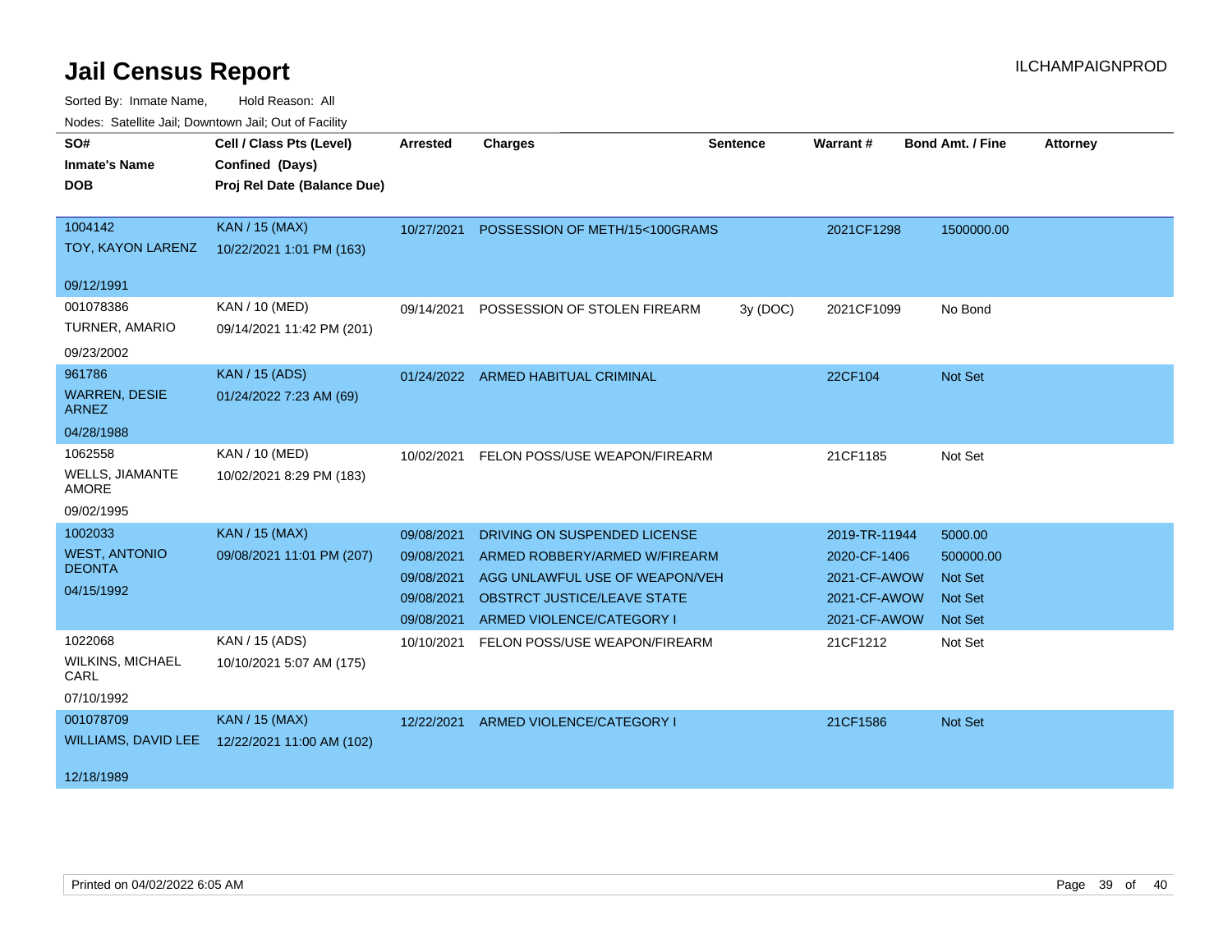# Jail Census Report

ILCHAMPAIGNPROD

Sorted By: Inmate Name, Hold Reason: All

Nodes: Satellite Jail; Downtown Jail; Out of Facility

| SO# / Inmate's Name / DOB | Cell / Class Pts (Level) / Confined (Days) / Proj Rel Date (Balance Due) | Arrested | Charges | Sentence | Warrant # | Bond Amt. / Fine | Attorney |
|---|---|---|---|---|---|---|---|
| 1004142 TOY, KAYON LARENZ 09/12/1991 | KAN / 15 (MAX) 10/22/2021 1:01 PM (163) | 10/27/2021 | POSSESSION OF METH/15<100GRAMS | | 2021CF1298 | 1500000.00 | |
| 001078386 TURNER, AMARIO 09/23/2002 | KAN / 10 (MED) 09/14/2021 11:42 PM (201) | 09/14/2021 | POSSESSION OF STOLEN FIREARM | 3y (DOC) | 2021CF1099 | No Bond | |
| 961786 WARREN, DESIE ARNEZ 04/28/1988 | KAN / 15 (ADS) 01/24/2022 7:23 AM (69) | 01/24/2022 | ARMED HABITUAL CRIMINAL | | 22CF104 | Not Set | |
| 1062558 WELLS, JIAMANTE AMORE 09/02/1995 | KAN / 10 (MED) 10/02/2021 8:29 PM (183) | 10/02/2021 | FELON POSS/USE WEAPON/FIREARM | | 21CF1185 | Not Set | |
| 1002033 WEST, ANTONIO DEONTA 04/15/1992 | KAN / 15 (MAX) 09/08/2021 11:01 PM (207) | 09/08/2021 | DRIVING ON SUSPENDED LICENSE | | 2019-TR-11944 | 5000.00 | |
| | | 09/08/2021 | ARMED ROBBERY/ARMED W/FIREARM | | 2020-CF-1406 | 500000.00 | |
| | | 09/08/2021 | AGG UNLAWFUL USE OF WEAPON/VEH | | 2021-CF-AWOW | Not Set | |
| | | 09/08/2021 | OBSTRCT JUSTICE/LEAVE STATE | | 2021-CF-AWOW | Not Set | |
| | | 09/08/2021 | ARMED VIOLENCE/CATEGORY I | | 2021-CF-AWOW | Not Set | |
| 1022068 WILKINS, MICHAEL CARL 07/10/1992 | KAN / 15 (ADS) 10/10/2021 5:07 AM (175) | 10/10/2021 | FELON POSS/USE WEAPON/FIREARM | | 21CF1212 | Not Set | |
| 001078709 WILLIAMS, DAVID LEE 12/18/1989 | KAN / 15 (MAX) 12/22/2021 11:00 AM (102) | 12/22/2021 | ARMED VIOLENCE/CATEGORY I | | 21CF1586 | Not Set | |

Printed on 04/02/2022 6:05 AM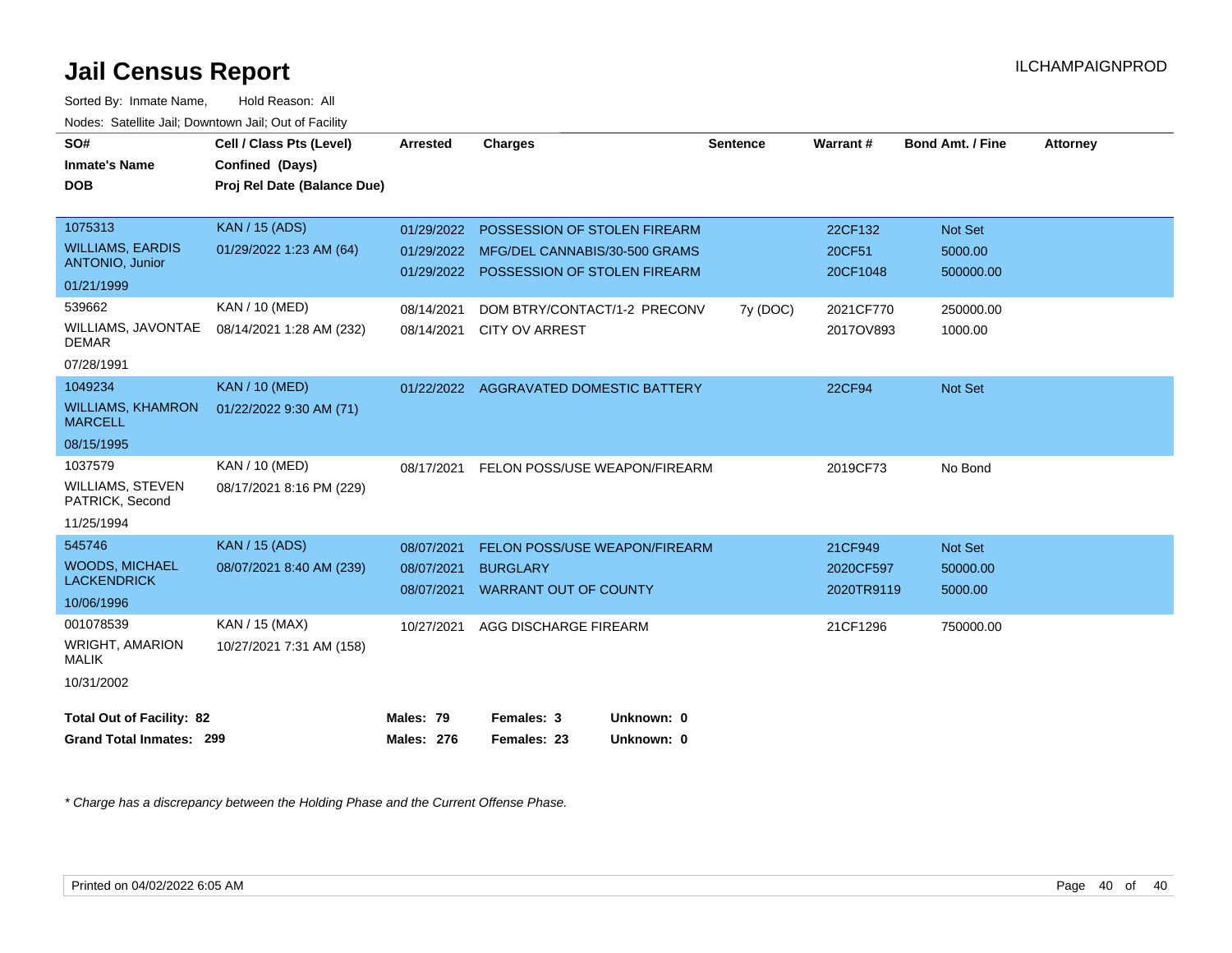# Jail Census Report

ILCHAMPAIGNPROD

Sorted By: Inmate Name, Hold Reason: All

Nodes: Satellite Jail; Downtown Jail; Out of Facility

| SO# / Inmate's Name / DOB | Cell / Class Pts (Level) / Confined (Days) / Proj Rel Date (Balance Due) | Arrested | Charges | Sentence | Warrant # | Bond Amt. / Fine | Attorney |
|---|---|---|---|---|---|---|---|
| 1075313 WILLIAMS, EARDIS ANTONIO, Junior 01/21/1999 | KAN / 15 (ADS) 01/29/2022 1:23 AM (64) | 01/29/2022 | POSSESSION OF STOLEN FIREARM | | 22CF132 | Not Set | |
| | | 01/29/2022 | MFG/DEL CANNABIS/30-500 GRAMS | | 20CF51 | 5000.00 | |
| | | 01/29/2022 | POSSESSION OF STOLEN FIREARM | | 20CF1048 | 500000.00 | |
| 539662 WILLIAMS, JAVONTAE DEMAR 07/28/1991 | KAN / 10 (MED) 08/14/2021 1:28 AM (232) | 08/14/2021 | DOM BTRY/CONTACT/1-2 PRECONV | 7y (DOC) | 2021CF770 | 250000.00 | |
| | | 08/14/2021 | CITY OV ARREST | | 2017OV893 | 1000.00 | |
| 1049234 WILLIAMS, KHAMRON MARCELL 08/15/1995 | KAN / 10 (MED) 01/22/2022 9:30 AM (71) | 01/22/2022 | AGGRAVATED DOMESTIC BATTERY | | 22CF94 | Not Set | |
| 1037579 WILLIAMS, STEVEN PATRICK, Second 11/25/1994 | KAN / 10 (MED) 08/17/2021 8:16 PM (229) | 08/17/2021 | FELON POSS/USE WEAPON/FIREARM | | 2019CF73 | No Bond | |
| 545746 WOODS, MICHAEL LACKENDRICK 10/06/1996 | KAN / 15 (ADS) 08/07/2021 8:40 AM (239) | 08/07/2021 | FELON POSS/USE WEAPON/FIREARM | | 21CF949 | Not Set | |
| | | 08/07/2021 | BURGLARY | | 2020CF597 | 50000.00 | |
| | | 08/07/2021 | WARRANT OUT OF COUNTY | | 2020TR9119 | 5000.00 | |
| 001078539 WRIGHT, AMARION MALIK 10/31/2002 | KAN / 15 (MAX) 10/27/2021 7:31 AM (158) | 10/27/2021 | AGG DISCHARGE FIREARM | | 21CF1296 | 750000.00 | |

| | | | |
|---|---|---|---|
| **Total Out of Facility: 82** | **Males: 79** | **Females: 3** | **Unknown: 0** |
| **Grand Total Inmates: 299** | **Males: 276** | **Females: 23** | **Unknown: 0** |

*\* Charge has a discrepancy between the Holding Phase and the Current Offense Phase.*

Printed on 04/02/2022 6:05 AM